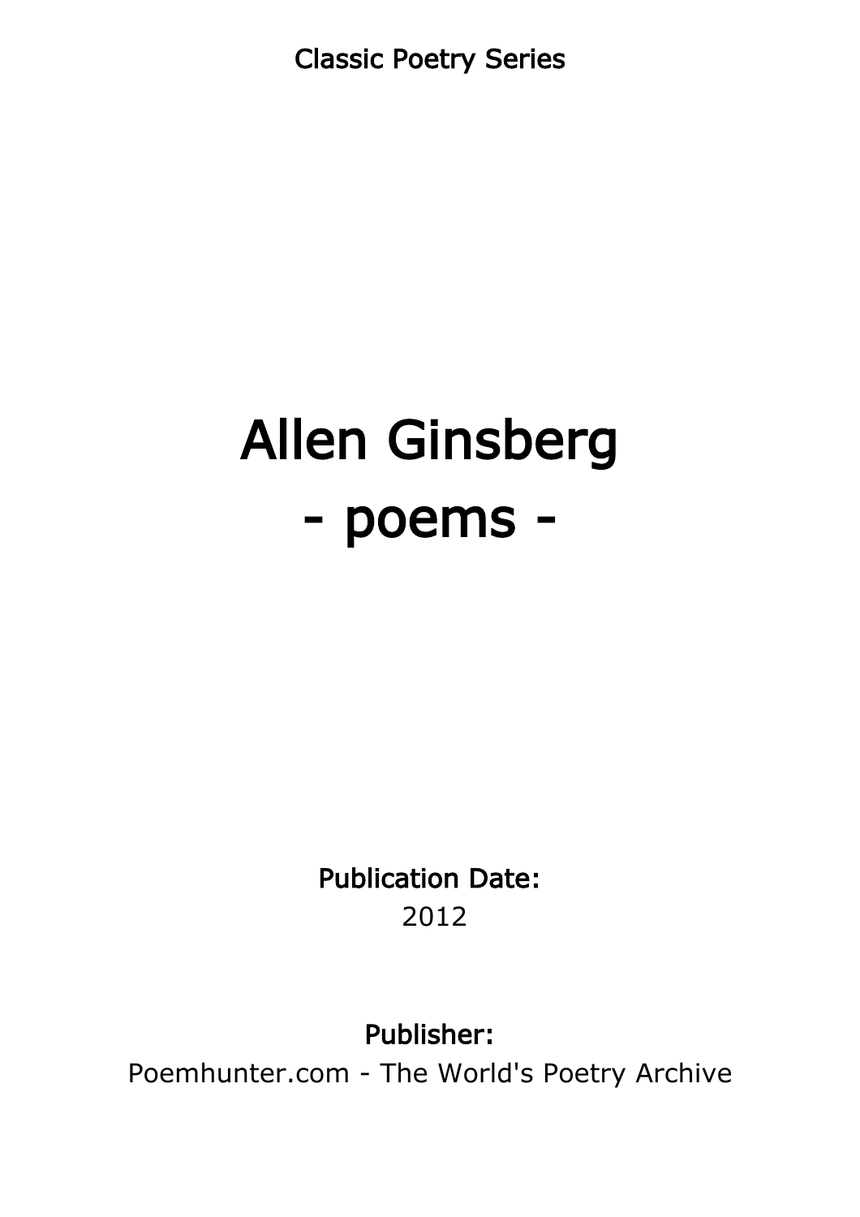Classic Poetry Series

# Allen Ginsberg
# - poems -

**Publication Date:**
2012

**Publisher:**
Poemhunter.com - The World's Poetry Archive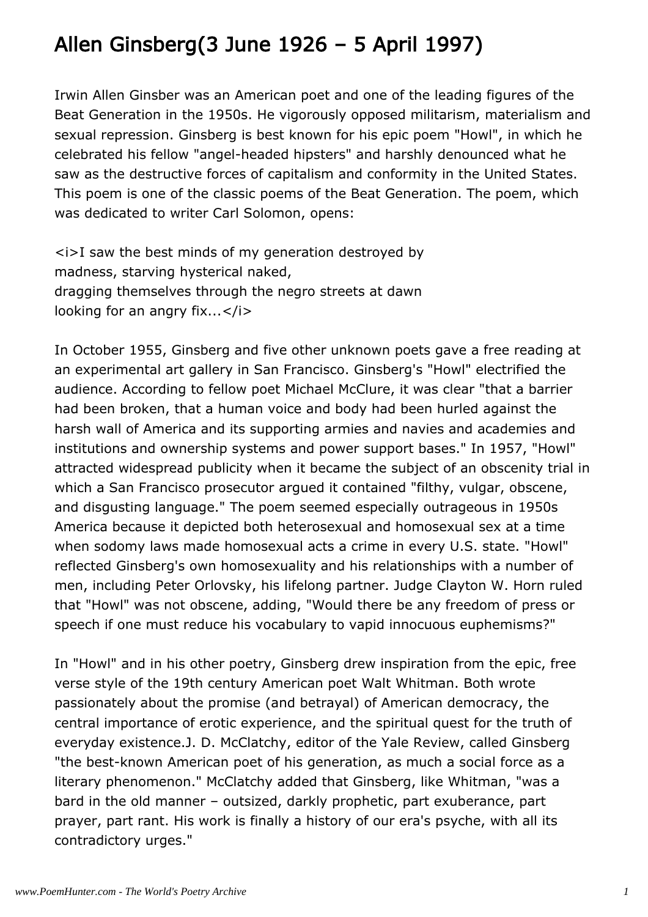# Allen Ginsberg(3 June 1926 – 5 April 1997)

Irwin Allen Ginsber was an American poet and one of the leading figures of the Beat Generation in the 1950s. He vigorously opposed militarism, materialism and sexual repression. Ginsberg is best known for his epic poem "Howl", in which he celebrated his fellow "angel-headed hipsters" and harshly denounced what he saw as the destructive forces of capitalism and conformity in the United States. This poem is one of the classic poems of the Beat Generation. The poem, which was dedicated to writer Carl Solomon, opens:

*I saw the best minds of my generation destroyed by
madness, starving hysterical naked,
dragging themselves through the negro streets at dawn
looking for an angry fix...*

In October 1955, Ginsberg and five other unknown poets gave a free reading at an experimental art gallery in San Francisco. Ginsberg's "Howl" electrified the audience. According to fellow poet Michael McClure, it was clear "that a barrier had been broken, that a human voice and body had been hurled against the harsh wall of America and its supporting armies and navies and academies and institutions and ownership systems and power support bases." In 1957, "Howl" attracted widespread publicity when it became the subject of an obscenity trial in which a San Francisco prosecutor argued it contained "filthy, vulgar, obscene, and disgusting language." The poem seemed especially outrageous in 1950s America because it depicted both heterosexual and homosexual sex at a time when sodomy laws made homosexual acts a crime in every U.S. state. "Howl" reflected Ginsberg's own homosexuality and his relationships with a number of men, including Peter Orlovsky, his lifelong partner. Judge Clayton W. Horn ruled that "Howl" was not obscene, adding, "Would there be any freedom of press or speech if one must reduce his vocabulary to vapid innocuous euphemisms?"

In "Howl" and in his other poetry, Ginsberg drew inspiration from the epic, free verse style of the 19th century American poet Walt Whitman. Both wrote passionately about the promise (and betrayal) of American democracy, the central importance of erotic experience, and the spiritual quest for the truth of everyday existence.J. D. McClatchy, editor of the Yale Review, called Ginsberg "the best-known American poet of his generation, as much a social force as a literary phenomenon." McClatchy added that Ginsberg, like Whitman, "was a bard in the old manner – outsized, darkly prophetic, part exuberance, part prayer, part rant. His work is finally a history of our era's psyche, with all its contradictory urges."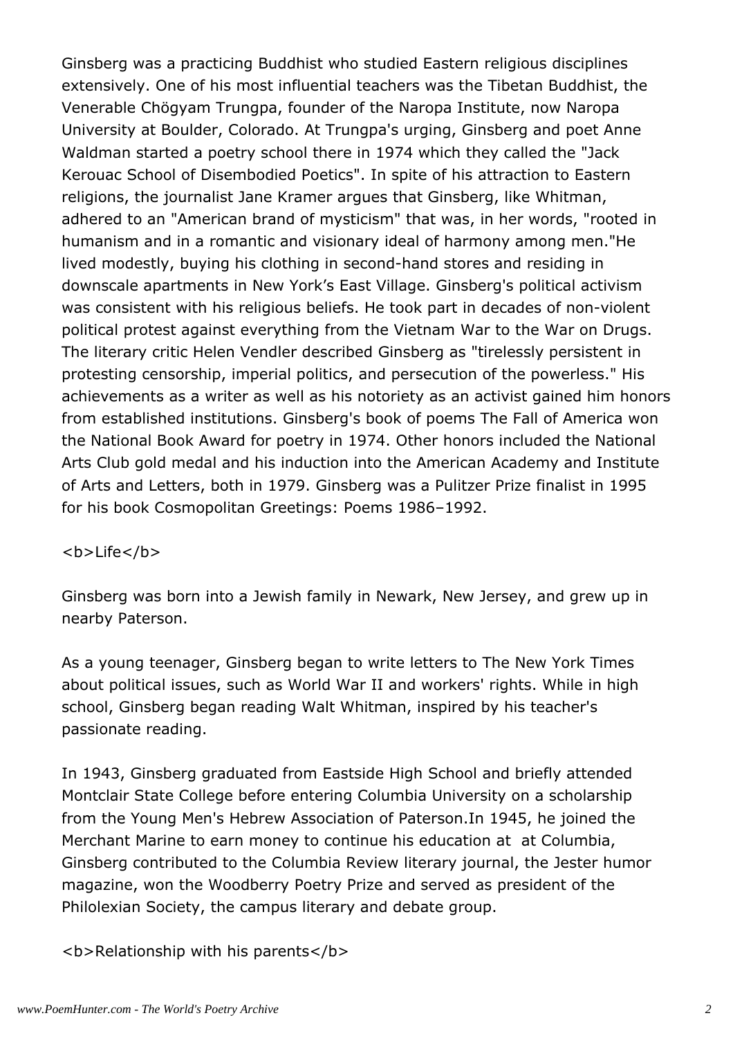Ginsberg was a practicing Buddhist who studied Eastern religious disciplines extensively. One of his most influential teachers was the Tibetan Buddhist, the Venerable Chögyam Trungpa, founder of the Naropa Institute, now Naropa University at Boulder, Colorado. At Trungpa's urging, Ginsberg and poet Anne Waldman started a poetry school there in 1974 which they called the "Jack Kerouac School of Disembodied Poetics". In spite of his attraction to Eastern religions, the journalist Jane Kramer argues that Ginsberg, like Whitman, adhered to an "American brand of mysticism" that was, in her words, "rooted in humanism and in a romantic and visionary ideal of harmony among men."He lived modestly, buying his clothing in second-hand stores and residing in downscale apartments in New York's East Village. Ginsberg's political activism was consistent with his religious beliefs. He took part in decades of non-violent political protest against everything from the Vietnam War to the War on Drugs. The literary critic Helen Vendler described Ginsberg as "tirelessly persistent in protesting censorship, imperial politics, and persecution of the powerless." His achievements as a writer as well as his notoriety as an activist gained him honors from established institutions. Ginsberg's book of poems The Fall of America won the National Book Award for poetry in 1974. Other honors included the National Arts Club gold medal and his induction into the American Academy and Institute of Arts and Letters, both in 1979. Ginsberg was a Pulitzer Prize finalist in 1995 for his book Cosmopolitan Greetings: Poems 1986–1992.

**Life**

Ginsberg was born into a Jewish family in Newark, New Jersey, and grew up in nearby Paterson.

As a young teenager, Ginsberg began to write letters to The New York Times about political issues, such as World War II and workers' rights. While in high school, Ginsberg began reading Walt Whitman, inspired by his teacher's passionate reading.

In 1943, Ginsberg graduated from Eastside High School and briefly attended Montclair State College before entering Columbia University on a scholarship from the Young Men's Hebrew Association of Paterson.In 1945, he joined the Merchant Marine to earn money to continue his education at at Columbia, Ginsberg contributed to the Columbia Review literary journal, the Jester humor magazine, won the Woodberry Poetry Prize and served as president of the Philolexian Society, the campus literary and debate group.

**Relationship with his parents**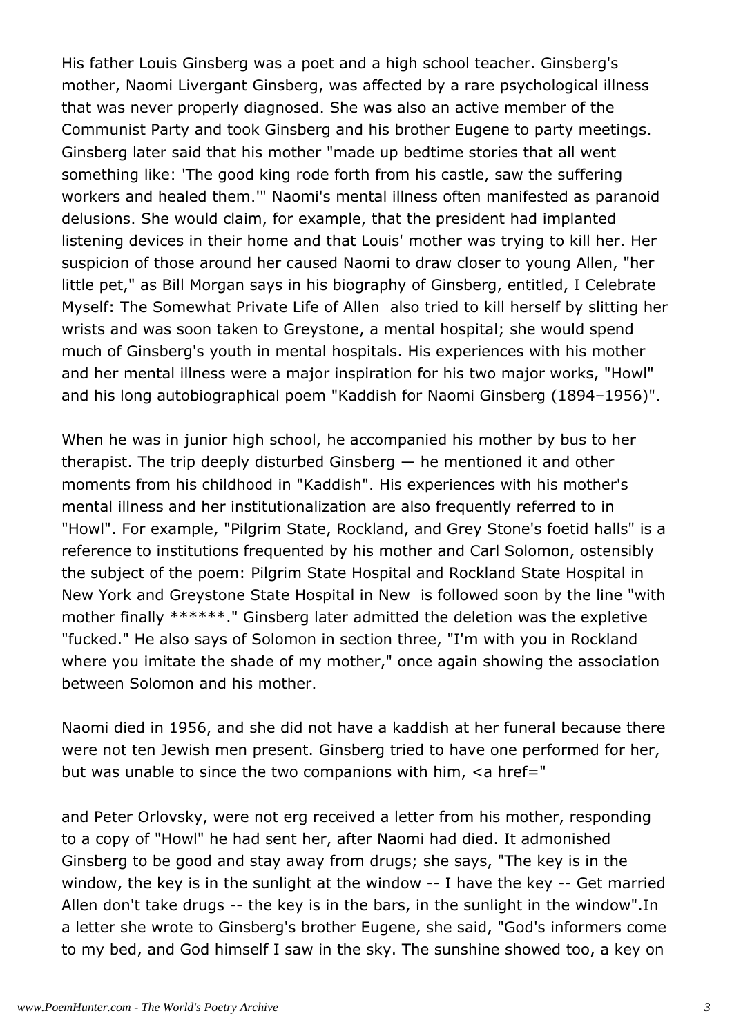His father Louis Ginsberg was a poet and a high school teacher. Ginsberg's mother, Naomi Livergant Ginsberg, was affected by a rare psychological illness that was never properly diagnosed. She was also an active member of the Communist Party and took Ginsberg and his brother Eugene to party meetings. Ginsberg later said that his mother "made up bedtime stories that all went something like: 'The good king rode forth from his castle, saw the suffering workers and healed them.'" Naomi's mental illness often manifested as paranoid delusions. She would claim, for example, that the president had implanted listening devices in their home and that Louis' mother was trying to kill her. Her suspicion of those around her caused Naomi to draw closer to young Allen, "her little pet," as Bill Morgan says in his biography of Ginsberg, entitled, I Celebrate Myself: The Somewhat Private Life of Allen also tried to kill herself by slitting her wrists and was soon taken to Greystone, a mental hospital; she would spend much of Ginsberg's youth in mental hospitals. His experiences with his mother and her mental illness were a major inspiration for his two major works, "Howl" and his long autobiographical poem "Kaddish for Naomi Ginsberg (1894–1956)".

When he was in junior high school, he accompanied his mother by bus to her therapist. The trip deeply disturbed Ginsberg — he mentioned it and other moments from his childhood in "Kaddish". His experiences with his mother's mental illness and her institutionalization are also frequently referred to in "Howl". For example, "Pilgrim State, Rockland, and Grey Stone's foetid halls" is a reference to institutions frequented by his mother and Carl Solomon, ostensibly the subject of the poem: Pilgrim State Hospital and Rockland State Hospital in New York and Greystone State Hospital in New is followed soon by the line "with mother finally ******." Ginsberg later admitted the deletion was the expletive "fucked." He also says of Solomon in section three, "I'm with you in Rockland where you imitate the shade of my mother," once again showing the association between Solomon and his mother.

Naomi died in 1956, and she did not have a kaddish at her funeral because there were not ten Jewish men present. Ginsberg tried to have one performed for her, but was unable to since the two companions with him, <a href="

and Peter Orlovsky, were not erg received a letter from his mother, responding to a copy of "Howl" he had sent her, after Naomi had died. It admonished Ginsberg to be good and stay away from drugs; she says, "The key is in the window, the key is in the sunlight at the window -- I have the key -- Get married Allen don't take drugs -- the key is in the bars, in the sunlight in the window".In a letter she wrote to Ginsberg's brother Eugene, she said, "God's informers come to my bed, and God himself I saw in the sky. The sunshine showed too, a key on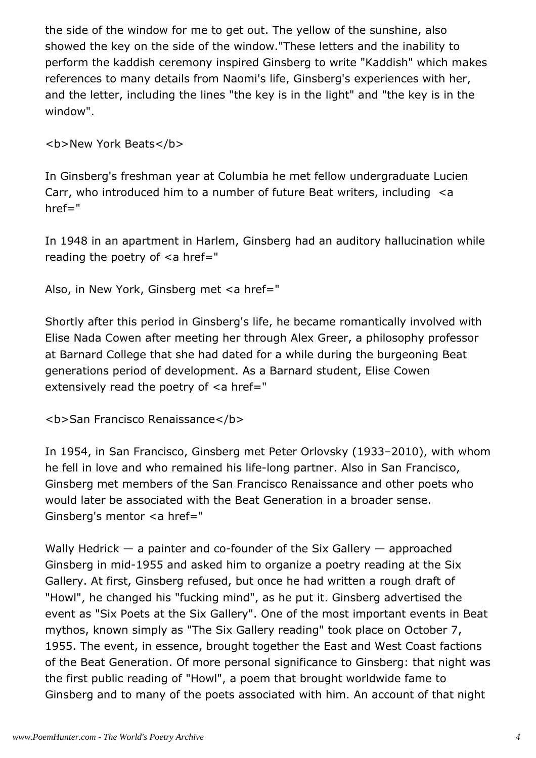the side of the window for me to get out. The yellow of the sunshine, also showed the key on the side of the window."These letters and the inability to perform the kaddish ceremony inspired Ginsberg to write "Kaddish" which makes references to many details from Naomi's life, Ginsberg's experiences with her, and the letter, including the lines "the key is in the light" and "the key is in the window".

<b>New York Beats</b>

In Ginsberg's freshman year at Columbia he met fellow undergraduate Lucien Carr, who introduced him to a number of future Beat writers, including <a href="

In 1948 in an apartment in Harlem, Ginsberg had an auditory hallucination while reading the poetry of <a href="

Also, in New York, Ginsberg met <a href="

Shortly after this period in Ginsberg's life, he became romantically involved with Elise Nada Cowen after meeting her through Alex Greer, a philosophy professor at Barnard College that she had dated for a while during the burgeoning Beat generations period of development. As a Barnard student, Elise Cowen extensively read the poetry of <a href="

<b>San Francisco Renaissance</b>

In 1954, in San Francisco, Ginsberg met Peter Orlovsky (1933–2010), with whom he fell in love and who remained his life-long partner. Also in San Francisco, Ginsberg met members of the San Francisco Renaissance and other poets who would later be associated with the Beat Generation in a broader sense. Ginsberg's mentor <a href="

Wally Hedrick — a painter and co-founder of the Six Gallery — approached Ginsberg in mid-1955 and asked him to organize a poetry reading at the Six Gallery. At first, Ginsberg refused, but once he had written a rough draft of "Howl", he changed his "fucking mind", as he put it. Ginsberg advertised the event as "Six Poets at the Six Gallery". One of the most important events in Beat mythos, known simply as "The Six Gallery reading" took place on October 7, 1955. The event, in essence, brought together the East and West Coast factions of the Beat Generation. Of more personal significance to Ginsberg: that night was the first public reading of "Howl", a poem that brought worldwide fame to Ginsberg and to many of the poets associated with him. An account of that night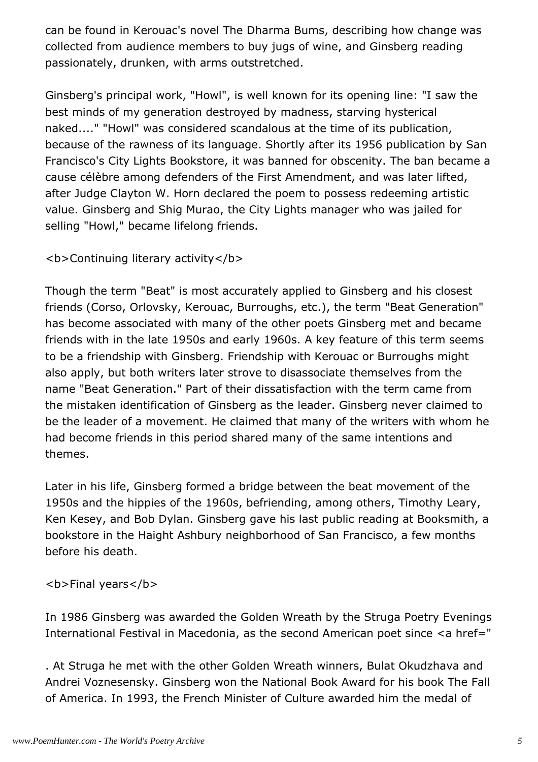can be found in Kerouac's novel The Dharma Bums, describing how change was collected from audience members to buy jugs of wine, and Ginsberg reading passionately, drunken, with arms outstretched.

Ginsberg's principal work, "Howl", is well known for its opening line: "I saw the best minds of my generation destroyed by madness, starving hysterical naked...." "Howl" was considered scandalous at the time of its publication, because of the rawness of its language. Shortly after its 1956 publication by San Francisco's City Lights Bookstore, it was banned for obscenity. The ban became a cause célèbre among defenders of the First Amendment, and was later lifted, after Judge Clayton W. Horn declared the poem to possess redeeming artistic value. Ginsberg and Shig Murao, the City Lights manager who was jailed for selling "Howl," became lifelong friends.

<b>Continuing literary activity</b>

Though the term "Beat" is most accurately applied to Ginsberg and his closest friends (Corso, Orlovsky, Kerouac, Burroughs, etc.), the term "Beat Generation" has become associated with many of the other poets Ginsberg met and became friends with in the late 1950s and early 1960s. A key feature of this term seems to be a friendship with Ginsberg. Friendship with Kerouac or Burroughs might also apply, but both writers later strove to disassociate themselves from the name "Beat Generation." Part of their dissatisfaction with the term came from the mistaken identification of Ginsberg as the leader. Ginsberg never claimed to be the leader of a movement. He claimed that many of the writers with whom he had become friends in this period shared many of the same intentions and themes.

Later in his life, Ginsberg formed a bridge between the beat movement of the 1950s and the hippies of the 1960s, befriending, among others, Timothy Leary, Ken Kesey, and Bob Dylan. Ginsberg gave his last public reading at Booksmith, a bookstore in the Haight Ashbury neighborhood of San Francisco, a few months before his death.

<b>Final years</b>

In 1986 Ginsberg was awarded the Golden Wreath by the Struga Poetry Evenings International Festival in Macedonia, as the second American poet since <a href="

. At Struga he met with the other Golden Wreath winners, Bulat Okudzhava and Andrei Voznesensky. Ginsberg won the National Book Award for his book The Fall of America. In 1993, the French Minister of Culture awarded him the medal of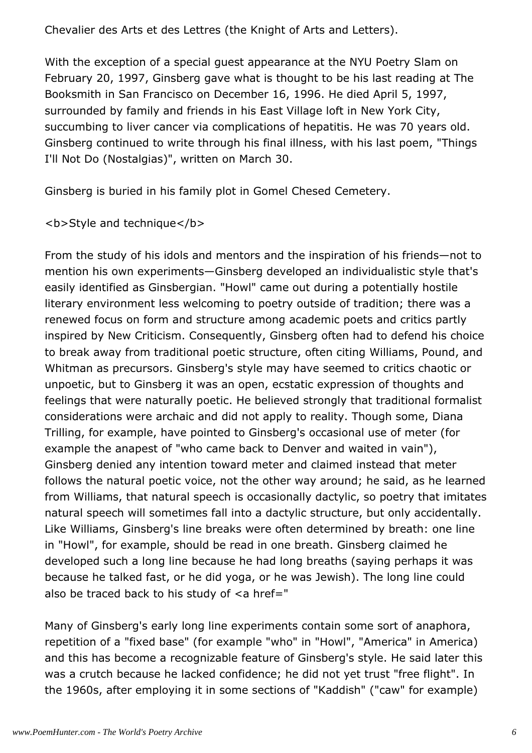Chevalier des Arts et des Lettres (the Knight of Arts and Letters).

With the exception of a special guest appearance at the NYU Poetry Slam on February 20, 1997, Ginsberg gave what is thought to be his last reading at The Booksmith in San Francisco on December 16, 1996. He died April 5, 1997, surrounded by family and friends in his East Village loft in New York City, succumbing to liver cancer via complications of hepatitis. He was 70 years old. Ginsberg continued to write through his final illness, with his last poem, "Things I'll Not Do (Nostalgias)", written on March 30.

Ginsberg is buried in his family plot in Gomel Chesed Cemetery.

**Style and technique**

From the study of his idols and mentors and the inspiration of his friends—not to mention his own experiments—Ginsberg developed an individualistic style that's easily identified as Ginsbergian. "Howl" came out during a potentially hostile literary environment less welcoming to poetry outside of tradition; there was a renewed focus on form and structure among academic poets and critics partly inspired by New Criticism. Consequently, Ginsberg often had to defend his choice to break away from traditional poetic structure, often citing Williams, Pound, and Whitman as precursors. Ginsberg's style may have seemed to critics chaotic or unpoetic, but to Ginsberg it was an open, ecstatic expression of thoughts and feelings that were naturally poetic. He believed strongly that traditional formalist considerations were archaic and did not apply to reality. Though some, Diana Trilling, for example, have pointed to Ginsberg's occasional use of meter (for example the anapest of "who came back to Denver and waited in vain"), Ginsberg denied any intention toward meter and claimed instead that meter follows the natural poetic voice, not the other way around; he said, as he learned from Williams, that natural speech is occasionally dactylic, so poetry that imitates natural speech will sometimes fall into a dactylic structure, but only accidentally. Like Williams, Ginsberg's line breaks were often determined by breath: one line in "Howl", for example, should be read in one breath. Ginsberg claimed he developed such a long line because he had long breaths (saying perhaps it was because he talked fast, or he did yoga, or he was Jewish). The long line could also be traced back to his study of <a href="

Many of Ginsberg's early long line experiments contain some sort of anaphora, repetition of a "fixed base" (for example "who" in "Howl", "America" in America) and this has become a recognizable feature of Ginsberg's style. He said later this was a crutch because he lacked confidence; he did not yet trust "free flight". In the 1960s, after employing it in some sections of "Kaddish" ("caw" for example)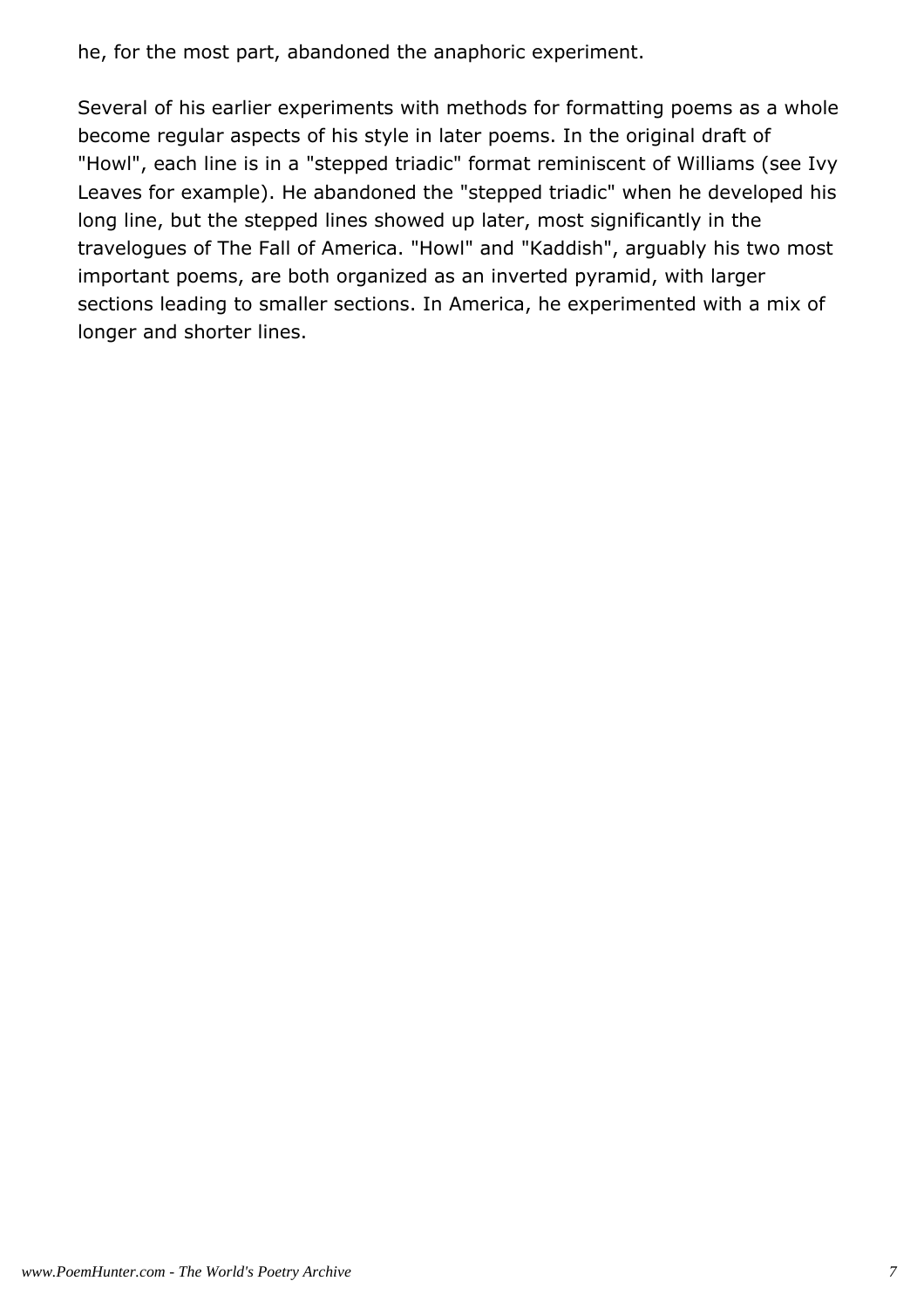he, for the most part, abandoned the anaphoric experiment.

Several of his earlier experiments with methods for formatting poems as a whole become regular aspects of his style in later poems. In the original draft of "Howl", each line is in a "stepped triadic" format reminiscent of Williams (see Ivy Leaves for example). He abandoned the "stepped triadic" when he developed his long line, but the stepped lines showed up later, most significantly in the travelogues of The Fall of America. "Howl" and "Kaddish", arguably his two most important poems, are both organized as an inverted pyramid, with larger sections leading to smaller sections. In America, he experimented with a mix of longer and shorter lines.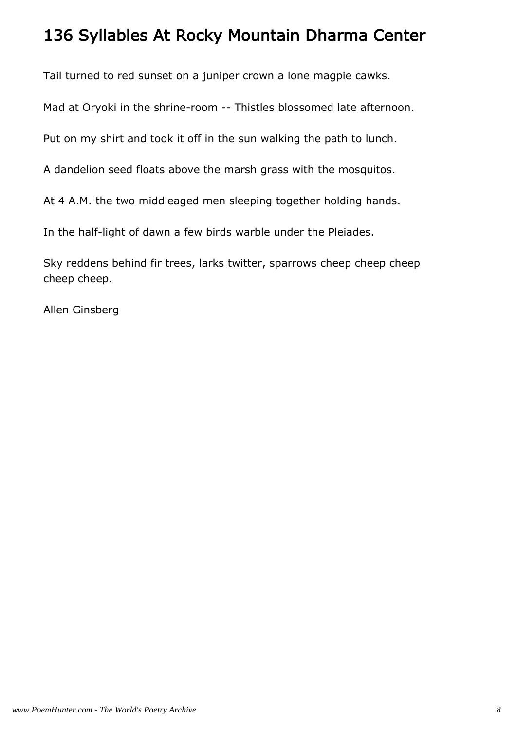# 136 Syllables At Rocky Mountain Dharma Center

Tail turned to red sunset on a juniper crown a lone magpie cawks.

Mad at Oryoki in the shrine-room -- Thistles blossomed late afternoon.

Put on my shirt and took it off in the sun walking the path to lunch.

A dandelion seed floats above the marsh grass with the mosquitos.

At 4 A.M. the two middleaged men sleeping together holding hands.

In the half-light of dawn a few birds warble under the Pleiades.

Sky reddens behind fir trees, larks twitter, sparrows cheep cheep cheep cheep cheep.

Allen Ginsberg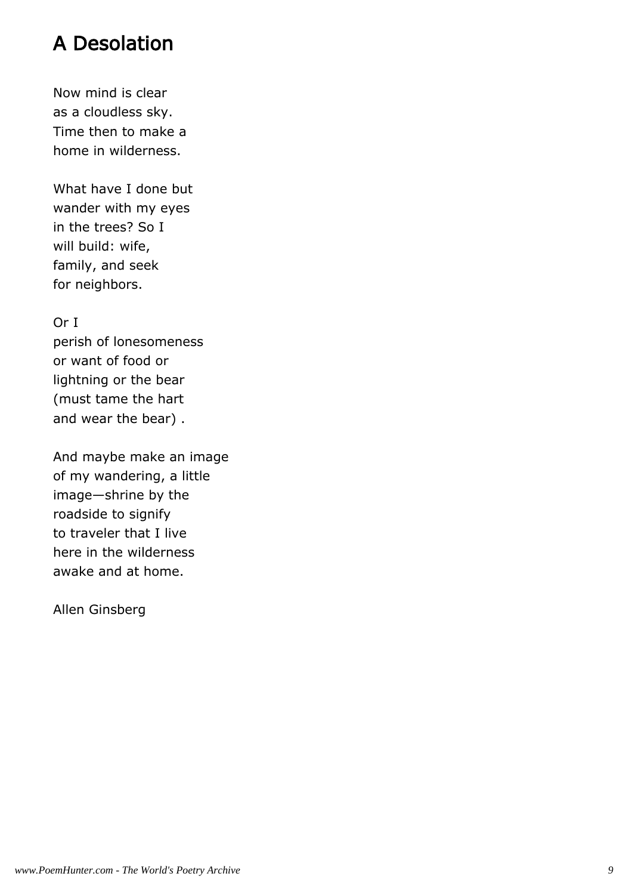# A Desolation

Now mind is clear
as a cloudless sky.
Time then to make a
home in wilderness.

What have I done but
wander with my eyes
in the trees? So I
will build: wife,
family, and seek
for neighbors.

Or I
perish of lonesomeness
or want of food or
lightning or the bear
(must tame the hart
and wear the bear) .

And maybe make an image
of my wandering, a little
image—shrine by the
roadside to signify
to traveler that I live
here in the wilderness
awake and at home.

Allen Ginsberg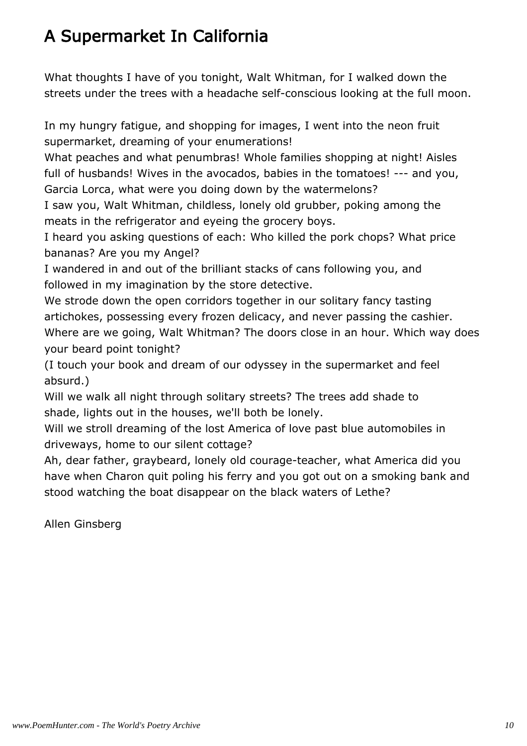# A Supermarket In California

What thoughts I have of you tonight, Walt Whitman, for I walked down the streets under the trees with a headache self-conscious looking at the full moon.

In my hungry fatigue, and shopping for images, I went into the neon fruit supermarket, dreaming of your enumerations!
What peaches and what penumbras! Whole families shopping at night! Aisles full of husbands! Wives in the avocados, babies in the tomatoes! --- and you, Garcia Lorca, what were you doing down by the watermelons?
I saw you, Walt Whitman, childless, lonely old grubber, poking among the meats in the refrigerator and eyeing the grocery boys.
I heard you asking questions of each: Who killed the pork chops? What price bananas? Are you my Angel?
I wandered in and out of the brilliant stacks of cans following you, and followed in my imagination by the store detective.
We strode down the open corridors together in our solitary fancy tasting artichokes, possessing every frozen delicacy, and never passing the cashier.
Where are we going, Walt Whitman? The doors close in an hour. Which way does your beard point tonight?
(I touch your book and dream of our odyssey in the supermarket and feel absurd.)
Will we walk all night through solitary streets? The trees add shade to shade, lights out in the houses, we'll both be lonely.
Will we stroll dreaming of the lost America of love past blue automobiles in driveways, home to our silent cottage?
Ah, dear father, graybeard, lonely old courage-teacher, what America did you have when Charon quit poling his ferry and you got out on a smoking bank and stood watching the boat disappear on the black waters of Lethe?

Allen Ginsberg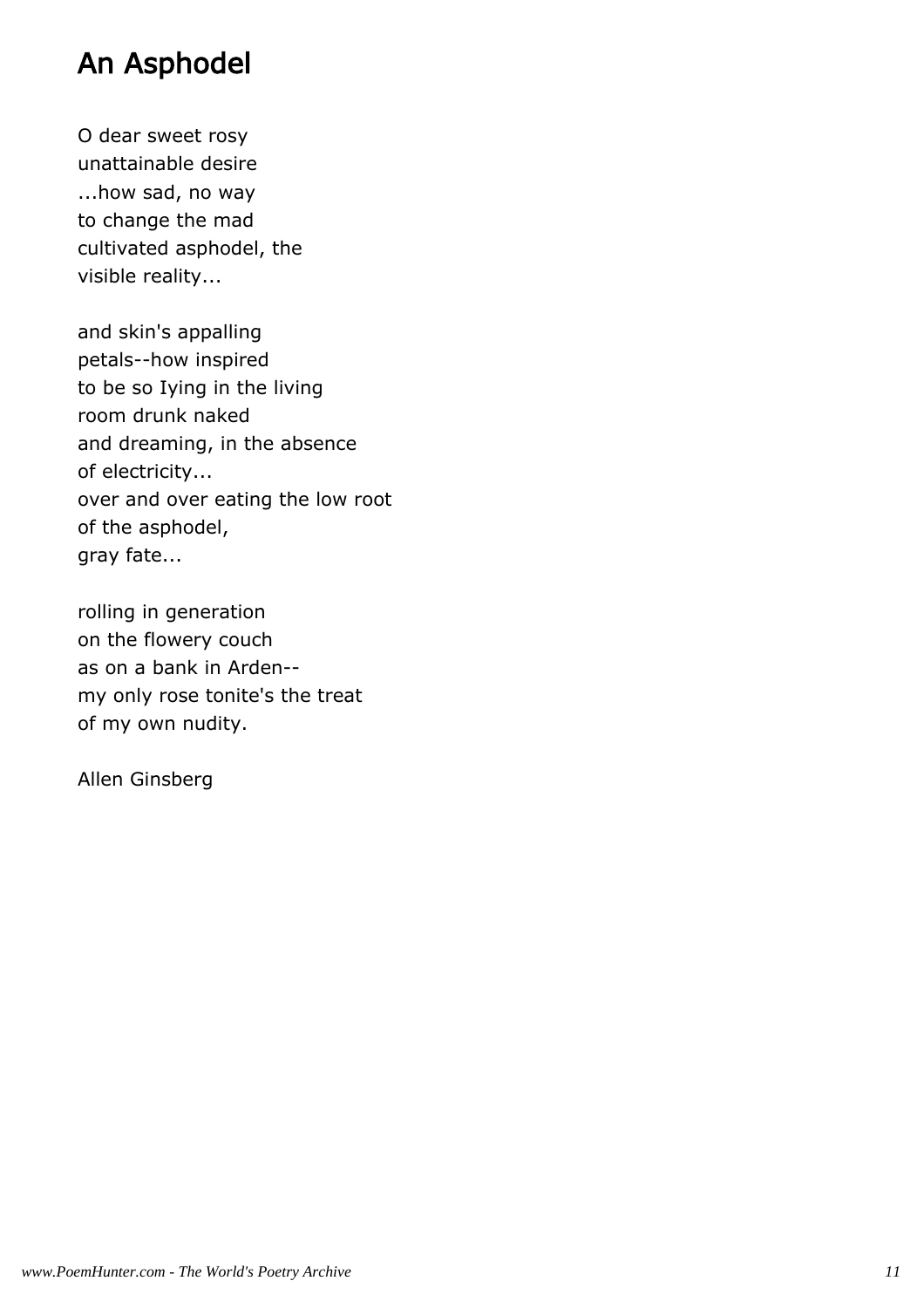# An Asphodel

O dear sweet rosy
unattainable desire
...how sad, no way
to change the mad
cultivated asphodel, the
visible reality...

and skin's appalling
petals--how inspired
to be so Iying in the living
room drunk naked
and dreaming, in the absence
of electricity...
over and over eating the low root
of the asphodel,
gray fate...

rolling in generation
on the flowery couch
as on a bank in Arden--
my only rose tonite's the treat
of my own nudity.

Allen Ginsberg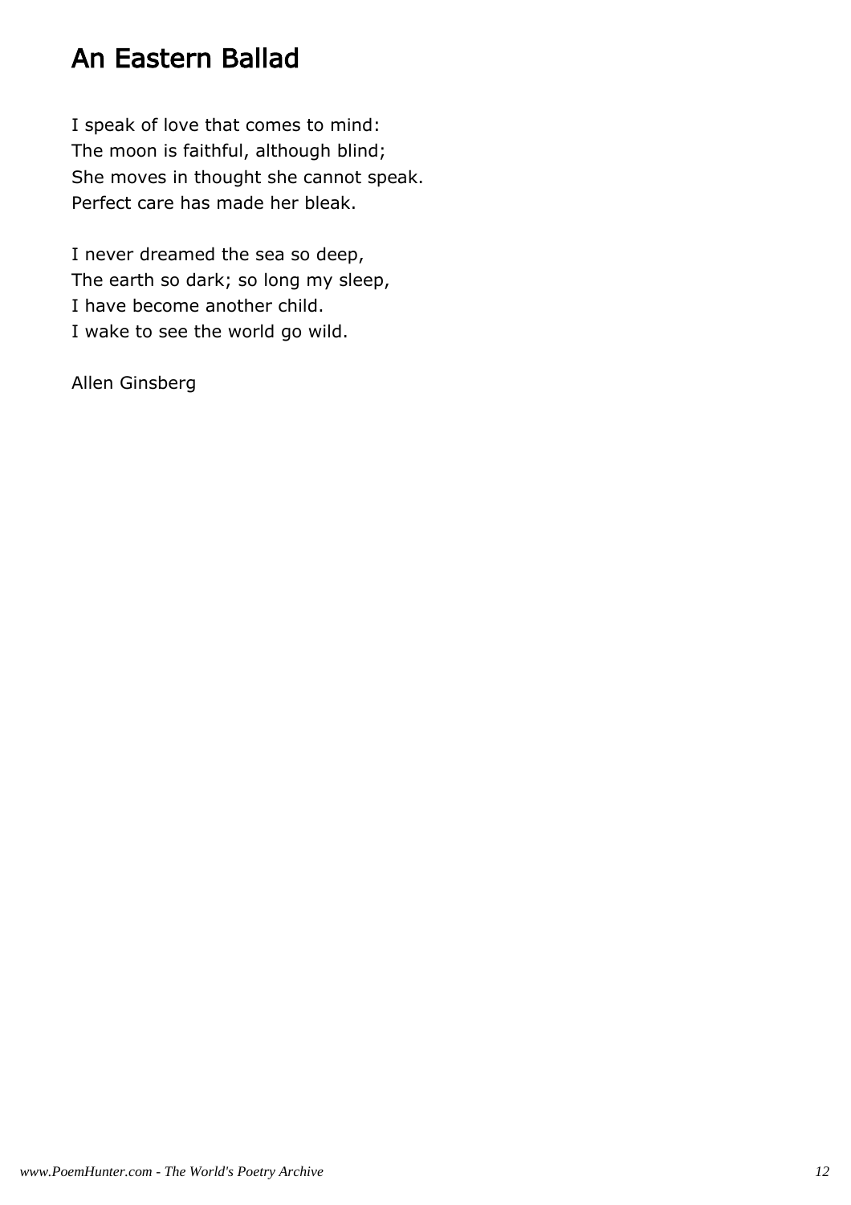## An Eastern Ballad

I speak of love that comes to mind:
The moon is faithful, although blind;
She moves in thought she cannot speak.
Perfect care has made her bleak.

I never dreamed the sea so deep,
The earth so dark; so long my sleep,
I have become another child.
I wake to see the world go wild.

Allen Ginsberg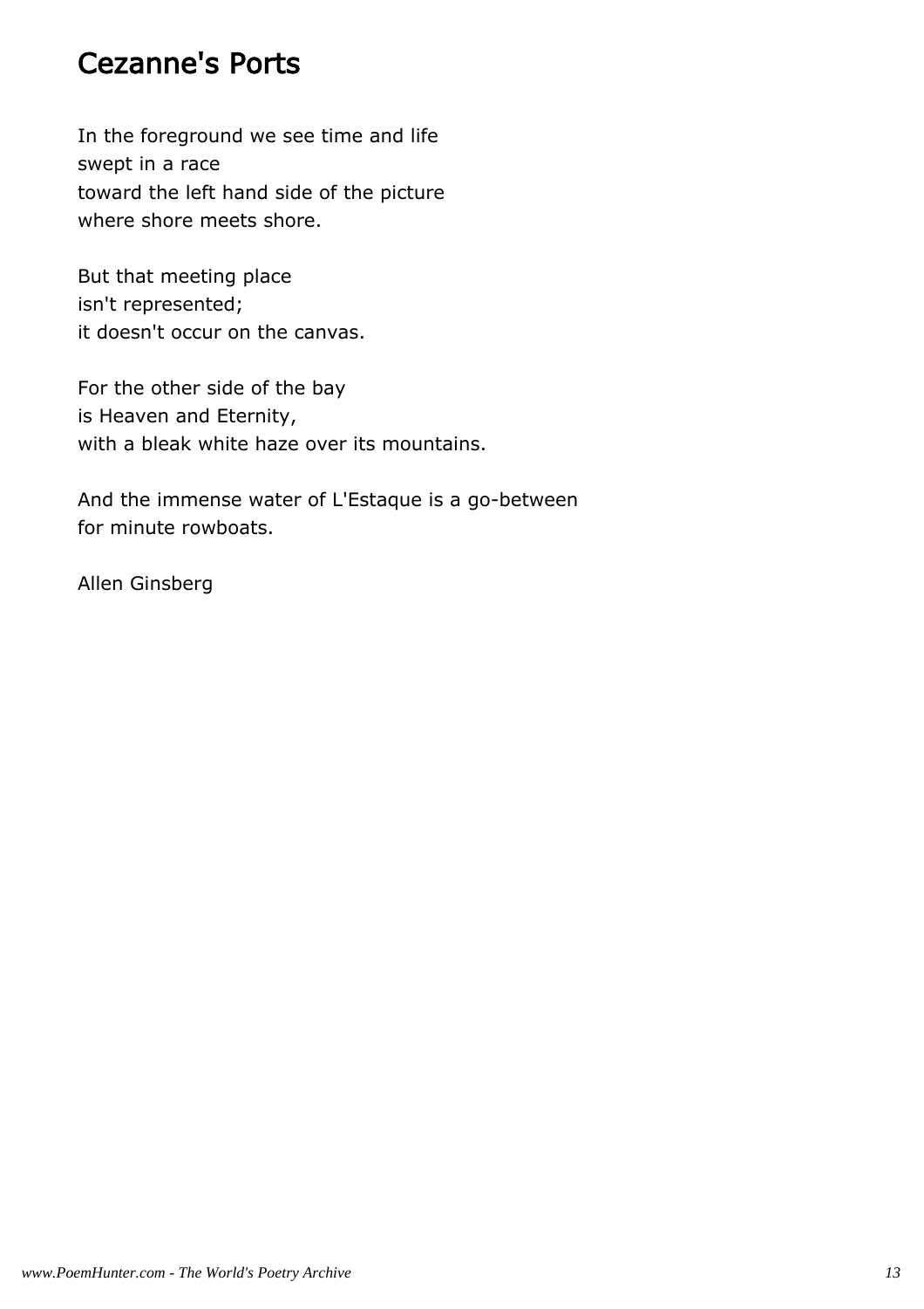# Cezanne's Ports

In the foreground we see time and life
swept in a race
toward the left hand side of the picture
where shore meets shore.

But that meeting place
isn't represented;
it doesn't occur on the canvas.

For the other side of the bay
is Heaven and Eternity,
with a bleak white haze over its mountains.

And the immense water of L'Estaque is a go-between
for minute rowboats.

Allen Ginsberg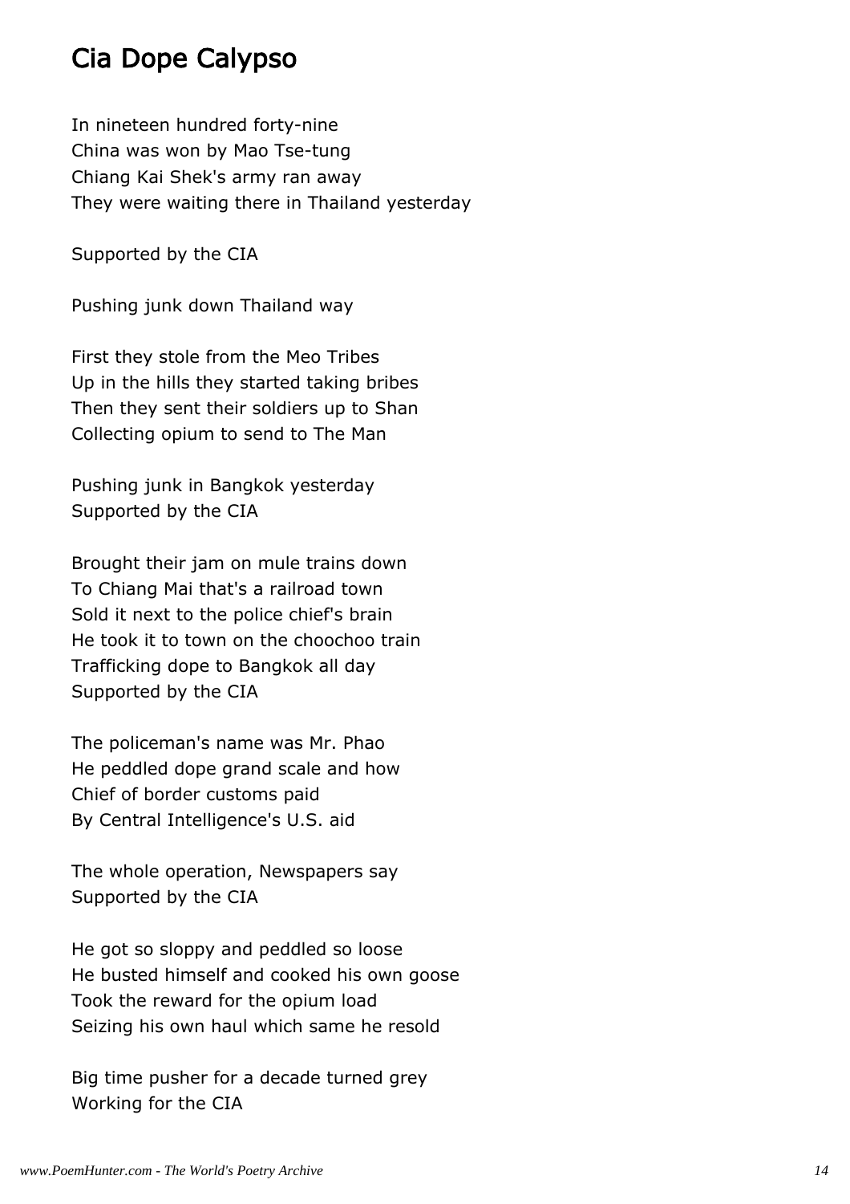# Cia Dope Calypso

In nineteen hundred forty-nine  
China was won by Mao Tse-tung  
Chiang Kai Shek's army ran away  
They were waiting there in Thailand yesterday

Supported by the CIA

Pushing junk down Thailand way

First they stole from the Meo Tribes  
Up in the hills they started taking bribes  
Then they sent their soldiers up to Shan  
Collecting opium to send to The Man

Pushing junk in Bangkok yesterday  
Supported by the CIA

Brought their jam on mule trains down  
To Chiang Mai that's a railroad town  
Sold it next to the police chief's brain  
He took it to town on the choochoo train  
Trafficking dope to Bangkok all day  
Supported by the CIA

The policeman's name was Mr. Phao  
He peddled dope grand scale and how  
Chief of border customs paid  
By Central Intelligence's U.S. aid

The whole operation, Newspapers say  
Supported by the CIA

He got so sloppy and peddled so loose  
He busted himself and cooked his own goose  
Took the reward for the opium load  
Seizing his own haul which same he resold

Big time pusher for a decade turned grey  
Working for the CIA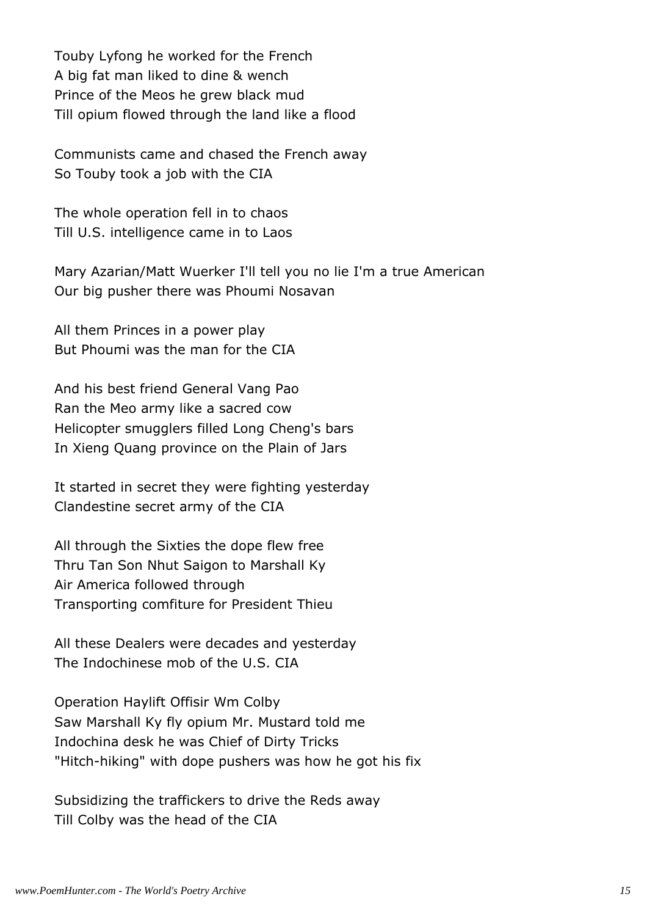Touby Lyfong he worked for the French
A big fat man liked to dine & wench
Prince of the Meos he grew black mud
Till opium flowed through the land like a flood

Communists came and chased the French away
So Touby took a job with the CIA

The whole operation fell in to chaos
Till U.S. intelligence came in to Laos

Mary Azarian/Matt Wuerker I'll tell you no lie I'm a true American
Our big pusher there was Phoumi Nosavan

All them Princes in a power play
But Phoumi was the man for the CIA

And his best friend General Vang Pao
Ran the Meo army like a sacred cow
Helicopter smugglers filled Long Cheng's bars
In Xieng Quang province on the Plain of Jars

It started in secret they were fighting yesterday
Clandestine secret army of the CIA

All through the Sixties the dope flew free
Thru Tan Son Nhut Saigon to Marshall Ky
Air America followed through
Transporting comfiture for President Thieu

All these Dealers were decades and yesterday
The Indochinese mob of the U.S. CIA

Operation Haylift Offisir Wm Colby
Saw Marshall Ky fly opium Mr. Mustard told me
Indochina desk he was Chief of Dirty Tricks
"Hitch-hiking" with dope pushers was how he got his fix

Subsidizing the traffickers to drive the Reds away
Till Colby was the head of the CIA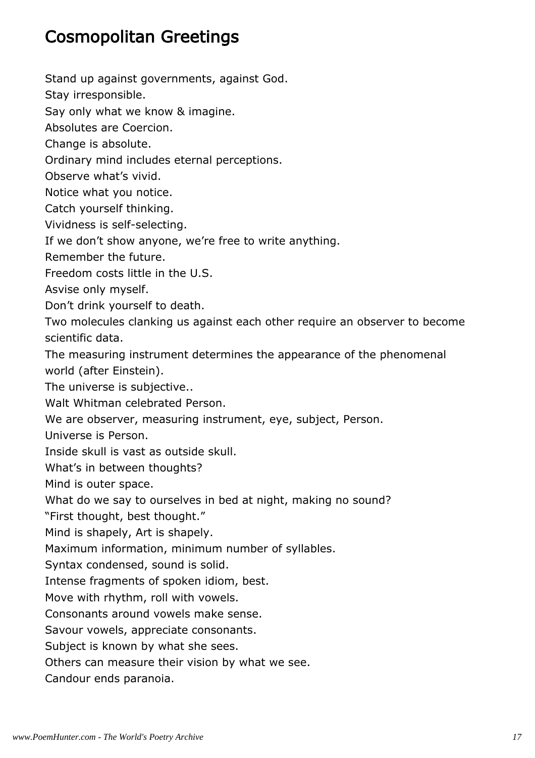# Cosmopolitan Greetings

Stand up against governments, against God.
Stay irresponsible.
Say only what we know & imagine.
Absolutes are Coercion.
Change is absolute.
Ordinary mind includes eternal perceptions.
Observe what's vivid.
Notice what you notice.
Catch yourself thinking.
Vividness is self-selecting.
If we don't show anyone, we're free to write anything.
Remember the future.
Freedom costs little in the U.S.
Asvise only myself.
Don't drink yourself to death.
Two molecules clanking us against each other require an observer to become scientific data.
The measuring instrument determines the appearance of the phenomenal world (after Einstein).
The universe is subjective..
Walt Whitman celebrated Person.
We are observer, measuring instrument, eye, subject, Person.
Universe is Person.
Inside skull is vast as outside skull.
What's in between thoughts?
Mind is outer space.
What do we say to ourselves in bed at night, making no sound?
"First thought, best thought."
Mind is shapely, Art is shapely.
Maximum information, minimum number of syllables.
Syntax condensed, sound is solid.
Intense fragments of spoken idiom, best.
Move with rhythm, roll with vowels.
Consonants around vowels make sense.
Savour vowels, appreciate consonants.
Subject is known by what she sees.
Others can measure their vision by what we see.
Candour ends paranoia.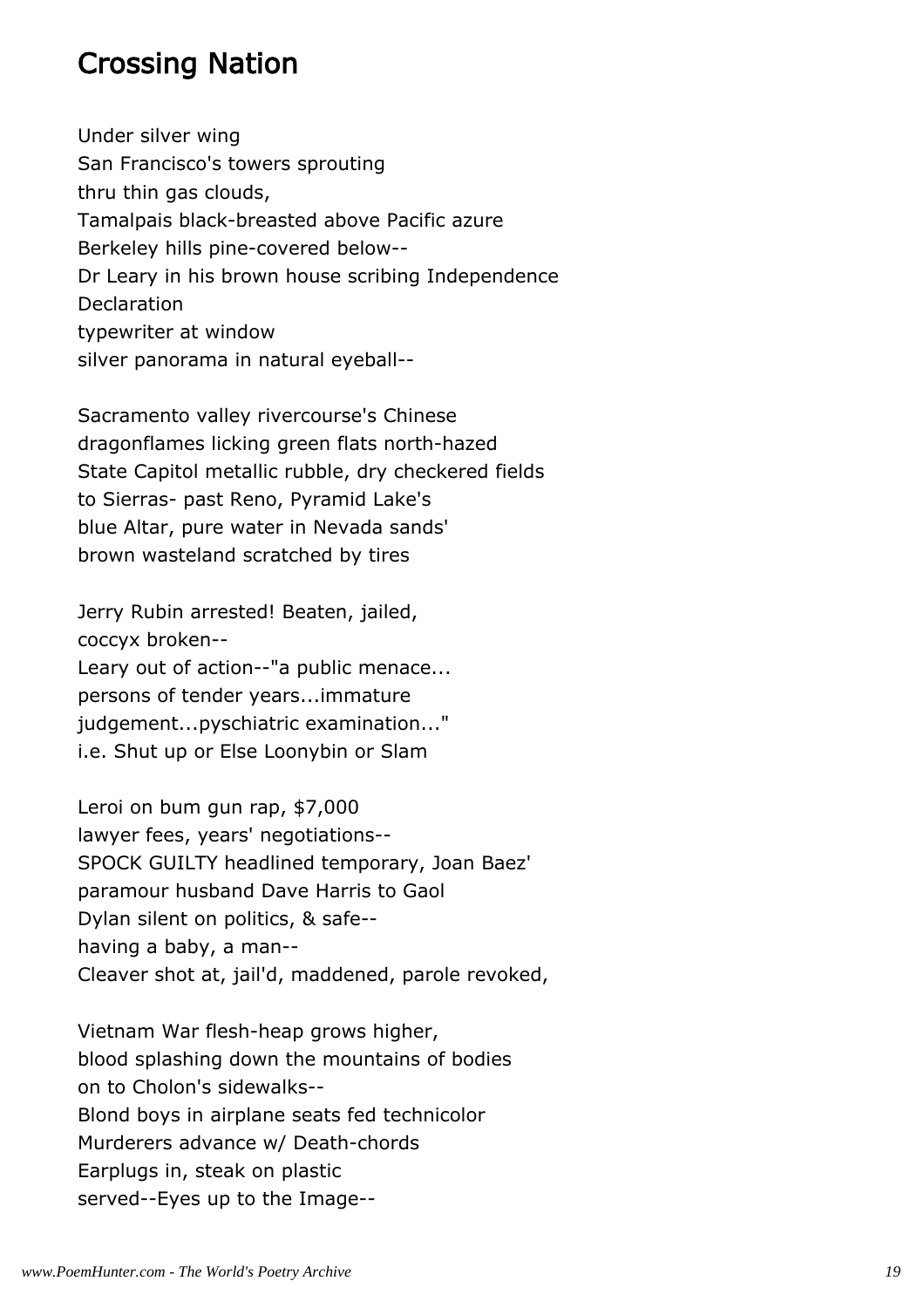## Crossing Nation

Under silver wing
San Francisco's towers sprouting
thru thin gas clouds,
Tamalpais black-breasted above Pacific azure
Berkeley hills pine-covered below--
Dr Leary in his brown house scribing Independence
Declaration
typewriter at window
silver panorama in natural eyeball--

Sacramento valley rivercourse's Chinese
dragonflames licking green flats north-hazed
State Capitol metallic rubble, dry checkered fields
to Sierras- past Reno, Pyramid Lake's
blue Altar, pure water in Nevada sands'
brown wasteland scratched by tires

Jerry Rubin arrested! Beaten, jailed,
coccyx broken--
Leary out of action--"a public menace...
persons of tender years...immature
judgement...pyschiatric examination..."
i.e. Shut up or Else Loonybin or Slam

Leroi on bum gun rap, $7,000
lawyer fees, years' negotiations--
SPOCK GUILTY headlined temporary, Joan Baez'
paramour husband Dave Harris to Gaol
Dylan silent on politics, & safe--
having a baby, a man--
Cleaver shot at, jail'd, maddened, parole revoked,

Vietnam War flesh-heap grows higher,
blood splashing down the mountains of bodies
on to Cholon's sidewalks--
Blond boys in airplane seats fed technicolor
Murderers advance w/ Death-chords
Earplugs in, steak on plastic
served--Eyes up to the Image--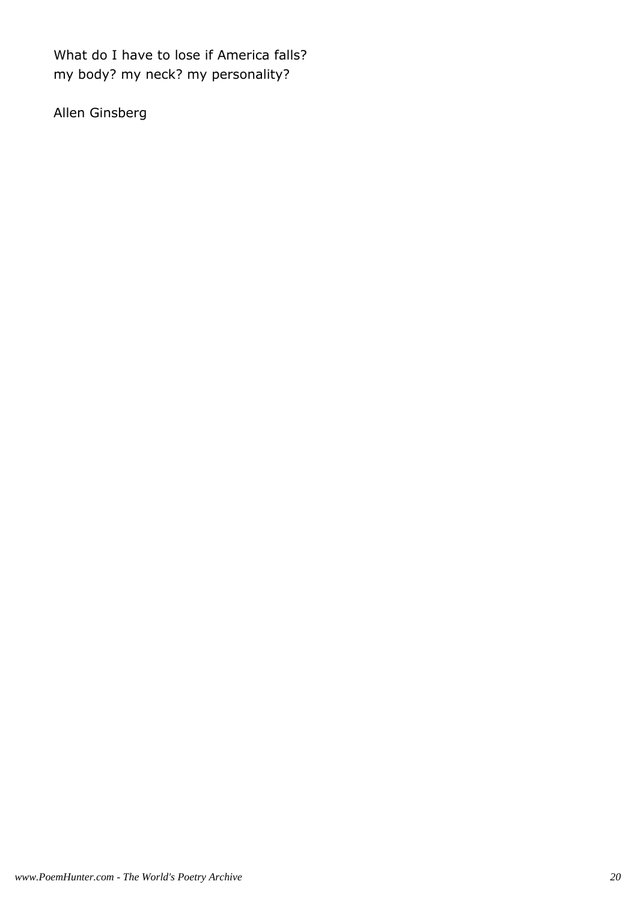What do I have to lose if America falls?
my body? my neck? my personality?

Allen Ginsberg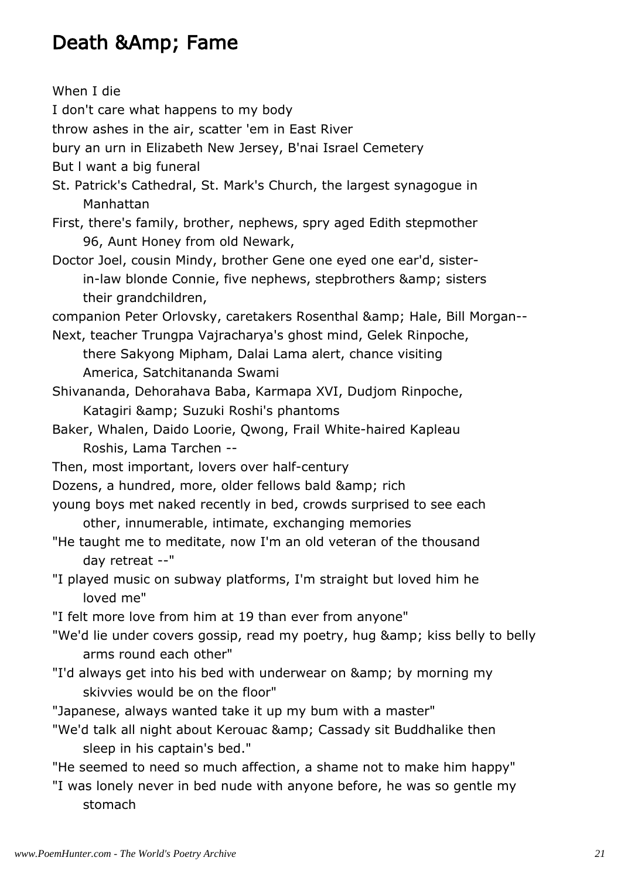# Death &Amp; Fame

When I die
I don't care what happens to my body
throw ashes in the air, scatter 'em in East River
bury an urn in Elizabeth New Jersey, B'nai Israel Cemetery
But I want a big funeral
St. Patrick's Cathedral, St. Mark's Church, the largest synagogue in
Manhattan
First, there's family, brother, nephews, spry aged Edith stepmother
96, Aunt Honey from old Newark,
Doctor Joel, cousin Mindy, brother Gene one eyed one ear'd, sister-
in-law blonde Connie, five nephews, stepbrothers &amp; sisters
their grandchildren,
companion Peter Orlovsky, caretakers Rosenthal &amp; Hale, Bill Morgan--
Next, teacher Trungpa Vajracharya's ghost mind, Gelek Rinpoche,
there Sakyong Mipham, Dalai Lama alert, chance visiting
America, Satchitananda Swami
Shivananda, Dehorahava Baba, Karmapa XVI, Dudjom Rinpoche,
Katagiri &amp; Suzuki Roshi's phantoms
Baker, Whalen, Daido Loorie, Qwong, Frail White-haired Kapleau
Roshis, Lama Tarchen --
Then, most important, lovers over half-century
Dozens, a hundred, more, older fellows bald &amp; rich
young boys met naked recently in bed, crowds surprised to see each
other, innumerable, intimate, exchanging memories
"He taught me to meditate, now I'm an old veteran of the thousand
day retreat --"
"I played music on subway platforms, I'm straight but loved him he
loved me"
"I felt more love from him at 19 than ever from anyone"
"We'd lie under covers gossip, read my poetry, hug &amp; kiss belly to belly
arms round each other"
"I'd always get into his bed with underwear on &amp; by morning my
skivvies would be on the floor"
"Japanese, always wanted take it up my bum with a master"
"We'd talk all night about Kerouac &amp; Cassady sit Buddhalike then
sleep in his captain's bed."
"He seemed to need so much affection, a shame not to make him happy"
"I was lonely never in bed nude with anyone before, he was so gentle my
stomach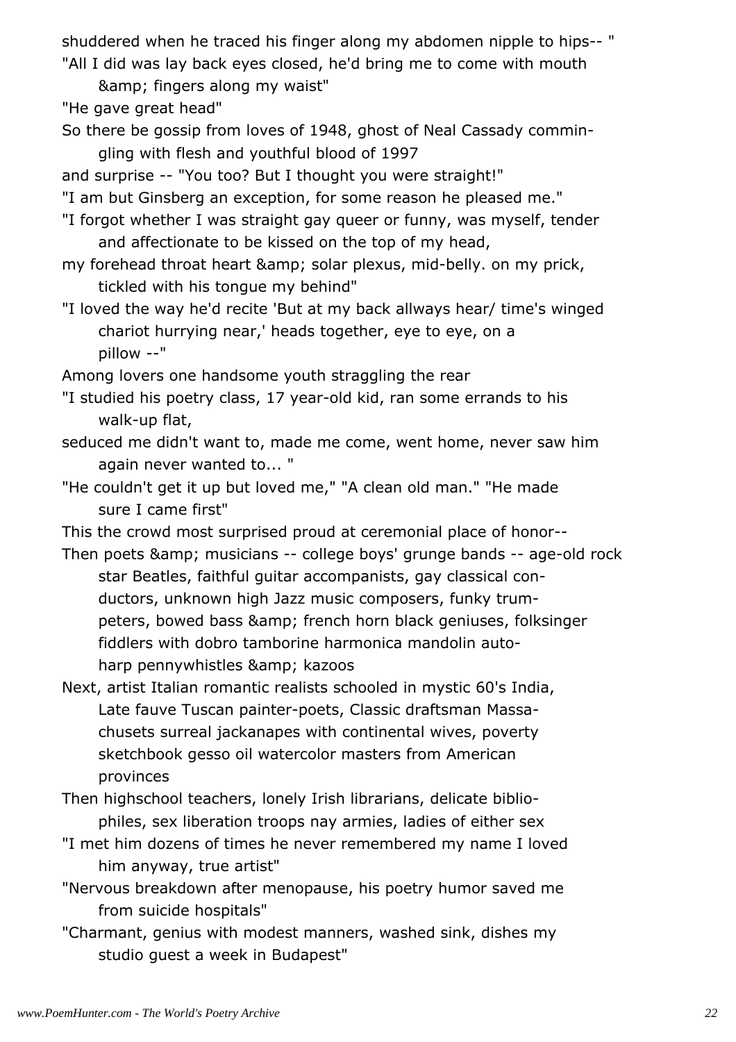shuddered when he traced his finger along my abdomen nipple to hips-- "
"All I did was lay back eyes closed, he'd bring me to come with mouth
&amp; fingers along my waist"
"He gave great head"
So there be gossip from loves of 1948, ghost of Neal Cassady commingling with flesh and youthful blood of 1997
and surprise -- "You too? But I thought you were straight!"
"I am but Ginsberg an exception, for some reason he pleased me."
"I forgot whether I was straight gay queer or funny, was myself, tender and affectionate to be kissed on the top of my head,
my forehead throat heart &amp; solar plexus, mid-belly. on my prick, tickled with his tongue my behind"
"I loved the way he'd recite 'But at my back allways hear/ time's winged chariot hurrying near,' heads together, eye to eye, on a pillow --"
Among lovers one handsome youth straggling the rear
"I studied his poetry class, 17 year-old kid, ran some errands to his walk-up flat,
seduced me didn't want to, made me come, went home, never saw him again never wanted to... "
"He couldn't get it up but loved me," "A clean old man." "He made sure I came first"
This the crowd most surprised proud at ceremonial place of honor--
Then poets &amp; musicians -- college boys' grunge bands -- age-old rock star Beatles, faithful guitar accompanists, gay classical conductors, unknown high Jazz music composers, funky trumpeters, bowed bass &amp; french horn black geniuses, folksinger fiddlers with dobro tamborine harmonica mandolin autoharp pennywhistles &amp; kazoos
Next, artist Italian romantic realists schooled in mystic 60's India, Late fauve Tuscan painter-poets, Classic draftsman Massachusets surreal jackanapes with continental wives, poverty sketchbook gesso oil watercolor masters from American provinces
Then highschool teachers, lonely Irish librarians, delicate bibliophiles, sex liberation troops nay armies, ladies of either sex
"I met him dozens of times he never remembered my name I loved him anyway, true artist"
"Nervous breakdown after menopause, his poetry humor saved me from suicide hospitals"
"Charmant, genius with modest manners, washed sink, dishes my studio guest a week in Budapest"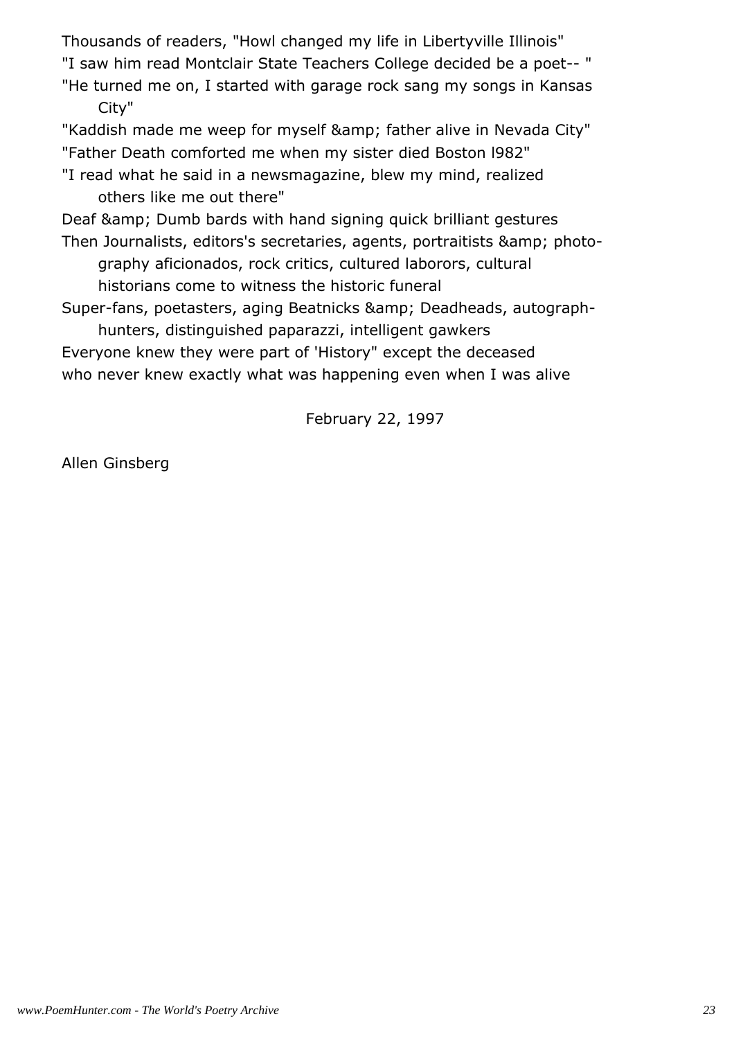Thousands of readers, "Howl changed my life in Libertyville Illinois"
"I saw him read Montclair State Teachers College decided be a poet-- "
"He turned me on, I started with garage rock sang my songs in Kansas
  City"
"Kaddish made me weep for myself &amp; father alive in Nevada City"
"Father Death comforted me when my sister died Boston l982"
"I read what he said in a newsmagazine, blew my mind, realized
  others like me out there"
Deaf &amp; Dumb bards with hand signing quick brilliant gestures
Then Journalists, editors's secretaries, agents, portraitists &amp; photo-
  graphy aficionados, rock critics, cultured laborors, cultural
  historians come to witness the historic funeral
Super-fans, poetasters, aging Beatnicks &amp; Deadheads, autograph-
  hunters, distinguished paparazzi, intelligent gawkers
Everyone knew they were part of 'History" except the deceased
who never knew exactly what was happening even when I was alive

February 22, 1997

Allen Ginsberg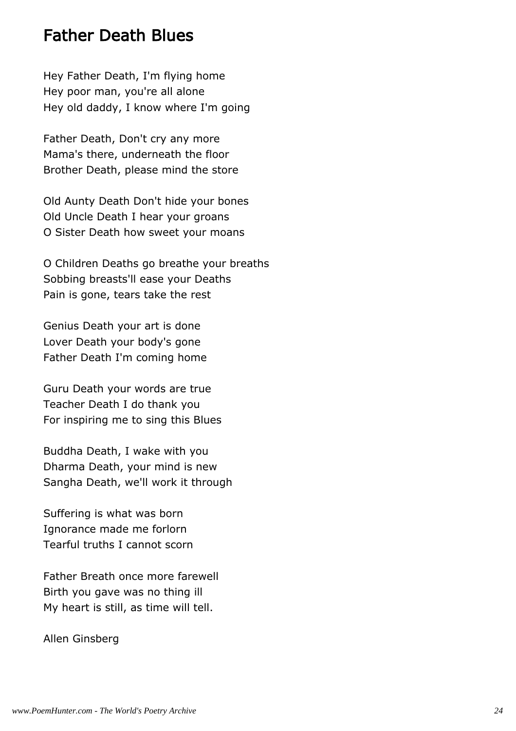# Father Death Blues

Hey Father Death, I'm flying home
Hey poor man, you're all alone
Hey old daddy, I know where I'm going

Father Death, Don't cry any more
Mama's there, underneath the floor
Brother Death, please mind the store

Old Aunty Death Don't hide your bones
Old Uncle Death I hear your groans
O Sister Death how sweet your moans

O Children Deaths go breathe your breaths
Sobbing breasts'll ease your Deaths
Pain is gone, tears take the rest

Genius Death your art is done
Lover Death your body's gone
Father Death I'm coming home

Guru Death your words are true
Teacher Death I do thank you
For inspiring me to sing this Blues

Buddha Death, I wake with you
Dharma Death, your mind is new
Sangha Death, we'll work it through

Suffering is what was born
Ignorance made me forlorn
Tearful truths I cannot scorn

Father Breath once more farewell
Birth you gave was no thing ill
My heart is still, as time will tell.

Allen Ginsberg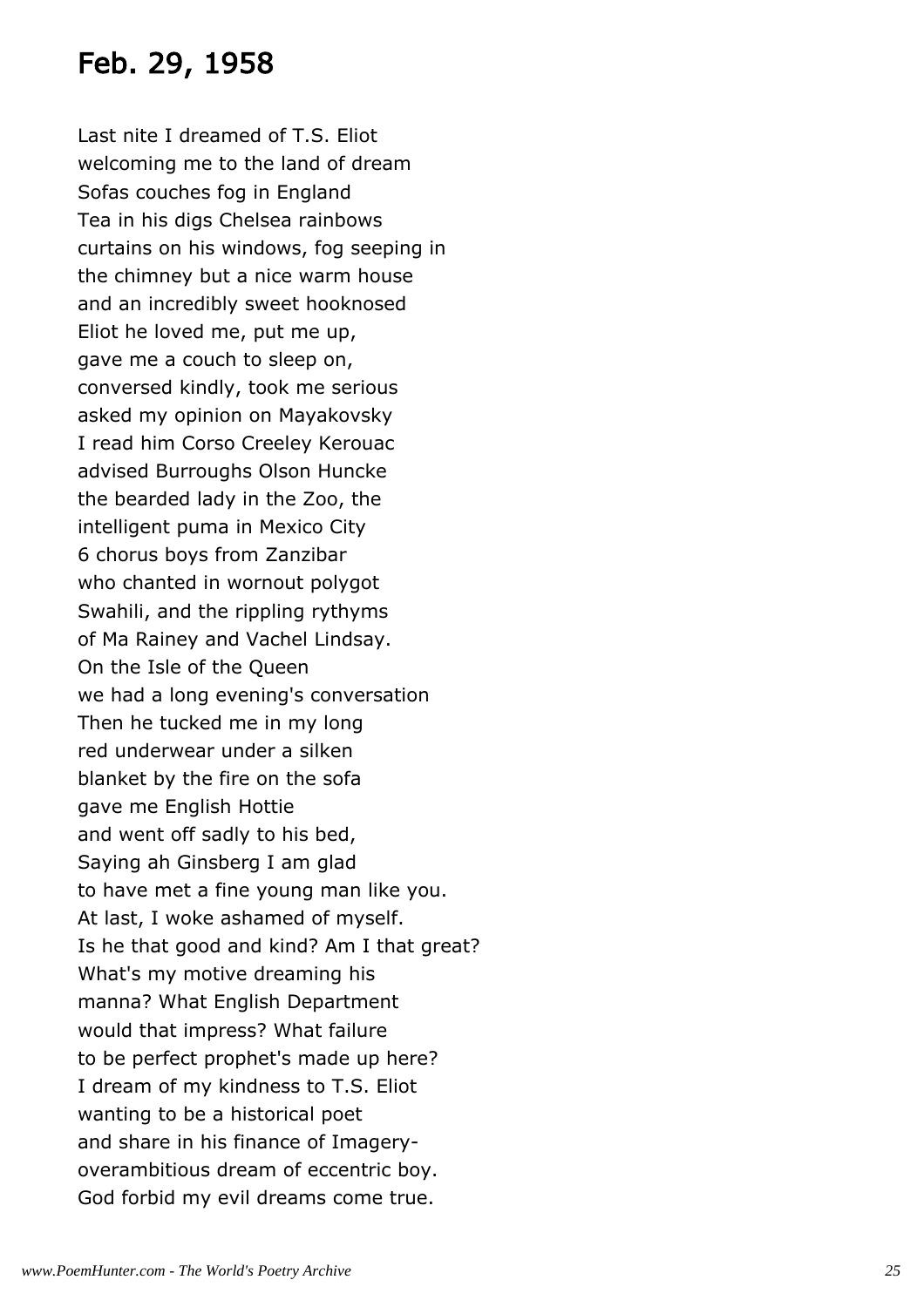# Feb. 29, 1958

Last nite I dreamed of T.S. Eliot  
welcoming me to the land of dream  
Sofas couches fog in England  
Tea in his digs Chelsea rainbows  
curtains on his windows, fog seeping in  
the chimney but a nice warm house  
and an incredibly sweet hooknosed  
Eliot he loved me, put me up,  
gave me a couch to sleep on,  
conversed kindly, took me serious  
asked my opinion on Mayakovsky  
I read him Corso Creeley Kerouac  
advised Burroughs Olson Huncke  
the bearded lady in the Zoo, the  
intelligent puma in Mexico City  
6 chorus boys from Zanzibar  
who chanted in wornout polygot  
Swahili, and the rippling rythyms  
of Ma Rainey and Vachel Lindsay.  
On the Isle of the Queen  
we had a long evening's conversation  
Then he tucked me in my long  
red underwear under a silken  
blanket by the fire on the sofa  
gave me English Hottie  
and went off sadly to his bed,  
Saying ah Ginsberg I am glad  
to have met a fine young man like you.  
At last, I woke ashamed of myself.  
Is he that good and kind? Am I that great?  
What's my motive dreaming his  
manna? What English Department  
would that impress? What failure  
to be perfect prophet's made up here?  
I dream of my kindness to T.S. Eliot  
wanting to be a historical poet  
and share in his finance of Imagery-  
overambitious dream of eccentric boy.  
God forbid my evil dreams come true.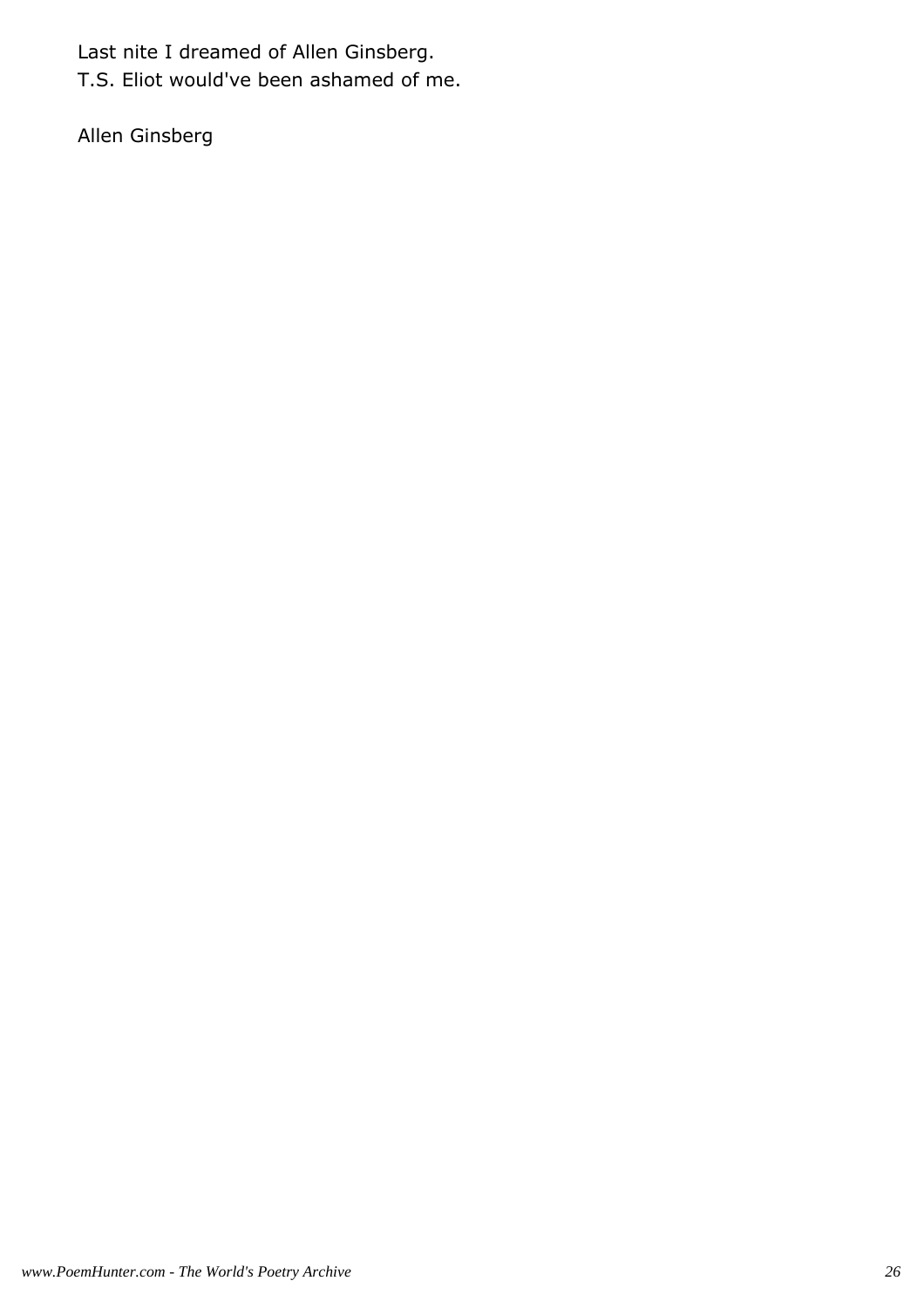Last nite I dreamed of Allen Ginsberg.
T.S. Eliot would've been ashamed of me.

Allen Ginsberg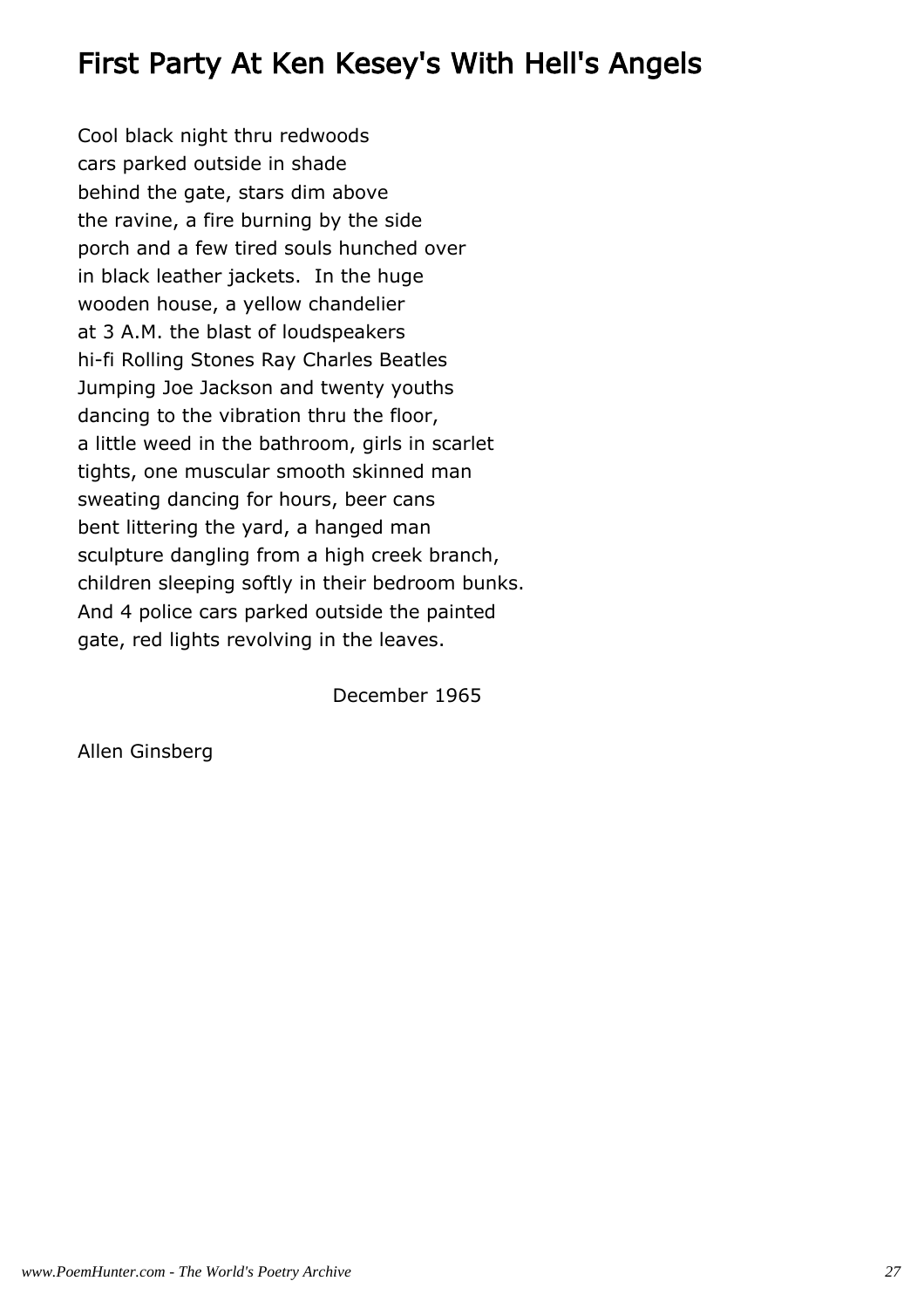# First Party At Ken Kesey's With Hell's Angels

Cool black night thru redwoods
cars parked outside in shade
behind the gate, stars dim above
the ravine, a fire burning by the side
porch and a few tired souls hunched over
in black leather jackets.  In the huge
wooden house, a yellow chandelier
at 3 A.M. the blast of loudspeakers
hi-fi Rolling Stones Ray Charles Beatles
Jumping Joe Jackson and twenty youths
dancing to the vibration thru the floor,
a little weed in the bathroom, girls in scarlet
tights, one muscular smooth skinned man
sweating dancing for hours, beer cans
bent littering the yard, a hanged man
sculpture dangling from a high creek branch,
children sleeping softly in their bedroom bunks.
And 4 police cars parked outside the painted
gate, red lights revolving in the leaves.

December 1965

Allen Ginsberg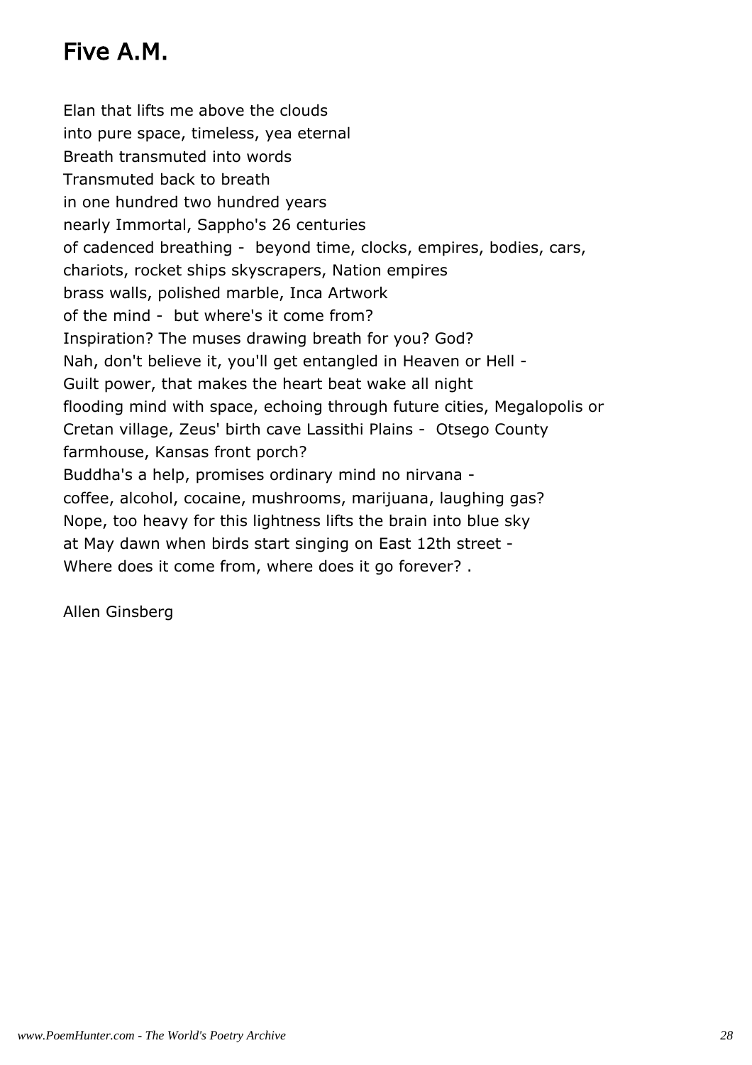# Five A.M.

Elan that lifts me above the clouds  
into pure space, timeless, yea eternal  
Breath transmuted into words  
Transmuted back to breath  
in one hundred two hundred years  
nearly Immortal, Sappho's 26 centuries  
of cadenced breathing - beyond time, clocks, empires, bodies, cars,  
chariots, rocket ships skyscrapers, Nation empires  
brass walls, polished marble, Inca Artwork  
of the mind - but where's it come from?  
Inspiration? The muses drawing breath for you? God?  
Nah, don't believe it, you'll get entangled in Heaven or Hell -  
Guilt power, that makes the heart beat wake all night  
flooding mind with space, echoing through future cities, Megalopolis or  
Cretan village, Zeus' birth cave Lassithi Plains - Otsego County  
farmhouse, Kansas front porch?  
Buddha's a help, promises ordinary mind no nirvana -  
coffee, alcohol, cocaine, mushrooms, marijuana, laughing gas?  
Nope, too heavy for this lightness lifts the brain into blue sky  
at May dawn when birds start singing on East 12th street -  
Where does it come from, where does it go forever? .

Allen Ginsberg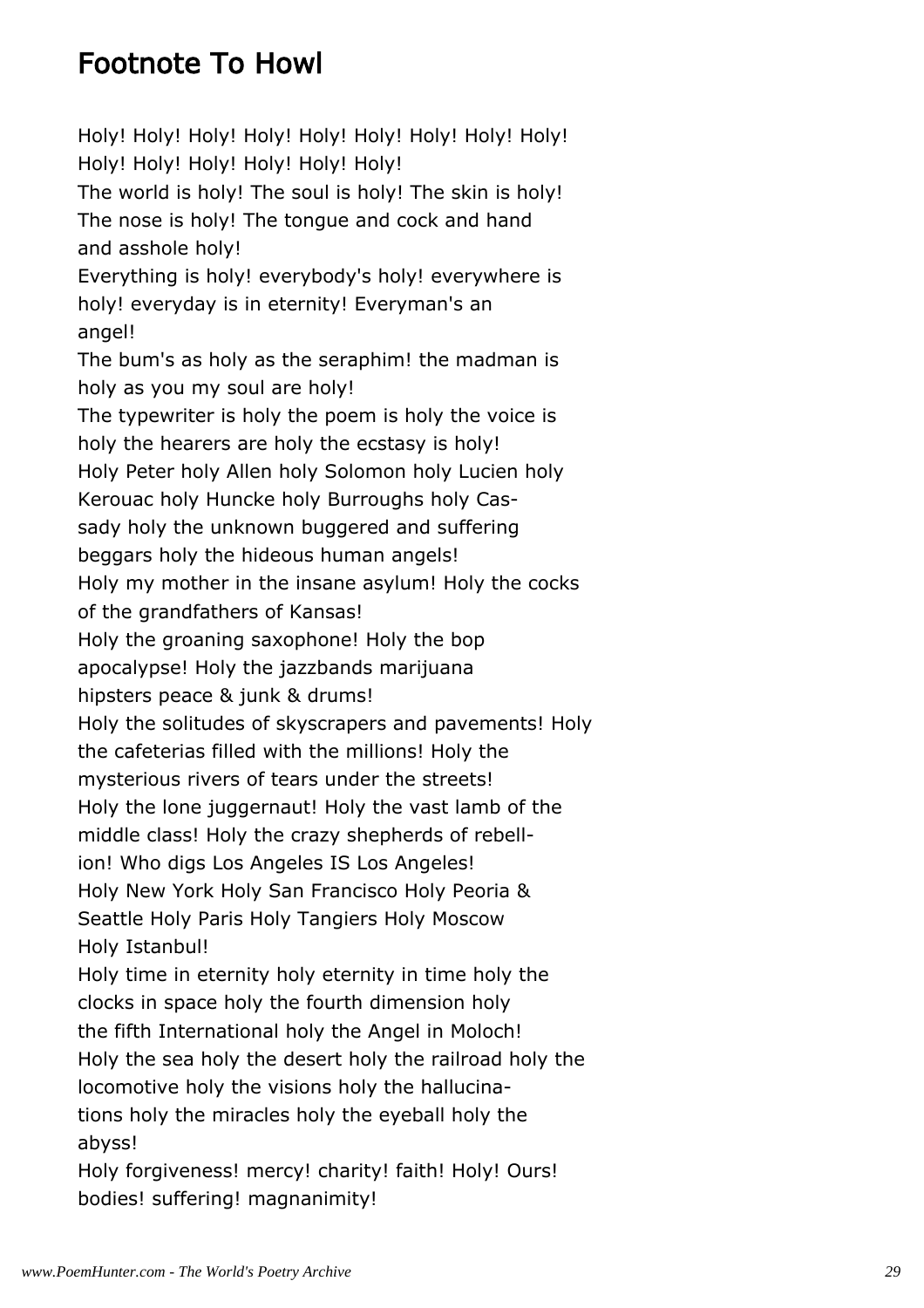# Footnote To Howl

Holy! Holy! Holy! Holy! Holy! Holy! Holy! Holy! Holy!
Holy! Holy! Holy! Holy! Holy! Holy!
The world is holy! The soul is holy! The skin is holy!
The nose is holy! The tongue and cock and hand
and asshole holy!
Everything is holy! everybody's holy! everywhere is
holy! everyday is in eternity! Everyman's an
angel!
The bum's as holy as the seraphim! the madman is
holy as you my soul are holy!
The typewriter is holy the poem is holy the voice is
holy the hearers are holy the ecstasy is holy!
Holy Peter holy Allen holy Solomon holy Lucien holy
Kerouac holy Huncke holy Burroughs holy Cas-
sady holy the unknown buggered and suffering
beggars holy the hideous human angels!
Holy my mother in the insane asylum! Holy the cocks
of the grandfathers of Kansas!
Holy the groaning saxophone! Holy the bop
apocalypse! Holy the jazzbands marijuana
hipsters peace & junk & drums!
Holy the solitudes of skyscrapers and pavements! Holy
the cafeterias filled with the millions! Holy the
mysterious rivers of tears under the streets!
Holy the lone juggernaut! Holy the vast lamb of the
middle class! Holy the crazy shepherds of rebell-
ion! Who digs Los Angeles IS Los Angeles!
Holy New York Holy San Francisco Holy Peoria &
Seattle Holy Paris Holy Tangiers Holy Moscow
Holy Istanbul!
Holy time in eternity holy eternity in time holy the
clocks in space holy the fourth dimension holy
the fifth International holy the Angel in Moloch!
Holy the sea holy the desert holy the railroad holy the
locomotive holy the visions holy the hallucina-
tions holy the miracles holy the eyeball holy the
abyss!
Holy forgiveness! mercy! charity! faith! Holy! Ours!
bodies! suffering! magnanimity!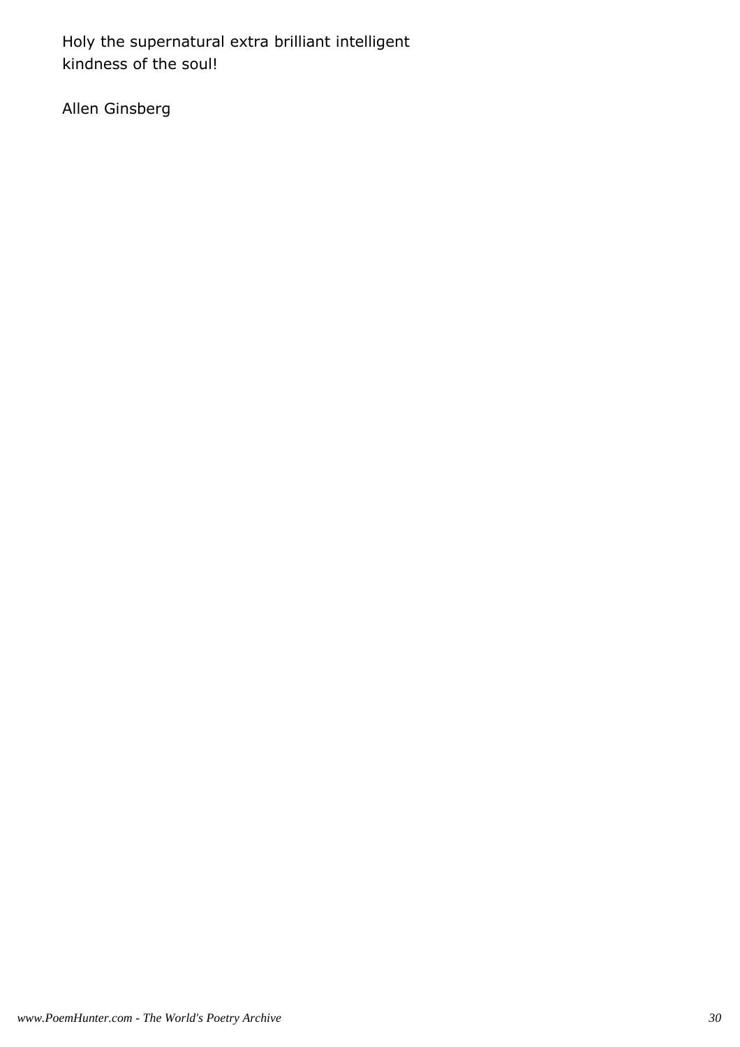Holy the supernatural extra brilliant intelligent
kindness of the soul!

Allen Ginsberg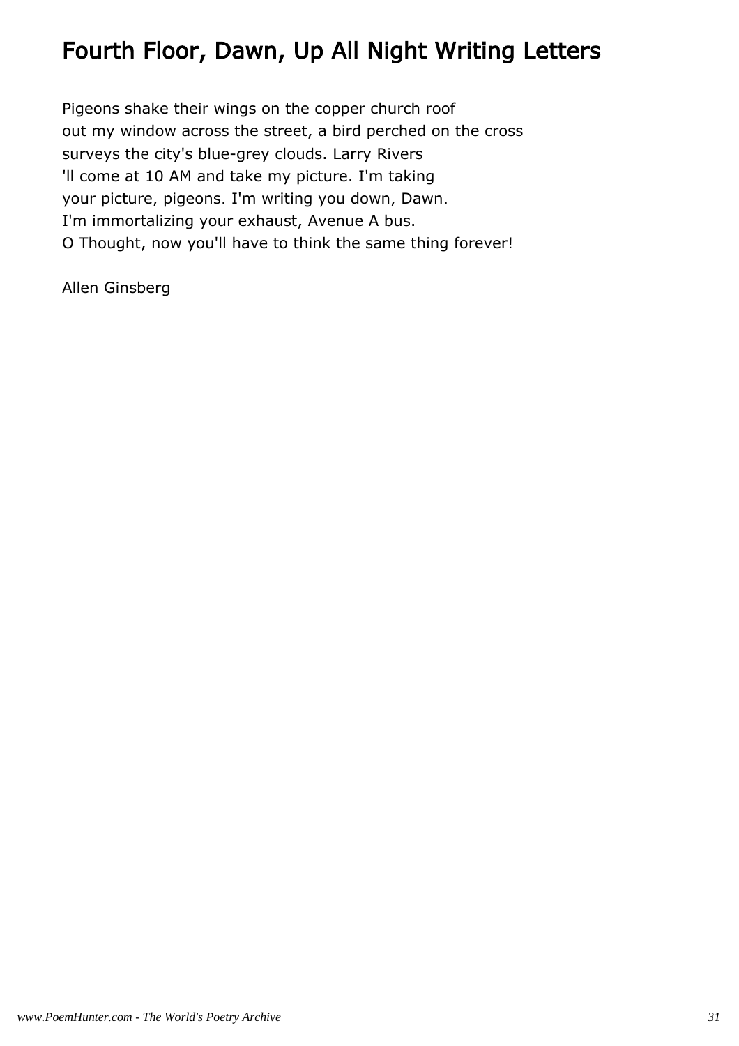# Fourth Floor, Dawn, Up All Night Writing Letters

Pigeons shake their wings on the copper church roof  
out my window across the street, a bird perched on the cross  
surveys the city's blue-grey clouds. Larry Rivers  
'll come at 10 AM and take my picture. I'm taking  
your picture, pigeons. I'm writing you down, Dawn.  
I'm immortalizing your exhaust, Avenue A bus.  
O Thought, now you'll have to think the same thing forever!

Allen Ginsberg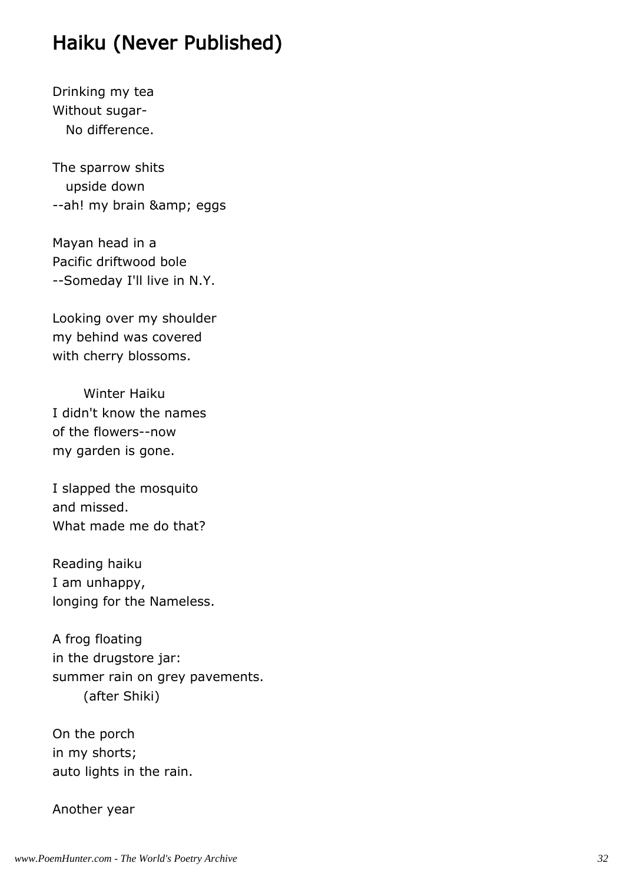# Haiku (Never Published)

Drinking my tea
Without sugar-
   No difference.

The sparrow shits
   upside down
--ah! my brain &amp; eggs

Mayan head in a
Pacific driftwood bole
--Someday I'll live in N.Y.

Looking over my shoulder
my behind was covered
with cherry blossoms.

      Winter Haiku
I didn't know the names
of the flowers--now
my garden is gone.

I slapped the mosquito
and missed.
What made me do that?

Reading haiku
I am unhappy,
longing for the Nameless.

A frog floating
in the drugstore jar:
summer rain on grey pavements.
      (after Shiki)

On the porch
in my shorts;
auto lights in the rain.

Another year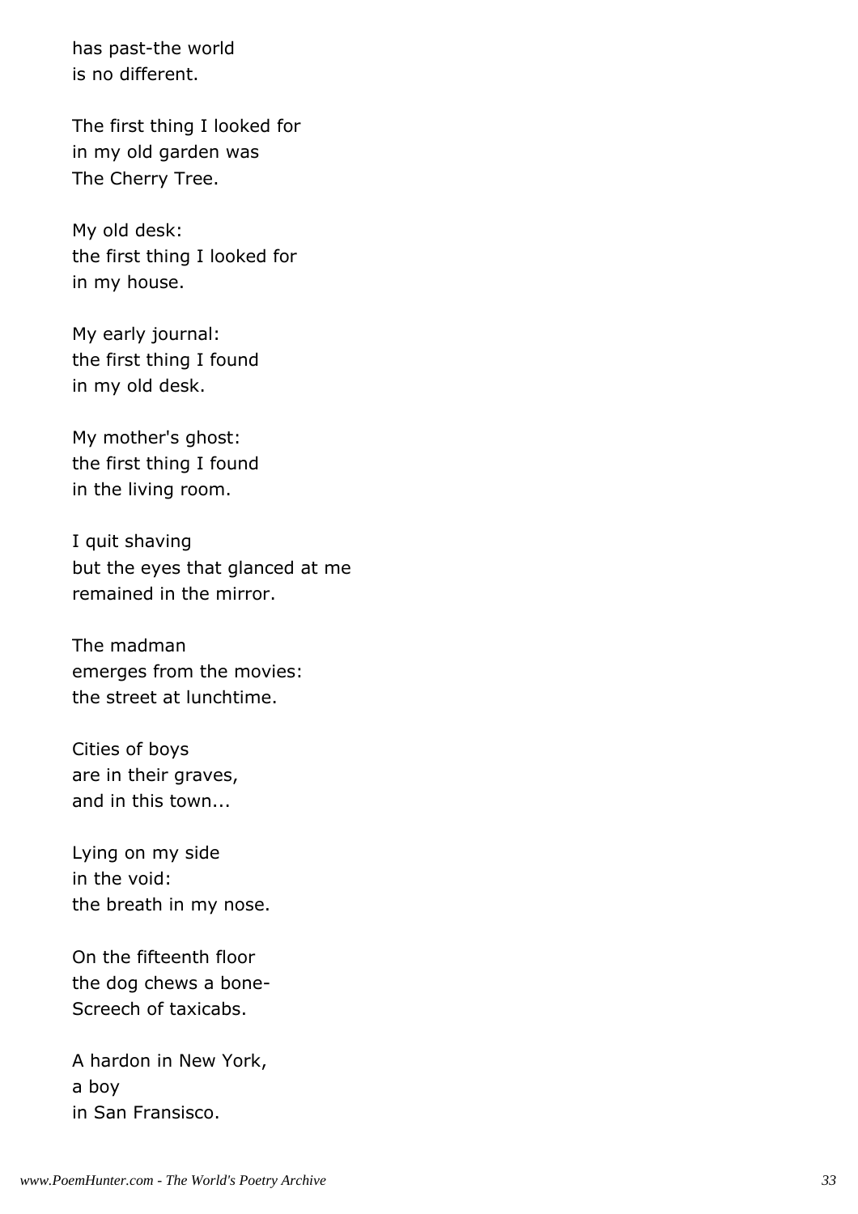has past-the world
is no different.

The first thing I looked for
in my old garden was
The Cherry Tree.

My old desk:
the first thing I looked for
in my house.

My early journal:
the first thing I found
in my old desk.

My mother's ghost:
the first thing I found
in the living room.

I quit shaving
but the eyes that glanced at me
remained in the mirror.

The madman
emerges from the movies:
the street at lunchtime.

Cities of boys
are in their graves,
and in this town...

Lying on my side
in the void:
the breath in my nose.

On the fifteenth floor
the dog chews a bone-
Screech of taxicabs.

A hardon in New York,
a boy
in San Fransisco.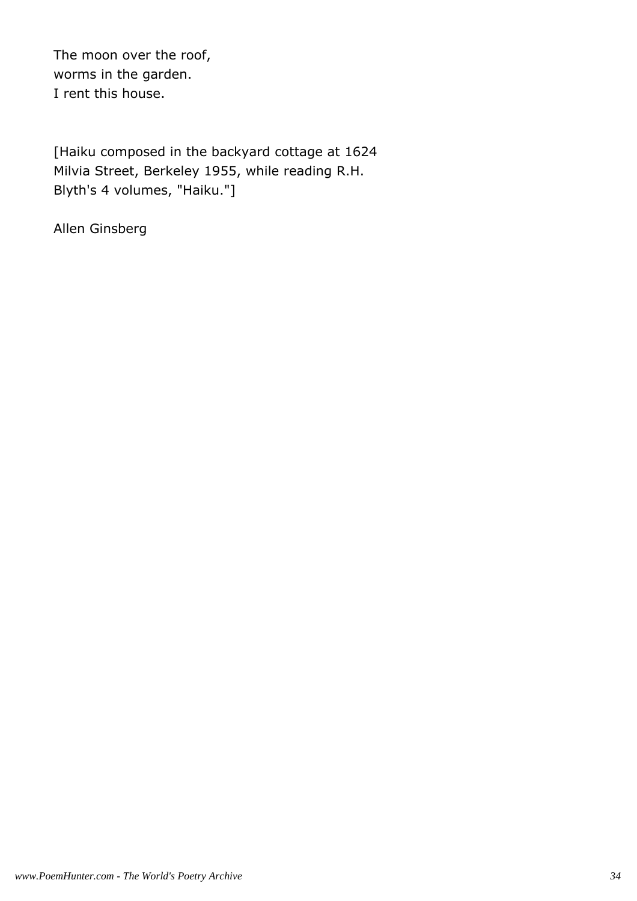The moon over the roof,
worms in the garden.
I rent this house.

[Haiku composed in the backyard cottage at 1624 Milvia Street, Berkeley 1955, while reading R.H. Blyth's 4 volumes, "Haiku."]

Allen Ginsberg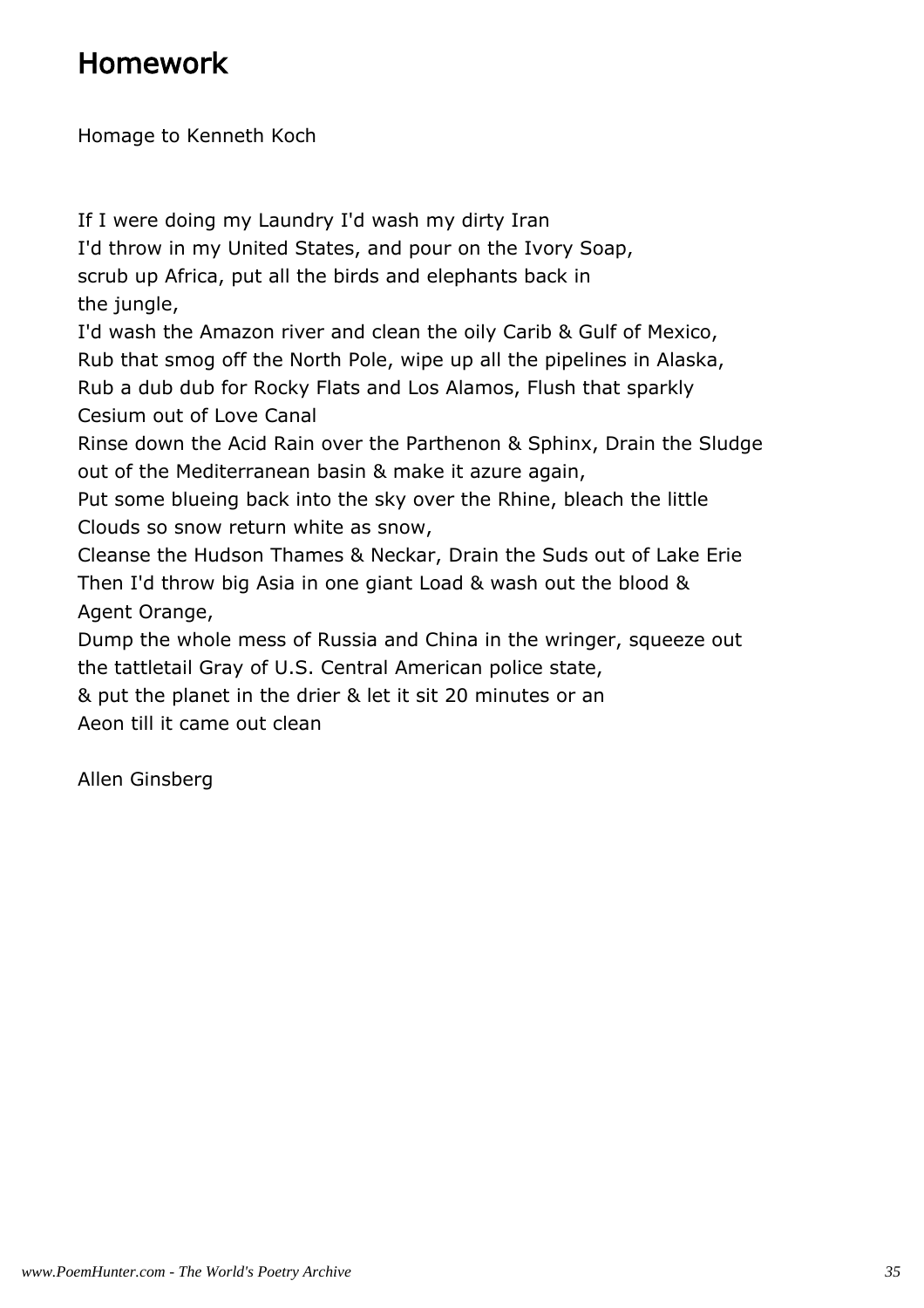# Homework

Homage to Kenneth Koch

If I were doing my Laundry I'd wash my dirty Iran
I'd throw in my United States, and pour on the Ivory Soap,
scrub up Africa, put all the birds and elephants back in
the jungle,
I'd wash the Amazon river and clean the oily Carib & Gulf of Mexico,
Rub that smog off the North Pole, wipe up all the pipelines in Alaska,
Rub a dub dub for Rocky Flats and Los Alamos, Flush that sparkly
Cesium out of Love Canal
Rinse down the Acid Rain over the Parthenon & Sphinx, Drain the Sludge
out of the Mediterranean basin & make it azure again,
Put some blueing back into the sky over the Rhine, bleach the little
Clouds so snow return white as snow,
Cleanse the Hudson Thames & Neckar, Drain the Suds out of Lake Erie
Then I'd throw big Asia in one giant Load & wash out the blood &
Agent Orange,
Dump the whole mess of Russia and China in the wringer, squeeze out
the tattletail Gray of U.S. Central American police state,
& put the planet in the drier & let it sit 20 minutes or an
Aeon till it came out clean

Allen Ginsberg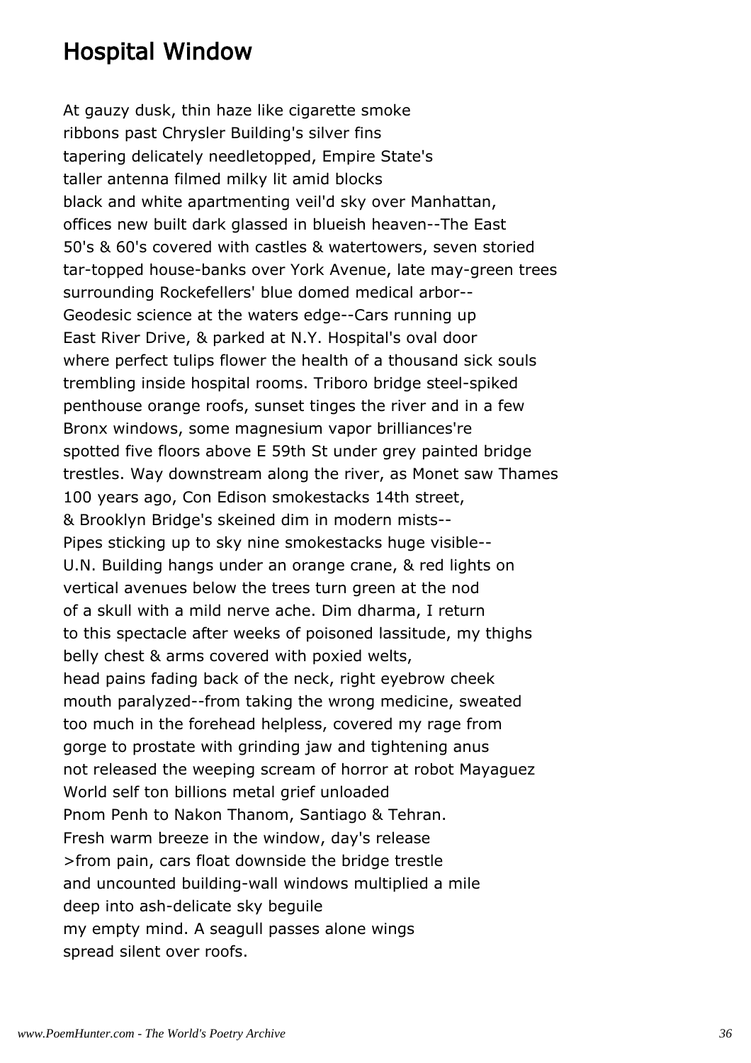## Hospital Window

At gauzy dusk, thin haze like cigarette smoke
ribbons past Chrysler Building's silver fins
tapering delicately needletopped, Empire State's
taller antenna filmed milky lit amid blocks
black and white apartmenting veil'd sky over Manhattan,
offices new built dark glassed in blueish heaven--The East
50's & 60's covered with castles & watertowers, seven storied
tar-topped house-banks over York Avenue, late may-green trees
surrounding Rockefellers' blue domed medical arbor--
Geodesic science at the waters edge--Cars running up
East River Drive, & parked at N.Y. Hospital's oval door
where perfect tulips flower the health of a thousand sick souls
trembling inside hospital rooms. Triboro bridge steel-spiked
penthouse orange roofs, sunset tinges the river and in a few
Bronx windows, some magnesium vapor brilliances're
spotted five floors above E 59th St under grey painted bridge
trestles. Way downstream along the river, as Monet saw Thames
100 years ago, Con Edison smokestacks 14th street,
& Brooklyn Bridge's skeined dim in modern mists--
Pipes sticking up to sky nine smokestacks huge visible--
U.N. Building hangs under an orange crane, & red lights on
vertical avenues below the trees turn green at the nod
of a skull with a mild nerve ache. Dim dharma, I return
to this spectacle after weeks of poisoned lassitude, my thighs
belly chest & arms covered with poxied welts,
head pains fading back of the neck, right eyebrow cheek
mouth paralyzed--from taking the wrong medicine, sweated
too much in the forehead helpless, covered my rage from
gorge to prostate with grinding jaw and tightening anus
not released the weeping scream of horror at robot Mayaguez
World self ton billions metal grief unloaded
Pnom Penh to Nakon Thanom, Santiago & Tehran.
Fresh warm breeze in the window, day's release
>from pain, cars float downside the bridge trestle
and uncounted building-wall windows multiplied a mile
deep into ash-delicate sky beguile
my empty mind. A seagull passes alone wings
spread silent over roofs.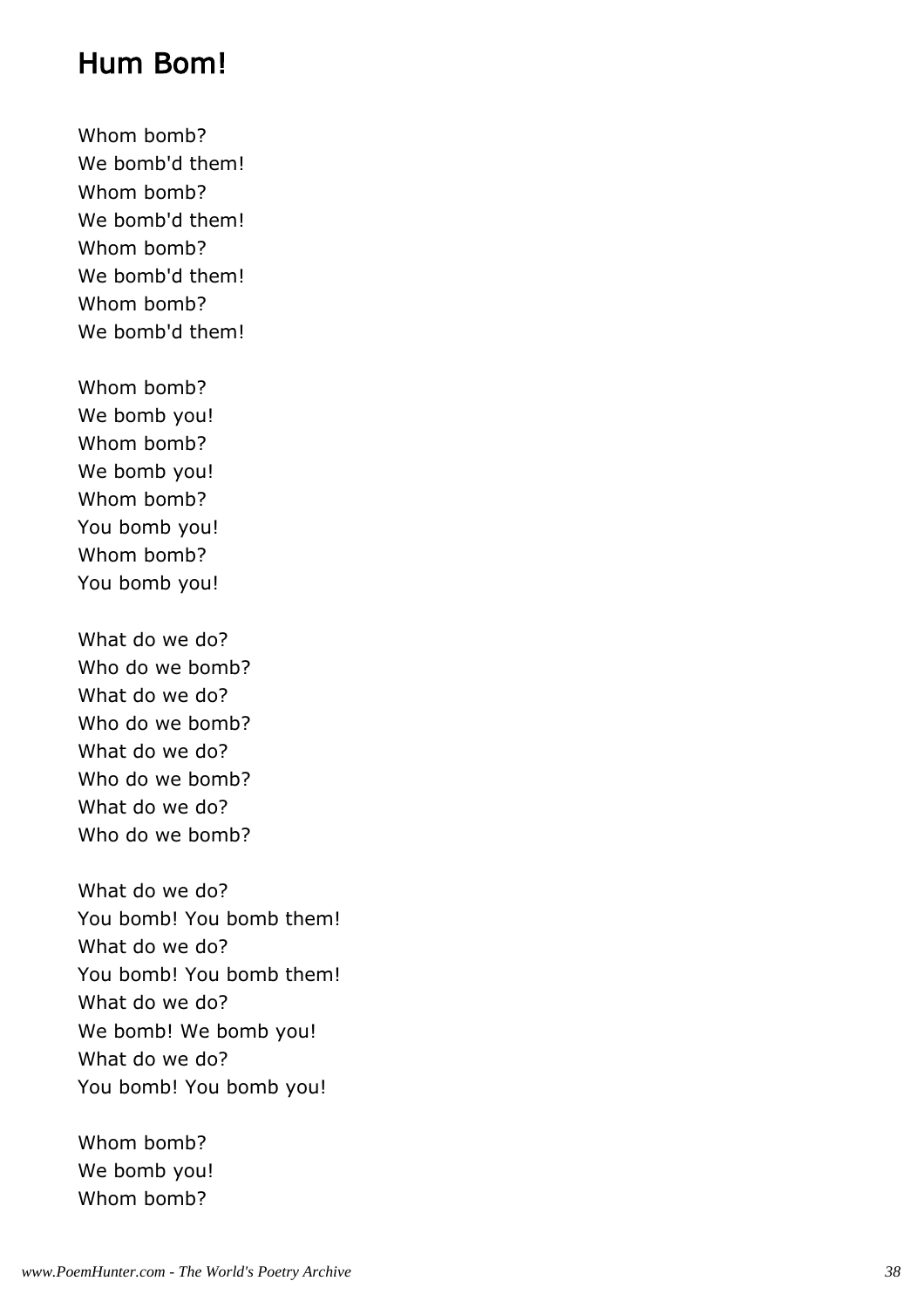## Hum Bom!

Whom bomb?
We bomb'd them!
Whom bomb?
We bomb'd them!
Whom bomb?
We bomb'd them!
Whom bomb?
We bomb'd them!

Whom bomb?
We bomb you!
Whom bomb?
We bomb you!
Whom bomb?
You bomb you!
Whom bomb?
You bomb you!

What do we do?
Who do we bomb?
What do we do?
Who do we bomb?
What do we do?
Who do we bomb?
What do we do?
Who do we bomb?

What do we do?
You bomb! You bomb them!
What do we do?
You bomb! You bomb them!
What do we do?
We bomb! We bomb you!
What do we do?
You bomb! You bomb you!

Whom bomb?
We bomb you!
Whom bomb?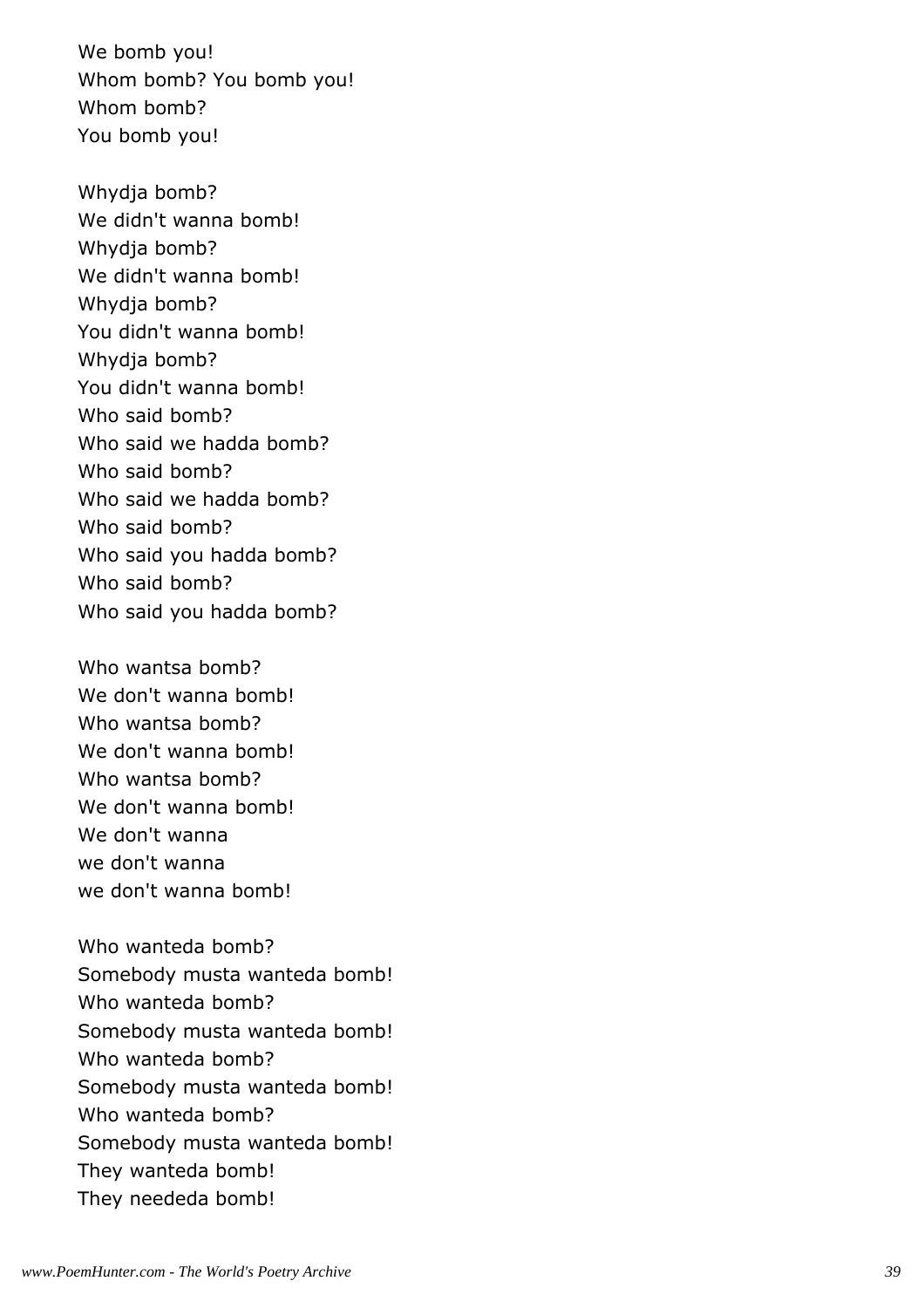We bomb you!
Whom bomb? You bomb you!
Whom bomb?
You bomb you!

Whydja bomb?
We didn't wanna bomb!
Whydja bomb?
We didn't wanna bomb!
Whydja bomb?
You didn't wanna bomb!
Whydja bomb?
You didn't wanna bomb!
Who said bomb?
Who said we hadda bomb?
Who said bomb?
Who said we hadda bomb?
Who said bomb?
Who said you hadda bomb?
Who said bomb?
Who said you hadda bomb?

Who wantsa bomb?
We don't wanna bomb!
Who wantsa bomb?
We don't wanna bomb!
Who wantsa bomb?
We don't wanna bomb!
We don't wanna
we don't wanna
we don't wanna bomb!

Who wanteda bomb?
Somebody musta wanteda bomb!
Who wanteda bomb?
Somebody musta wanteda bomb!
Who wanteda bomb?
Somebody musta wanteda bomb!
Who wanteda bomb?
Somebody musta wanteda bomb!
They wanteda bomb!
They neededa bomb!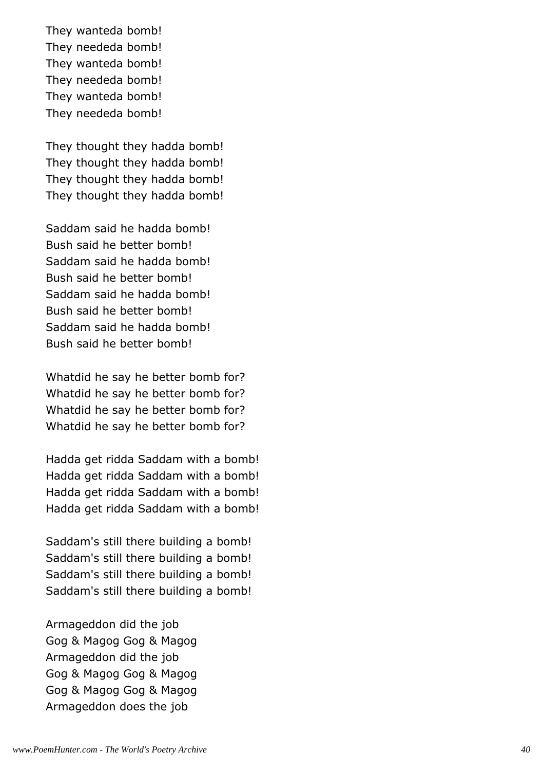They wanteda bomb!
They neededa bomb!
They wanteda bomb!
They neededa bomb!
They wanteda bomb!
They neededa bomb!

They thought they hadda bomb!
They thought they hadda bomb!
They thought they hadda bomb!
They thought they hadda bomb!

Saddam said he hadda bomb!
Bush said he better bomb!
Saddam said he hadda bomb!
Bush said he better bomb!
Saddam said he hadda bomb!
Bush said he better bomb!
Saddam said he hadda bomb!
Bush said he better bomb!

Whatdid he say he better bomb for?
Whatdid he say he better bomb for?
Whatdid he say he better bomb for?
Whatdid he say he better bomb for?

Hadda get ridda Saddam with a bomb!
Hadda get ridda Saddam with a bomb!
Hadda get ridda Saddam with a bomb!
Hadda get ridda Saddam with a bomb!

Saddam's still there building a bomb!
Saddam's still there building a bomb!
Saddam's still there building a bomb!
Saddam's still there building a bomb!

Armageddon did the job
Gog & Magog Gog & Magog
Armageddon did the job
Gog & Magog Gog & Magog
Gog & Magog Gog & Magog
Armageddon does the job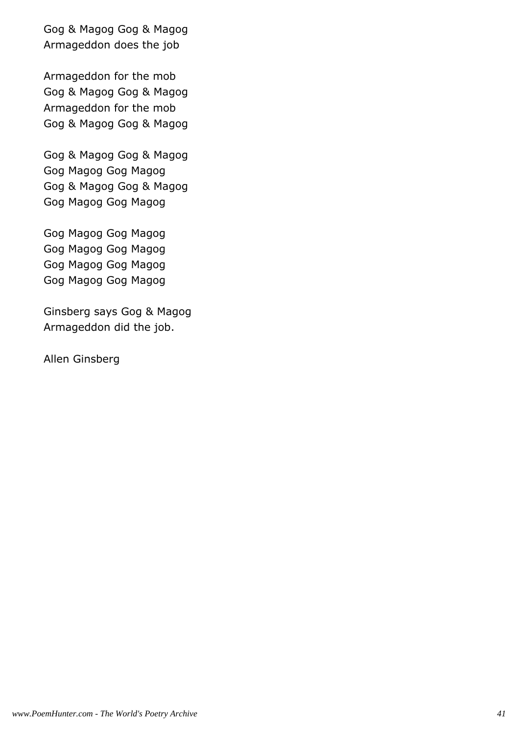Gog & Magog Gog & Magog
Armageddon does the job

Armageddon for the mob
Gog & Magog Gog & Magog
Armageddon for the mob
Gog & Magog Gog & Magog

Gog & Magog Gog & Magog
Gog Magog Gog Magog
Gog & Magog Gog & Magog
Gog Magog Gog Magog

Gog Magog Gog Magog
Gog Magog Gog Magog
Gog Magog Gog Magog
Gog Magog Gog Magog

Ginsberg says Gog & Magog
Armageddon did the job.

Allen Ginsberg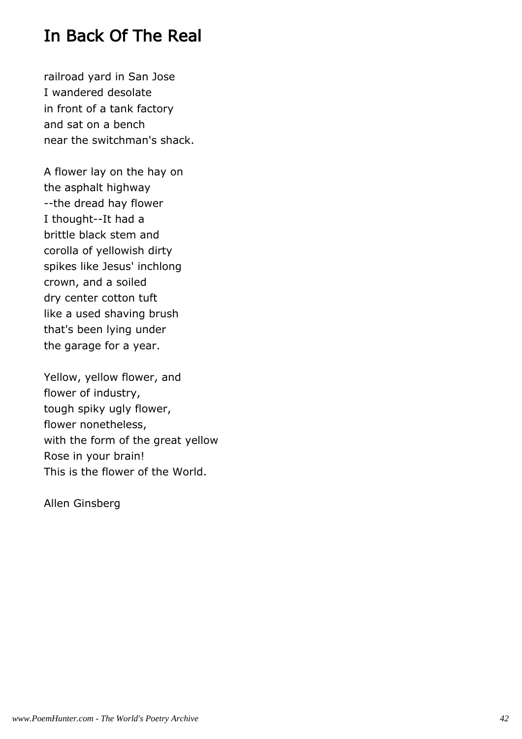# In Back Of The Real

railroad yard in San Jose
I wandered desolate
in front of a tank factory
and sat on a bench
near the switchman's shack.

A flower lay on the hay on
the asphalt highway
--the dread hay flower
I thought--It had a
brittle black stem and
corolla of yellowish dirty
spikes like Jesus' inchlong
crown, and a soiled
dry center cotton tuft
like a used shaving brush
that's been lying under
the garage for a year.

Yellow, yellow flower, and
flower of industry,
tough spiky ugly flower,
flower nonetheless,
with the form of the great yellow
Rose in your brain!
This is the flower of the World.

Allen Ginsberg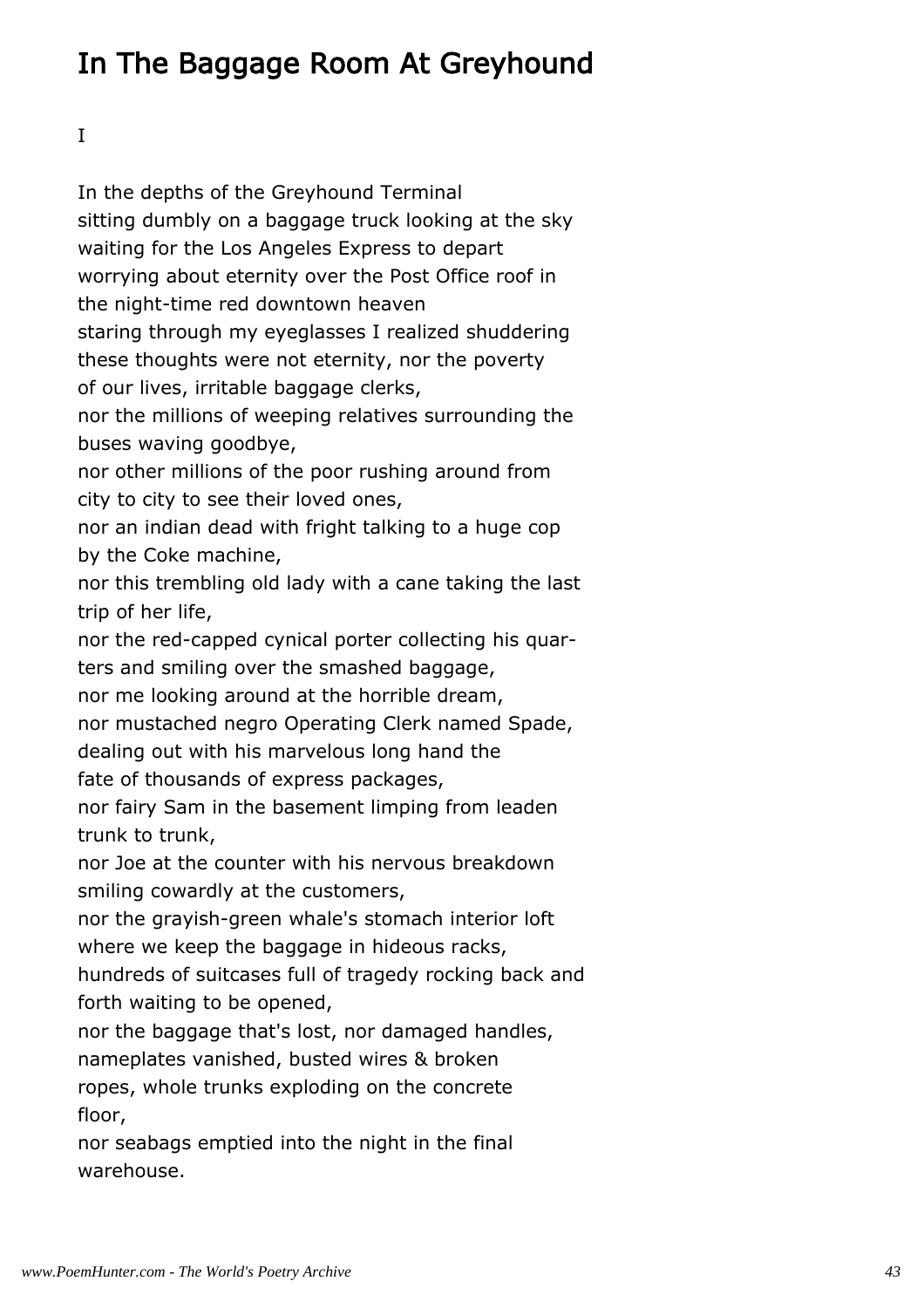# In The Baggage Room At Greyhound

I

In the depths of the Greyhound Terminal
sitting dumbly on a baggage truck looking at the sky
waiting for the Los Angeles Express to depart
worrying about eternity over the Post Office roof in
the night-time red downtown heaven
staring through my eyeglasses I realized shuddering
these thoughts were not eternity, nor the poverty
of our lives, irritable baggage clerks,
nor the millions of weeping relatives surrounding the
buses waving goodbye,
nor other millions of the poor rushing around from
city to city to see their loved ones,
nor an indian dead with fright talking to a huge cop
by the Coke machine,
nor this trembling old lady with a cane taking the last
trip of her life,
nor the red-capped cynical porter collecting his quar-
ters and smiling over the smashed baggage,
nor me looking around at the horrible dream,
nor mustached negro Operating Clerk named Spade,
dealing out with his marvelous long hand the
fate of thousands of express packages,
nor fairy Sam in the basement limping from leaden
trunk to trunk,
nor Joe at the counter with his nervous breakdown
smiling cowardly at the customers,
nor the grayish-green whale's stomach interior loft
where we keep the baggage in hideous racks,
hundreds of suitcases full of tragedy rocking back and
forth waiting to be opened,
nor the baggage that's lost, nor damaged handles,
nameplates vanished, busted wires & broken
ropes, whole trunks exploding on the concrete
floor,
nor seabags emptied into the night in the final
warehouse.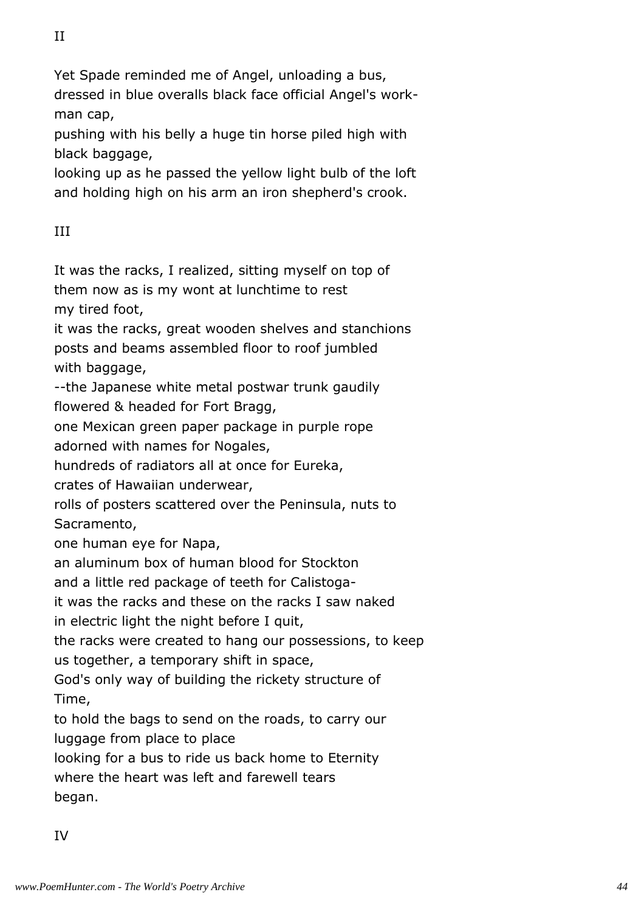II

Yet Spade reminded me of Angel, unloading a bus,
dressed in blue overalls black face official Angel's work-
man cap,
pushing with his belly a huge tin horse piled high with
black baggage,
looking up as he passed the yellow light bulb of the loft
and holding high on his arm an iron shepherd's crook.

III

It was the racks, I realized, sitting myself on top of
them now as is my wont at lunchtime to rest
my tired foot,
it was the racks, great wooden shelves and stanchions
posts and beams assembled floor to roof jumbled
with baggage,
--the Japanese white metal postwar trunk gaudily
flowered & headed for Fort Bragg,
one Mexican green paper package in purple rope
adorned with names for Nogales,
hundreds of radiators all at once for Eureka,
crates of Hawaiian underwear,
rolls of posters scattered over the Peninsula, nuts to
Sacramento,
one human eye for Napa,
an aluminum box of human blood for Stockton
and a little red package of teeth for Calistoga-
it was the racks and these on the racks I saw naked
in electric light the night before I quit,
the racks were created to hang our possessions, to keep
us together, a temporary shift in space,
God's only way of building the rickety structure of
Time,
to hold the bags to send on the roads, to carry our
luggage from place to place
looking for a bus to ride us back home to Eternity
where the heart was left and farewell tears
began.

IV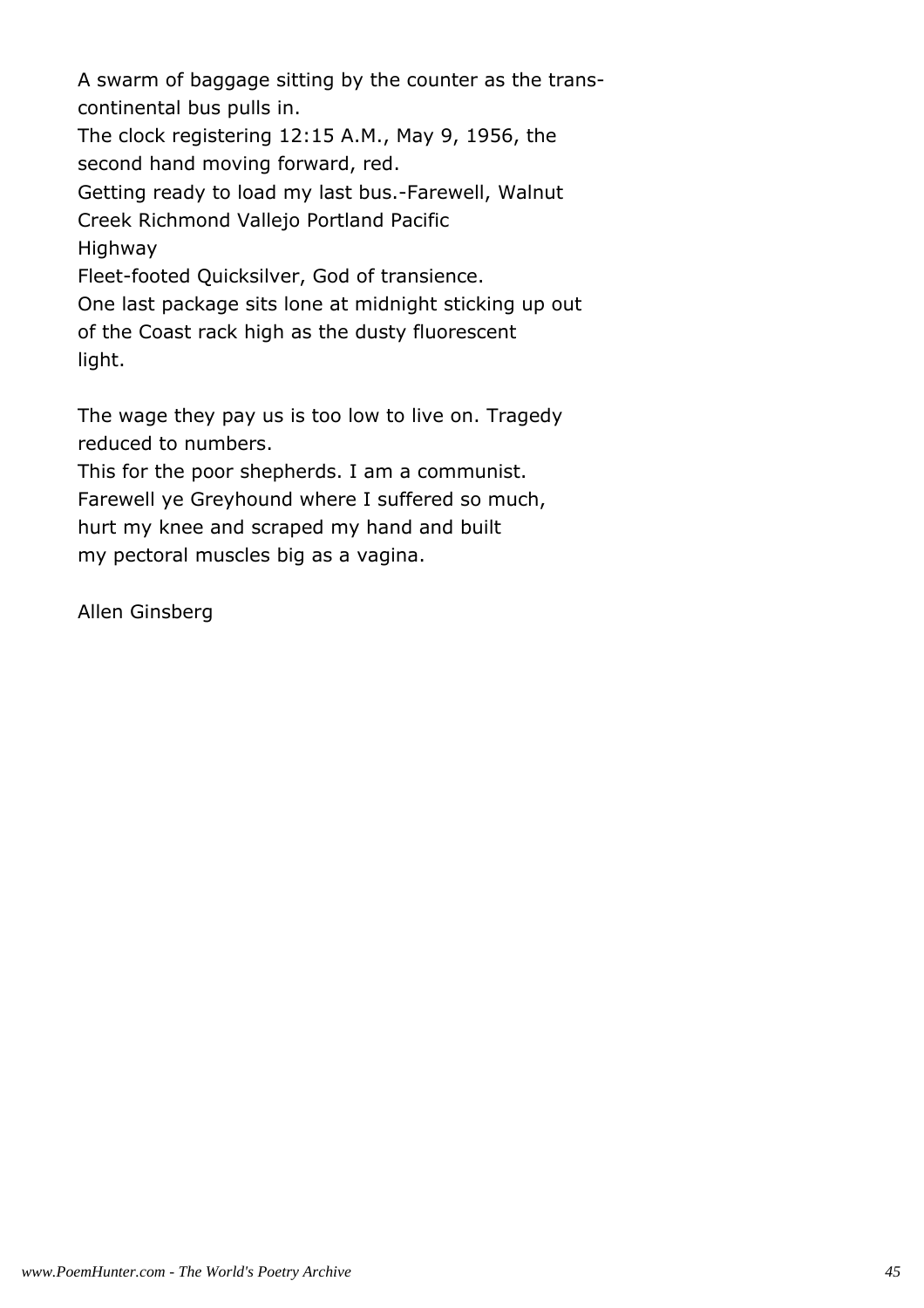A swarm of baggage sitting by the counter as the trans-
continental bus pulls in.
The clock registering 12:15 A.M., May 9, 1956, the
second hand moving forward, red.
Getting ready to load my last bus.-Farewell, Walnut
Creek Richmond Vallejo Portland Pacific
Highway
Fleet-footed Quicksilver, God of transience.
One last package sits lone at midnight sticking up out
of the Coast rack high as the dusty fluorescent
light.

The wage they pay us is too low to live on. Tragedy
reduced to numbers.
This for the poor shepherds. I am a communist.
Farewell ye Greyhound where I suffered so much,
hurt my knee and scraped my hand and built
my pectoral muscles big as a vagina.

Allen Ginsberg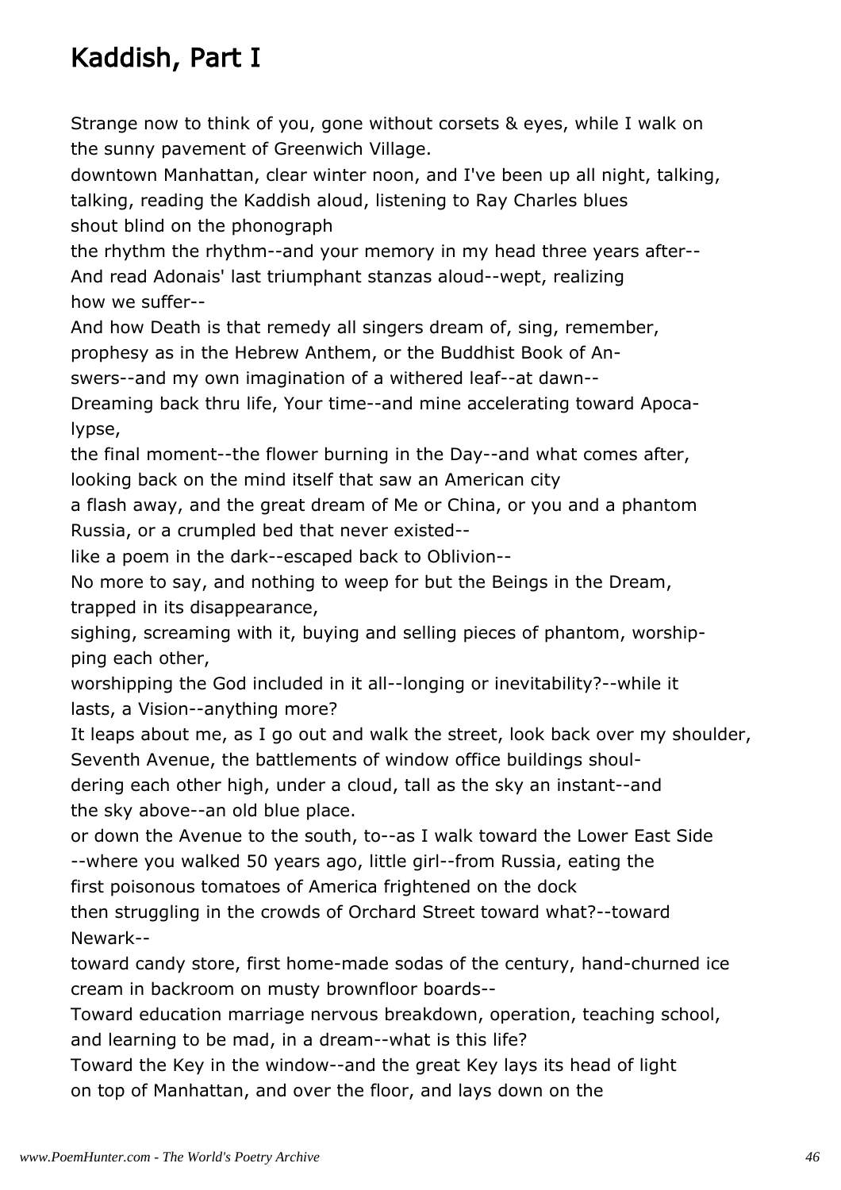## Kaddish, Part I

Strange now to think of you, gone without corsets & eyes, while I walk on
the sunny pavement of Greenwich Village.
downtown Manhattan, clear winter noon, and I've been up all night, talking,
talking, reading the Kaddish aloud, listening to Ray Charles blues
shout blind on the phonograph
the rhythm the rhythm--and your memory in my head three years after--
And read Adonais' last triumphant stanzas aloud--wept, realizing
how we suffer--
And how Death is that remedy all singers dream of, sing, remember,
prophesy as in the Hebrew Anthem, or the Buddhist Book of An-
swers--and my own imagination of a withered leaf--at dawn--
Dreaming back thru life, Your time--and mine accelerating toward Apoca-
lypse,
the final moment--the flower burning in the Day--and what comes after,
looking back on the mind itself that saw an American city
a flash away, and the great dream of Me or China, or you and a phantom
Russia, or a crumpled bed that never existed--
like a poem in the dark--escaped back to Oblivion--
No more to say, and nothing to weep for but the Beings in the Dream,
trapped in its disappearance,
sighing, screaming with it, buying and selling pieces of phantom, worship-
ping each other,
worshipping the God included in it all--longing or inevitability?--while it
lasts, a Vision--anything more?
It leaps about me, as I go out and walk the street, look back over my shoulder,
Seventh Avenue, the battlements of window office buildings shoul-
dering each other high, under a cloud, tall as the sky an instant--and
the sky above--an old blue place.
or down the Avenue to the south, to--as I walk toward the Lower East Side
--where you walked 50 years ago, little girl--from Russia, eating the
first poisonous tomatoes of America frightened on the dock
then struggling in the crowds of Orchard Street toward what?--toward
Newark--
toward candy store, first home-made sodas of the century, hand-churned ice
cream in backroom on musty brownfloor boards--
Toward education marriage nervous breakdown, operation, teaching school,
and learning to be mad, in a dream--what is this life?
Toward the Key in the window--and the great Key lays its head of light
on top of Manhattan, and over the floor, and lays down on the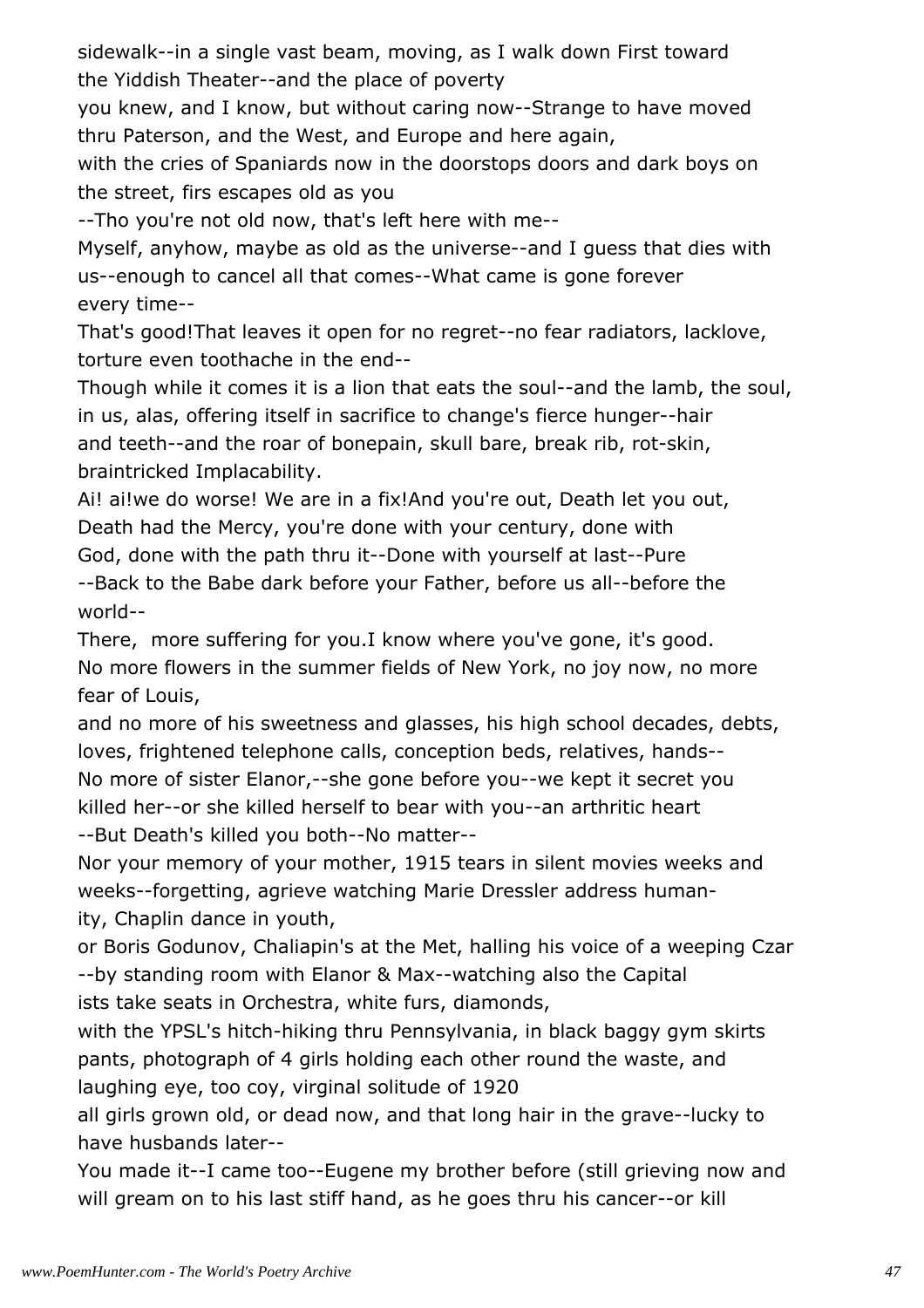sidewalk--in a single vast beam, moving, as I walk down First toward the Yiddish Theater--and the place of poverty

you knew, and I know, but without caring now--Strange to have moved thru Paterson, and the West, and Europe and here again,

with the cries of Spaniards now in the doorstops doors and dark boys on the street, firs escapes old as you

--Tho you're not old now, that's left here with me--

Myself, anyhow, maybe as old as the universe--and I guess that dies with us--enough to cancel all that comes--What came is gone forever every time--

That's good!That leaves it open for no regret--no fear radiators, lacklove, torture even toothache in the end--

Though while it comes it is a lion that eats the soul--and the lamb, the soul, in us, alas, offering itself in sacrifice to change's fierce hunger--hair and teeth--and the roar of bonepain, skull bare, break rib, rot-skin, braintricked Implacability.

Ai! ai!we do worse! We are in a fix!And you're out, Death let you out, Death had the Mercy, you're done with your century, done with God, done with the path thru it--Done with yourself at last--Pure --Back to the Babe dark before your Father, before us all--before the world--

There, more suffering for you.I know where you've gone, it's good.

No more flowers in the summer fields of New York, no joy now, no more fear of Louis,

and no more of his sweetness and glasses, his high school decades, debts, loves, frightened telephone calls, conception beds, relatives, hands--

No more of sister Elanor,--she gone before you--we kept it secret you killed her--or she killed herself to bear with you--an arthritic heart --But Death's killed you both--No matter--

Nor your memory of your mother, 1915 tears in silent movies weeks and weeks--forgetting, agrieve watching Marie Dressler address humanity, Chaplin dance in youth,

or Boris Godunov, Chaliapin's at the Met, halling his voice of a weeping Czar --by standing room with Elanor & Max--watching also the Capitalists take seats in Orchestra, white furs, diamonds,

with the YPSL's hitch-hiking thru Pennsylvania, in black baggy gym skirts pants, photograph of 4 girls holding each other round the waste, and laughing eye, too coy, virginal solitude of 1920

all girls grown old, or dead now, and that long hair in the grave--lucky to have husbands later--

You made it--I came too--Eugene my brother before (still grieving now and will gream on to his last stiff hand, as he goes thru his cancer--or kill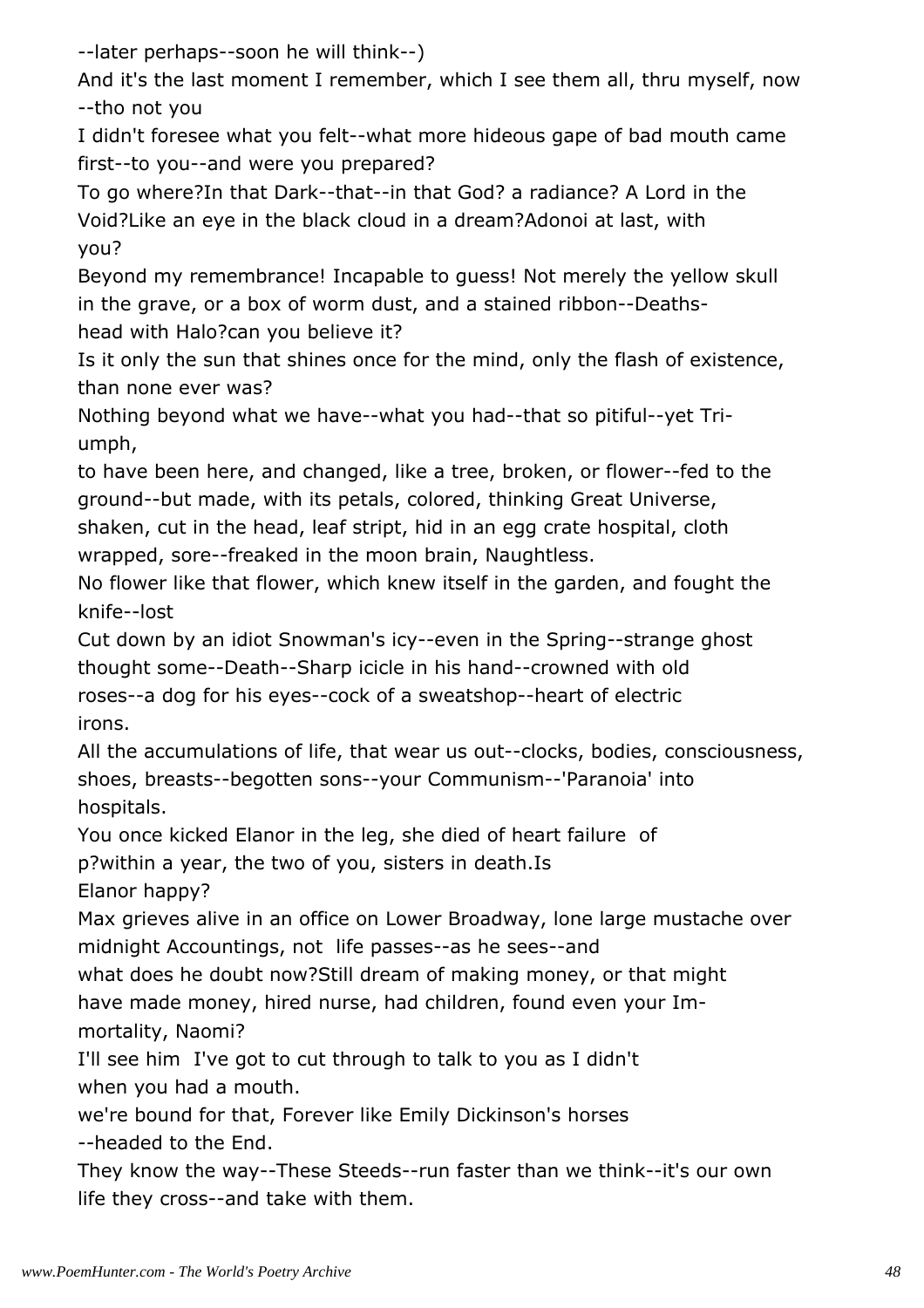--later perhaps--soon he will think--)

And it's the last moment I remember, which I see them all, thru myself, now --tho not you

I didn't foresee what you felt--what more hideous gape of bad mouth came first--to you--and were you prepared?

To go where?In that Dark--that--in that God? a radiance? A Lord in the Void?Like an eye in the black cloud in a dream?Adonoi at last, with you?

Beyond my remembrance! Incapable to guess! Not merely the yellow skull in the grave, or a box of worm dust, and a stained ribbon--Deaths-head with Halo?can you believe it?

Is it only the sun that shines once for the mind, only the flash of existence, than none ever was?

Nothing beyond what we have--what you had--that so pitiful--yet Tri-umph,

to have been here, and changed, like a tree, broken, or flower--fed to the ground--but made, with its petals, colored, thinking Great Universe, shaken, cut in the head, leaf stript, hid in an egg crate hospital, cloth wrapped, sore--freaked in the moon brain, Naughtless.

No flower like that flower, which knew itself in the garden, and fought the knife--lost

Cut down by an idiot Snowman's icy--even in the Spring--strange ghost thought some--Death--Sharp icicle in his hand--crowned with old roses--a dog for his eyes--cock of a sweatshop--heart of electric irons.

All the accumulations of life, that wear us out--clocks, bodies, consciousness, shoes, breasts--begotten sons--your Communism--'Paranoia' into hospitals.

You once kicked Elanor in the leg, she died of heart failure of p?within a year, the two of you, sisters in death.Is Elanor happy?

Max grieves alive in an office on Lower Broadway, lone large mustache over midnight Accountings, not life passes--as he sees--and what does he doubt now?Still dream of making money, or that might have made money, hired nurse, had children, found even your Im-mortality, Naomi?

I'll see him I've got to cut through to talk to you as I didn't when you had a mouth.

we're bound for that, Forever like Emily Dickinson's horses --headed to the End.

They know the way--These Steeds--run faster than we think--it's our own life they cross--and take with them.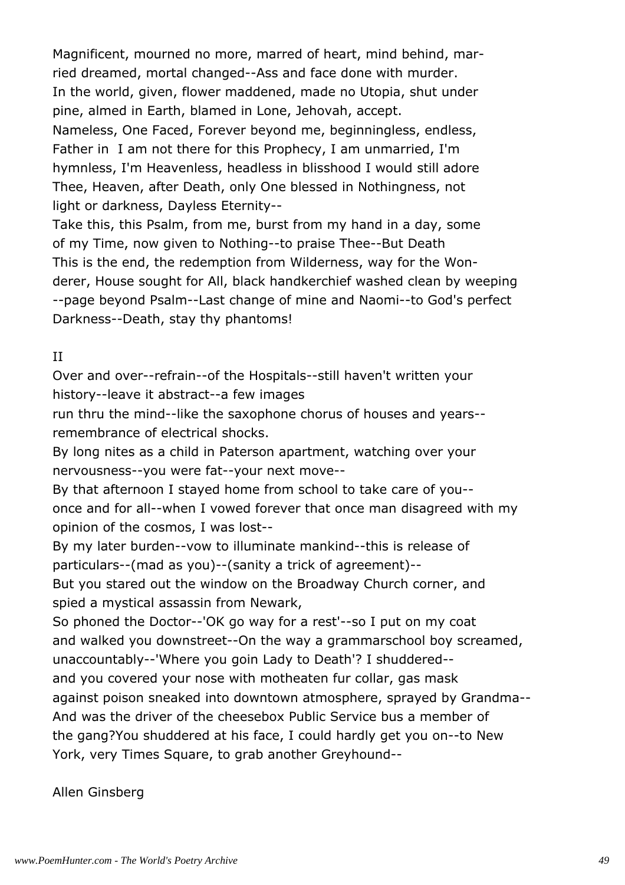Magnificent, mourned no more, marred of heart, mind behind, mar-
ried dreamed, mortal changed--Ass and face done with murder.
In the world, given, flower maddened, made no Utopia, shut under
pine, almed in Earth, blamed in Lone, Jehovah, accept.
Nameless, One Faced, Forever beyond me, beginningless, endless,
Father in  I am not there for this Prophecy, I am unmarried, I'm
hymnless, I'm Heavenless, headless in blisshood I would still adore
Thee, Heaven, after Death, only One blessed in Nothingness, not
light or darkness, Dayless Eternity--
Take this, this Psalm, from me, burst from my hand in a day, some
of my Time, now given to Nothing--to praise Thee--But Death
This is the end, the redemption from Wilderness, way for the Won-
derer, House sought for All, black handkerchief washed clean by weeping
--page beyond Psalm--Last change of mine and Naomi--to God's perfect
Darkness--Death, stay thy phantoms!

II

Over and over--refrain--of the Hospitals--still haven't written your
history--leave it abstract--a few images
run thru the mind--like the saxophone chorus of houses and years--
remembrance of electrical shocks.
By long nites as a child in Paterson apartment, watching over your
nervousness--you were fat--your next move--
By that afternoon I stayed home from school to take care of you--
once and for all--when I vowed forever that once man disagreed with my
opinion of the cosmos, I was lost--
By my later burden--vow to illuminate mankind--this is release of
particulars--(mad as you)--(sanity a trick of agreement)--
But you stared out the window on the Broadway Church corner, and
spied a mystical assassin from Newark,
So phoned the Doctor--'OK go way for a rest'--so I put on my coat
and walked you downstreet--On the way a grammarschool boy screamed,
unaccountably--'Where you goin Lady to Death'? I shuddered--
and you covered your nose with motheaten fur collar, gas mask
against poison sneaked into downtown atmosphere, sprayed by Grandma--
And was the driver of the cheesebox Public Service bus a member of
the gang?You shuddered at his face, I could hardly get you on--to New
York, very Times Square, to grab another Greyhound--

Allen Ginsberg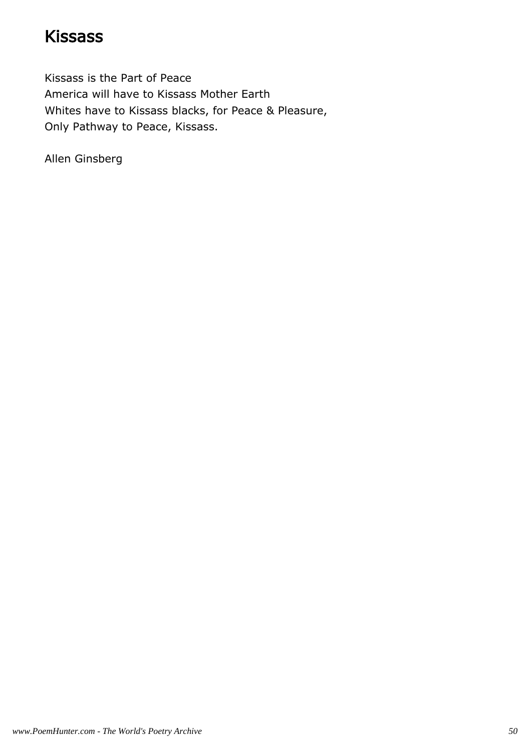# Kissass

Kissass is the Part of Peace
America will have to Kissass Mother Earth
Whites have to Kissass blacks, for Peace & Pleasure,
Only Pathway to Peace, Kissass.

Allen Ginsberg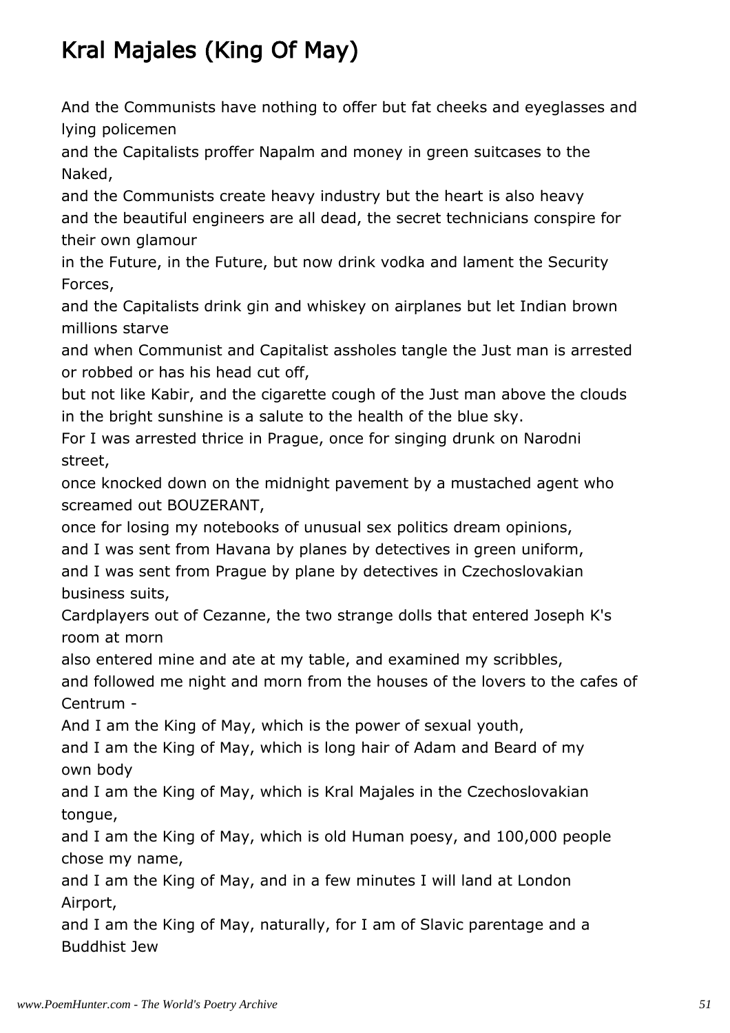# Kral Majales (King Of May)

And the Communists have nothing to offer but fat cheeks and eyeglasses and lying policemen
and the Capitalists proffer Napalm and money in green suitcases to the Naked,
and the Communists create heavy industry but the heart is also heavy
and the beautiful engineers are all dead, the secret technicians conspire for their own glamour
in the Future, in the Future, but now drink vodka and lament the Security Forces,
and the Capitalists drink gin and whiskey on airplanes but let Indian brown millions starve
and when Communist and Capitalist assholes tangle the Just man is arrested or robbed or has his head cut off,
but not like Kabir, and the cigarette cough of the Just man above the clouds in the bright sunshine is a salute to the health of the blue sky.
For I was arrested thrice in Prague, once for singing drunk on Narodni street,
once knocked down on the midnight pavement by a mustached agent who screamed out BOUZERANT,
once for losing my notebooks of unusual sex politics dream opinions,
and I was sent from Havana by planes by detectives in green uniform,
and I was sent from Prague by plane by detectives in Czechoslovakian business suits,
Cardplayers out of Cezanne, the two strange dolls that entered Joseph K's room at morn
also entered mine and ate at my table, and examined my scribbles,
and followed me night and morn from the houses of the lovers to the cafes of Centrum -
And I am the King of May, which is the power of sexual youth,
and I am the King of May, which is long hair of Adam and Beard of my own body
and I am the King of May, which is Kral Majales in the Czechoslovakian tongue,
and I am the King of May, which is old Human poesy, and 100,000 people chose my name,
and I am the King of May, and in a few minutes I will land at London Airport,
and I am the King of May, naturally, for I am of Slavic parentage and a Buddhist Jew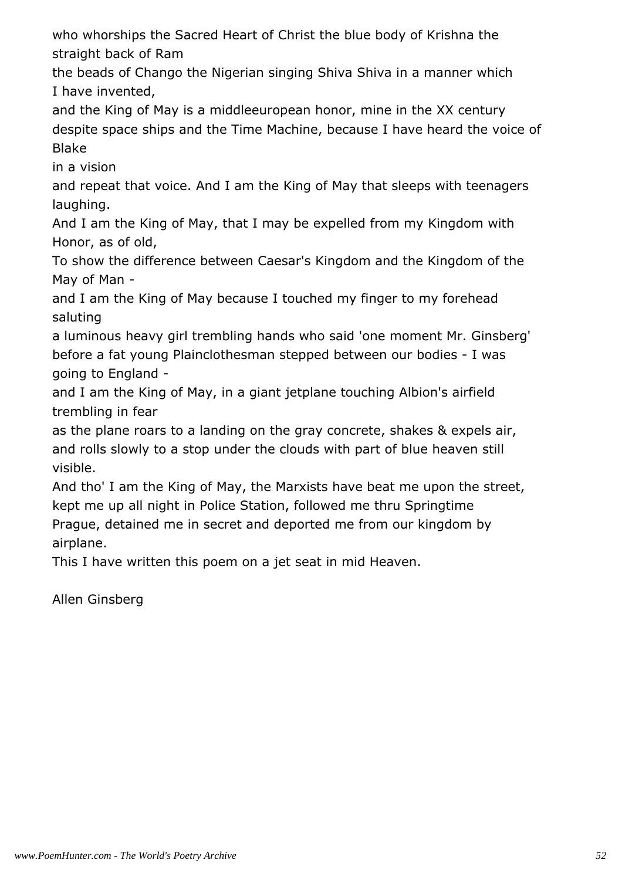who whorships the Sacred Heart of Christ the blue body of Krishna the straight back of Ram
the beads of Chango the Nigerian singing Shiva Shiva in a manner which I have invented,
and the King of May is a middleeuropean honor, mine in the XX century
despite space ships and the Time Machine, because I have heard the voice of Blake
in a vision
and repeat that voice. And I am the King of May that sleeps with teenagers laughing.
And I am the King of May, that I may be expelled from my Kingdom with Honor, as of old,
To show the difference between Caesar's Kingdom and the Kingdom of the May of Man -
and I am the King of May because I touched my finger to my forehead saluting
a luminous heavy girl trembling hands who said 'one moment Mr. Ginsberg'
before a fat young Plainclothesman stepped between our bodies - I was going to England -
and I am the King of May, in a giant jetplane touching Albion's airfield trembling in fear
as the plane roars to a landing on the gray concrete, shakes & expels air,
and rolls slowly to a stop under the clouds with part of blue heaven still visible.
And tho' I am the King of May, the Marxists have beat me upon the street,
kept me up all night in Police Station, followed me thru Springtime
Prague, detained me in secret and deported me from our kingdom by airplane.
This I have written this poem on a jet seat in mid Heaven.

Allen Ginsberg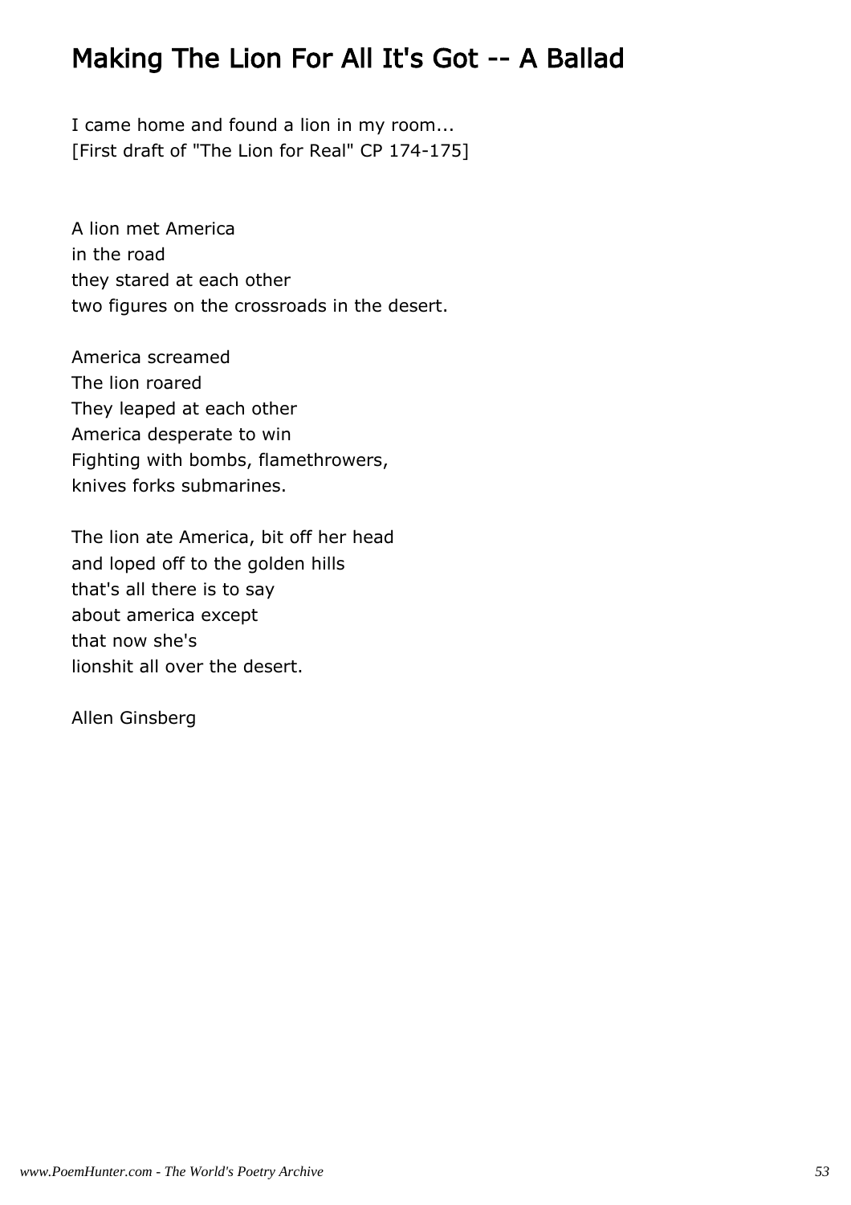# Making The Lion For All It's Got -- A Ballad

I came home and found a lion in my room...
[First draft of "The Lion for Real" CP 174-175]

A lion met America
in the road
they stared at each other
two figures on the crossroads in the desert.

America screamed
The lion roared
They leaped at each other
America desperate to win
Fighting with bombs, flamethrowers,
knives forks submarines.

The lion ate America, bit off her head
and loped off to the golden hills
that's all there is to say
about america except
that now she's
lionshit all over the desert.

Allen Ginsberg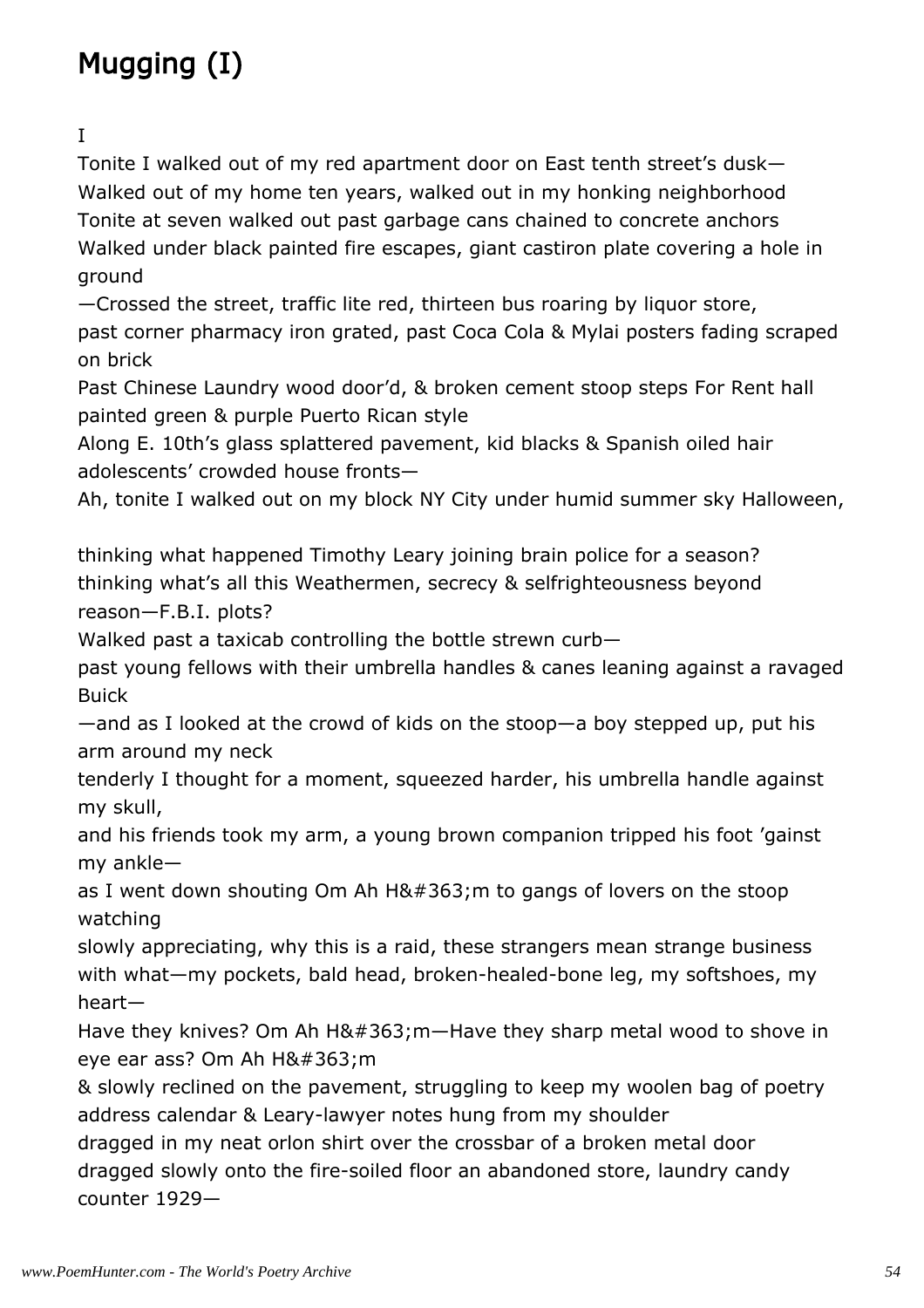# Mugging (I)

I

Tonite I walked out of my red apartment door on East tenth street's dusk—
Walked out of my home ten years, walked out in my honking neighborhood
Tonite at seven walked out past garbage cans chained to concrete anchors
Walked under black painted fire escapes, giant castiron plate covering a hole in ground
—Crossed the street, traffic lite red, thirteen bus roaring by liquor store,
past corner pharmacy iron grated, past Coca Cola & Mylai posters fading scraped on brick
Past Chinese Laundry wood door'd, & broken cement stoop steps For Rent hall painted green & purple Puerto Rican style
Along E. 10th's glass splattered pavement, kid blacks & Spanish oiled hair adolescents' crowded house fronts—
Ah, tonite I walked out on my block NY City under humid summer sky Halloween,

thinking what happened Timothy Leary joining brain police for a season?
thinking what's all this Weathermen, secrecy & selfrighteousness beyond reason—F.B.I. plots?
Walked past a taxicab controlling the bottle strewn curb—
past young fellows with their umbrella handles & canes leaning against a ravaged Buick
—and as I looked at the crowd of kids on the stoop—a boy stepped up, put his arm around my neck
tenderly I thought for a moment, squeezed harder, his umbrella handle against my skull,
and his friends took my arm, a young brown companion tripped his foot 'gainst my ankle—
as I went down shouting Om Ah H&#363;m to gangs of lovers on the stoop watching
slowly appreciating, why this is a raid, these strangers mean strange business
with what—my pockets, bald head, broken-healed-bone leg, my softshoes, my heart—
Have they knives? Om Ah H&#363;m—Have they sharp metal wood to shove in eye ear ass? Om Ah H&#363;m
& slowly reclined on the pavement, struggling to keep my woolen bag of poetry address calendar & Leary-lawyer notes hung from my shoulder
dragged in my neat orlon shirt over the crossbar of a broken metal door
dragged slowly onto the fire-soiled floor an abandoned store, laundry candy counter 1929—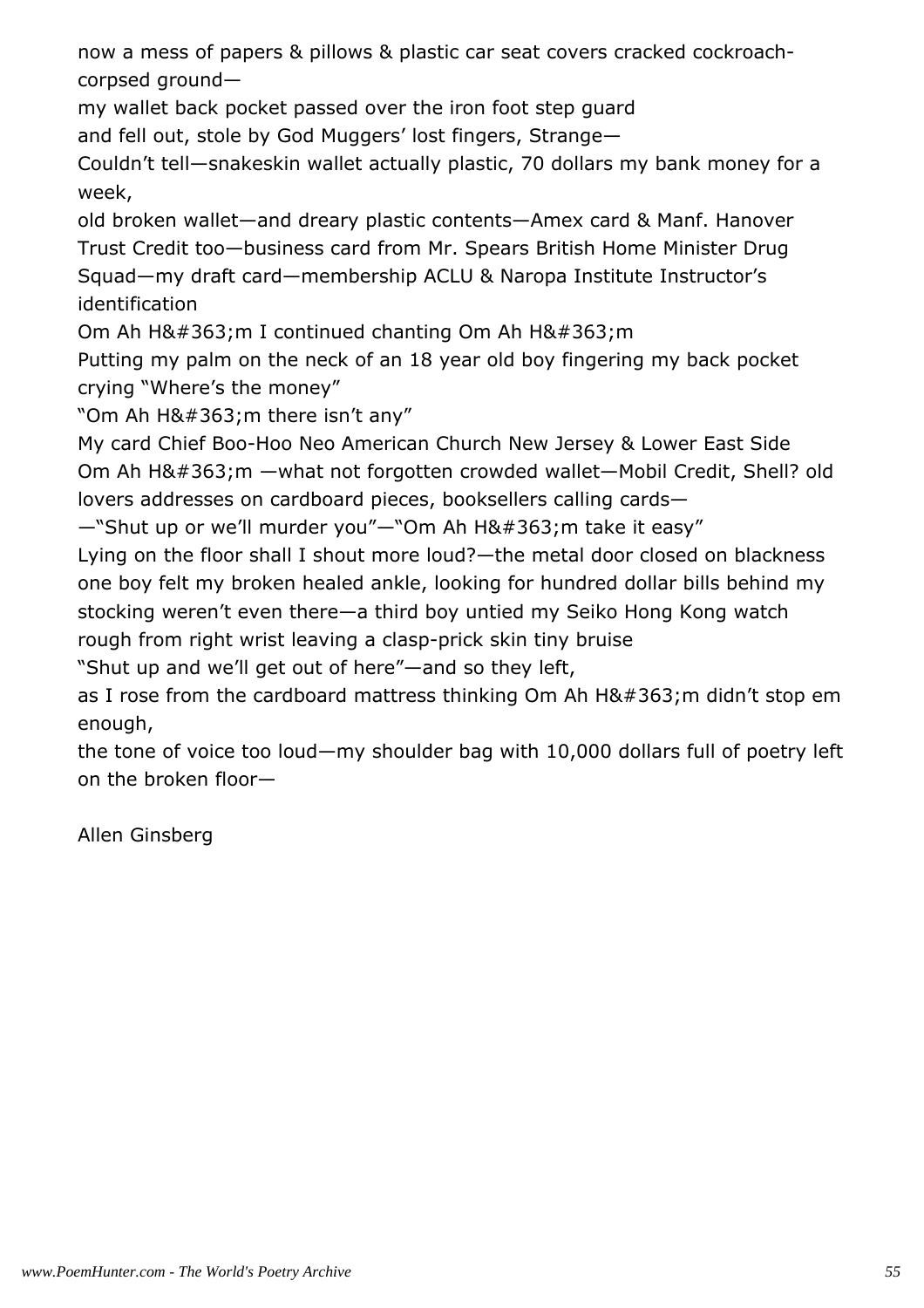now a mess of papers & pillows & plastic car seat covers cracked cockroach-corpsed ground—
my wallet back pocket passed over the iron foot step guard
and fell out, stole by God Muggers' lost fingers, Strange—
Couldn't tell—snakeskin wallet actually plastic, 70 dollars my bank money for a week,
old broken wallet—and dreary plastic contents—Amex card & Manf. Hanover Trust Credit too—business card from Mr. Spears British Home Minister Drug Squad—my draft card—membership ACLU & Naropa Institute Instructor's identification
Om Ah H&#363;m I continued chanting Om Ah H&#363;m
Putting my palm on the neck of an 18 year old boy fingering my back pocket crying "Where's the money"
"Om Ah H&#363;m there isn't any"
My card Chief Boo-Hoo Neo American Church New Jersey & Lower East Side
Om Ah H&#363;m —what not forgotten crowded wallet—Mobil Credit, Shell? old lovers addresses on cardboard pieces, booksellers calling cards—
—"Shut up or we'll murder you"—"Om Ah H&#363;m take it easy"
Lying on the floor shall I shout more loud?—the metal door closed on blackness
one boy felt my broken healed ankle, looking for hundred dollar bills behind my stocking weren't even there—a third boy untied my Seiko Hong Kong watch rough from right wrist leaving a clasp-prick skin tiny bruise
"Shut up and we'll get out of here"—and so they left,
as I rose from the cardboard mattress thinking Om Ah H&#363;m didn't stop em enough,
the tone of voice too loud—my shoulder bag with 10,000 dollars full of poetry left on the broken floor—

Allen Ginsberg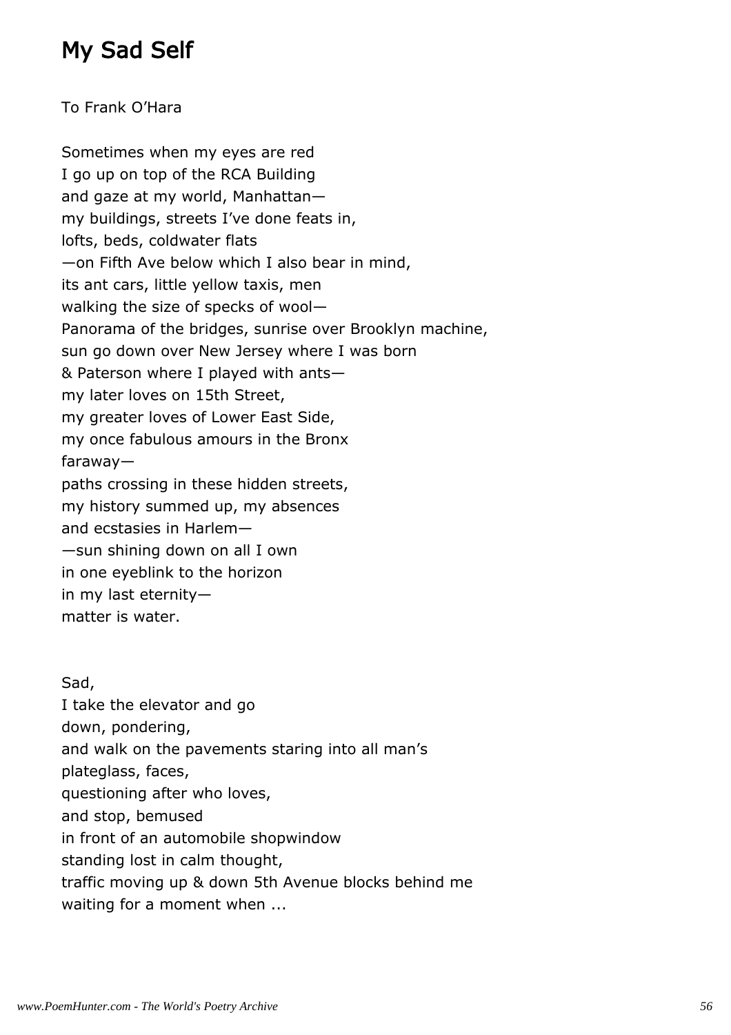# My Sad Self

To Frank O'Hara

Sometimes when my eyes are red  
I go up on top of the RCA Building  
and gaze at my world, Manhattan—  
my buildings, streets I've done feats in,  
lofts, beds, coldwater flats  
—on Fifth Ave below which I also bear in mind,  
its ant cars, little yellow taxis, men  
walking the size of specks of wool—  
Panorama of the bridges, sunrise over Brooklyn machine,  
sun go down over New Jersey where I was born  
& Paterson where I played with ants—  
my later loves on 15th Street,  
my greater loves of Lower East Side,  
my once fabulous amours in the Bronx  
faraway—  
paths crossing in these hidden streets,  
my history summed up, my absences  
and ecstasies in Harlem—  
—sun shining down on all I own  
in one eyeblink to the horizon  
in my last eternity—  
matter is water.

Sad,  
I take the elevator and go  
down, pondering,  
and walk on the pavements staring into all man's  
plateglass, faces,  
questioning after who loves,  
and stop, bemused  
in front of an automobile shopwindow  
standing lost in calm thought,  
traffic moving up & down 5th Avenue blocks behind me  
waiting for a moment when ...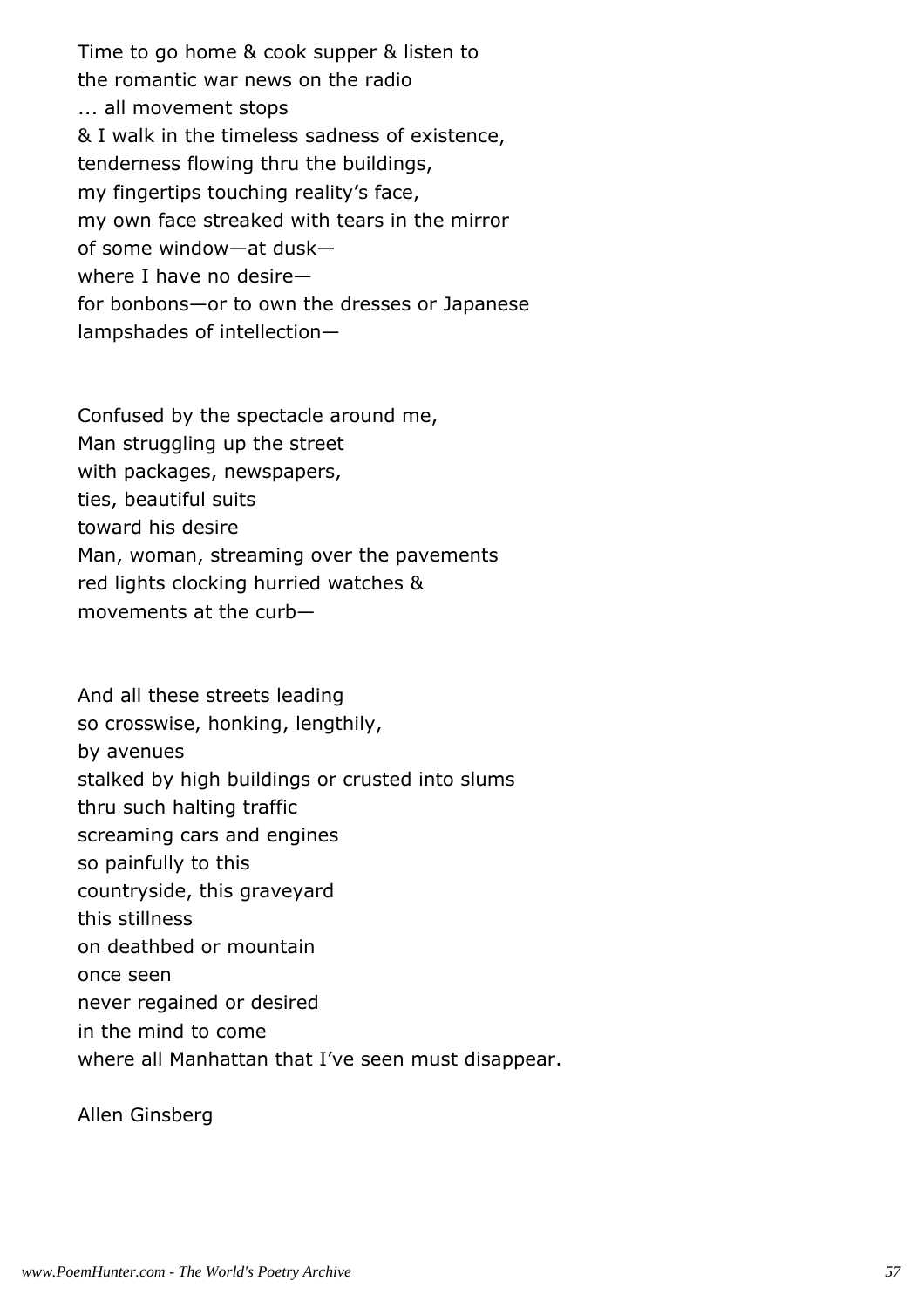Time to go home & cook supper & listen to
the romantic war news on the radio
... all movement stops
& I walk in the timeless sadness of existence,
tenderness flowing thru the buildings,
my fingertips touching reality's face,
my own face streaked with tears in the mirror
of some window—at dusk—
where I have no desire—
for bonbons—or to own the dresses or Japanese
lampshades of intellection—

Confused by the spectacle around me,
Man struggling up the street
with packages, newspapers,
ties, beautiful suits
toward his desire
Man, woman, streaming over the pavements
red lights clocking hurried watches &
movements at the curb—

And all these streets leading
so crosswise, honking, lengthily,
by avenues
stalked by high buildings or crusted into slums
thru such halting traffic
screaming cars and engines
so painfully to this
countryside, this graveyard
this stillness
on deathbed or mountain
once seen
never regained or desired
in the mind to come
where all Manhattan that I've seen must disappear.

Allen Ginsberg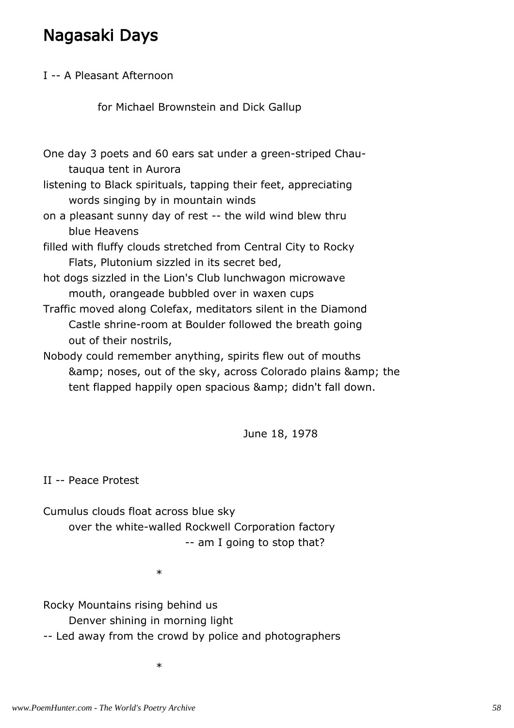# Nagasaki Days

I -- A Pleasant Afternoon

for Michael Brownstein and Dick Gallup

One day 3 poets and 60 ears sat under a green-striped Chau-
tauqua tent in Aurora
listening to Black spirituals, tapping their feet, appreciating
words singing by in mountain winds
on a pleasant sunny day of rest -- the wild wind blew thru
blue Heavens
filled with fluffy clouds stretched from Central City to Rocky
Flats, Plutonium sizzled in its secret bed,
hot dogs sizzled in the Lion's Club lunchwagon microwave
mouth, orangeade bubbled over in waxen cups
Traffic moved along Colefax, meditators silent in the Diamond
Castle shrine-room at Boulder followed the breath going
out of their nostrils,
Nobody could remember anything, spirits flew out of mouths
&amp; noses, out of the sky, across Colorado plains &amp; the
tent flapped happily open spacious &amp; didn't fall down.

June 18, 1978

II -- Peace Protest

Cumulus clouds float across blue sky
over the white-walled Rockwell Corporation factory
-- am I going to stop that?

*

Rocky Mountains rising behind us
Denver shining in morning light
-- Led away from the crowd by police and photographers

*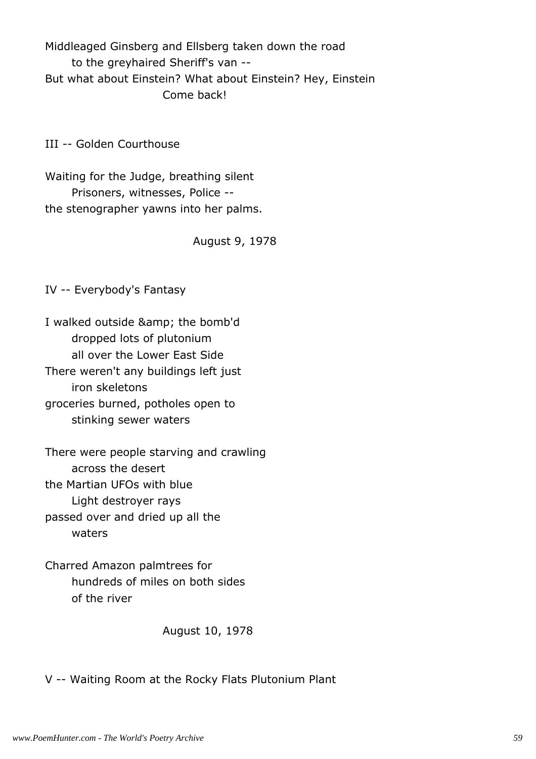Middleaged Ginsberg and Ellsberg taken down the road
      to the greyhaired Sheriff's van --
But what about Einstein? What about Einstein? Hey, Einstein
                  Come back!

III -- Golden Courthouse

Waiting for the Judge, breathing silent
      Prisoners, witnesses, Police --
the stenographer yawns into her palms.

August 9, 1978

IV -- Everybody's Fantasy

I walked outside &amp; the bomb'd
      dropped lots of plutonium
      all over the Lower East Side
There weren't any buildings left just
      iron skeletons
groceries burned, potholes open to
      stinking sewer waters

There were people starving and crawling
      across the desert
the Martian UFOs with blue
      Light destroyer rays
passed over and dried up all the
      waters

Charred Amazon palmtrees for
      hundreds of miles on both sides
      of the river

August 10, 1978

V -- Waiting Room at the Rocky Flats Plutonium Plant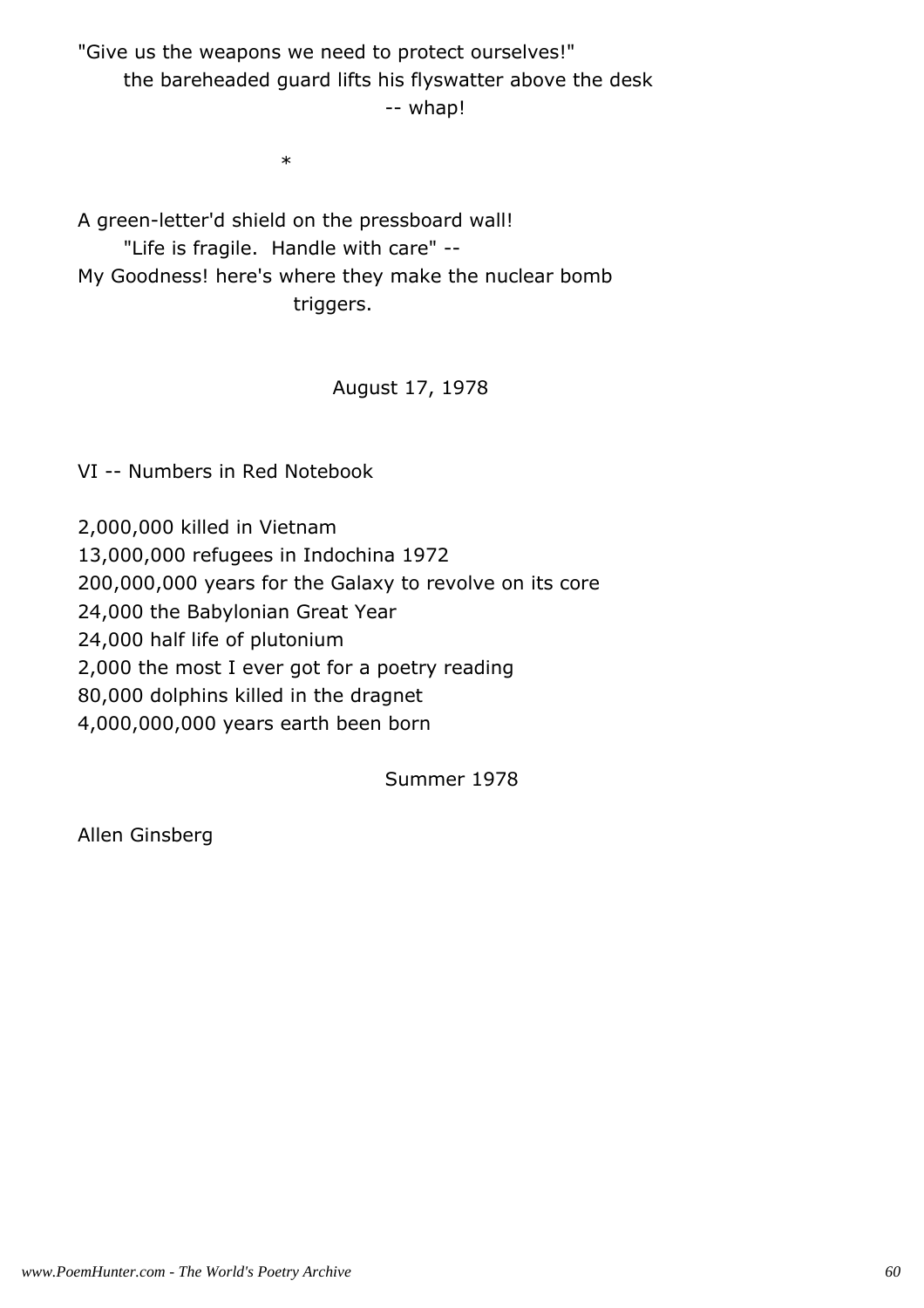"Give us the weapons we need to protect ourselves!"
the bareheaded guard lifts his flyswatter above the desk
-- whap!

*

A green-letter'd shield on the pressboard wall!
"Life is fragile.  Handle with care" --
My Goodness! here's where they make the nuclear bomb
triggers.

August 17, 1978

VI -- Numbers in Red Notebook

2,000,000 killed in Vietnam
13,000,000 refugees in Indochina 1972
200,000,000 years for the Galaxy to revolve on its core
24,000 the Babylonian Great Year
24,000 half life of plutonium
2,000 the most I ever got for a poetry reading
80,000 dolphins killed in the dragnet
4,000,000,000 years earth been born

Summer 1978

Allen Ginsberg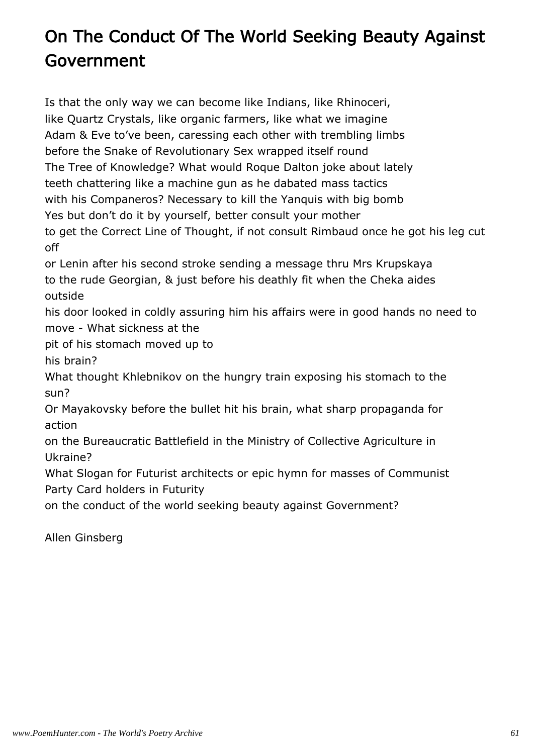# On The Conduct Of The World Seeking Beauty Against Government

Is that the only way we can become like Indians, like Rhinoceri,
like Quartz Crystals, like organic farmers, like what we imagine
Adam & Eve to've been, caressing each other with trembling limbs
before the Snake of Revolutionary Sex wrapped itself round
The Tree of Knowledge? What would Roque Dalton joke about lately
teeth chattering like a machine gun as he dabated mass tactics
with his Companeros? Necessary to kill the Yanquis with big bomb
Yes but don't do it by yourself, better consult your mother
to get the Correct Line of Thought, if not consult Rimbaud once he got his leg cut off
or Lenin after his second stroke sending a message thru Mrs Krupskaya
to the rude Georgian, & just before his deathly fit when the Cheka aides outside
his door looked in coldly assuring him his affairs were in good hands no need to move - What sickness at the
pit of his stomach moved up to
his brain?
What thought Khlebnikov on the hungry train exposing his stomach to the sun?
Or Mayakovsky before the bullet hit his brain, what sharp propaganda for action
on the Bureaucratic Battlefield in the Ministry of Collective Agriculture in Ukraine?
What Slogan for Futurist architects or epic hymn for masses of Communist Party Card holders in Futurity
on the conduct of the world seeking beauty against Government?

Allen Ginsberg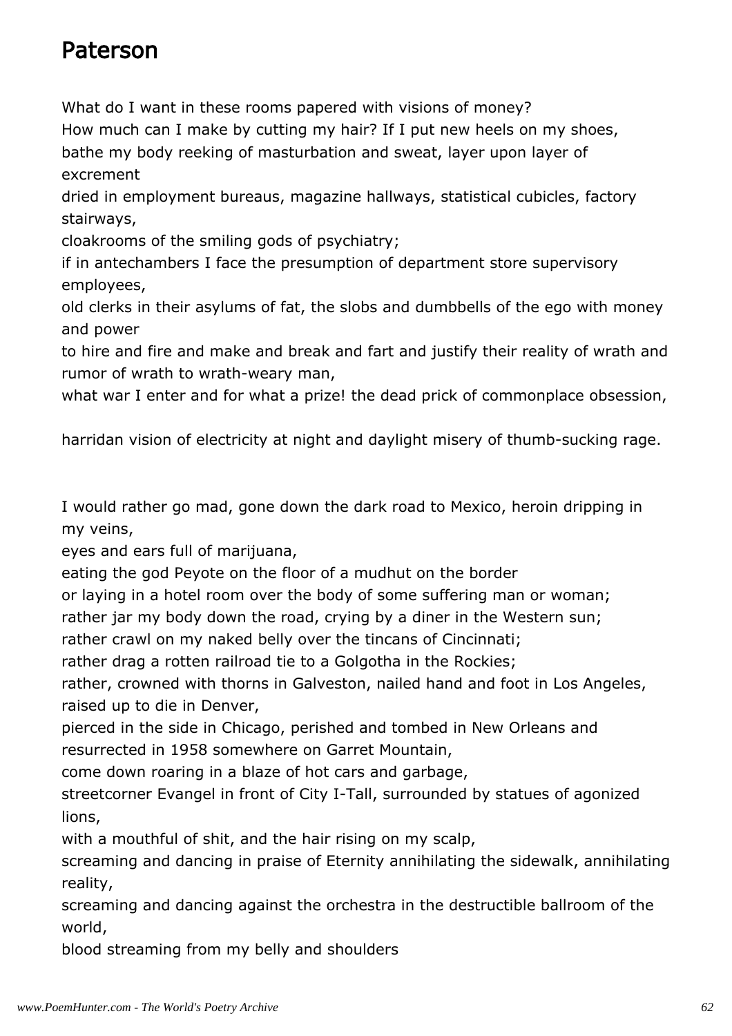## Paterson

What do I want in these rooms papered with visions of money?
How much can I make by cutting my hair? If I put new heels on my shoes,
bathe my body reeking of masturbation and sweat, layer upon layer of excrement
dried in employment bureaus, magazine hallways, statistical cubicles, factory stairways,
cloakrooms of the smiling gods of psychiatry;
if in antechambers I face the presumption of department store supervisory employees,
old clerks in their asylums of fat, the slobs and dumbbells of the ego with money and power
to hire and fire and make and break and fart and justify their reality of wrath and rumor of wrath to wrath-weary man,
what war I enter and for what a prize! the dead prick of commonplace obsession,

harridan vision of electricity at night and daylight misery of thumb-sucking rage.

I would rather go mad, gone down the dark road to Mexico, heroin dripping in my veins,
eyes and ears full of marijuana,
eating the god Peyote on the floor of a mudhut on the border
or laying in a hotel room over the body of some suffering man or woman;
rather jar my body down the road, crying by a diner in the Western sun;
rather crawl on my naked belly over the tincans of Cincinnati;
rather drag a rotten railroad tie to a Golgotha in the Rockies;
rather, crowned with thorns in Galveston, nailed hand and foot in Los Angeles, raised up to die in Denver,
pierced in the side in Chicago, perished and tombed in New Orleans and resurrected in 1958 somewhere on Garret Mountain,
come down roaring in a blaze of hot cars and garbage,
streetcorner Evangel in front of City I-Tall, surrounded by statues of agonized lions,
with a mouthful of shit, and the hair rising on my scalp,
screaming and dancing in praise of Eternity annihilating the sidewalk, annihilating reality,
screaming and dancing against the orchestra in the destructible ballroom of the world,
blood streaming from my belly and shoulders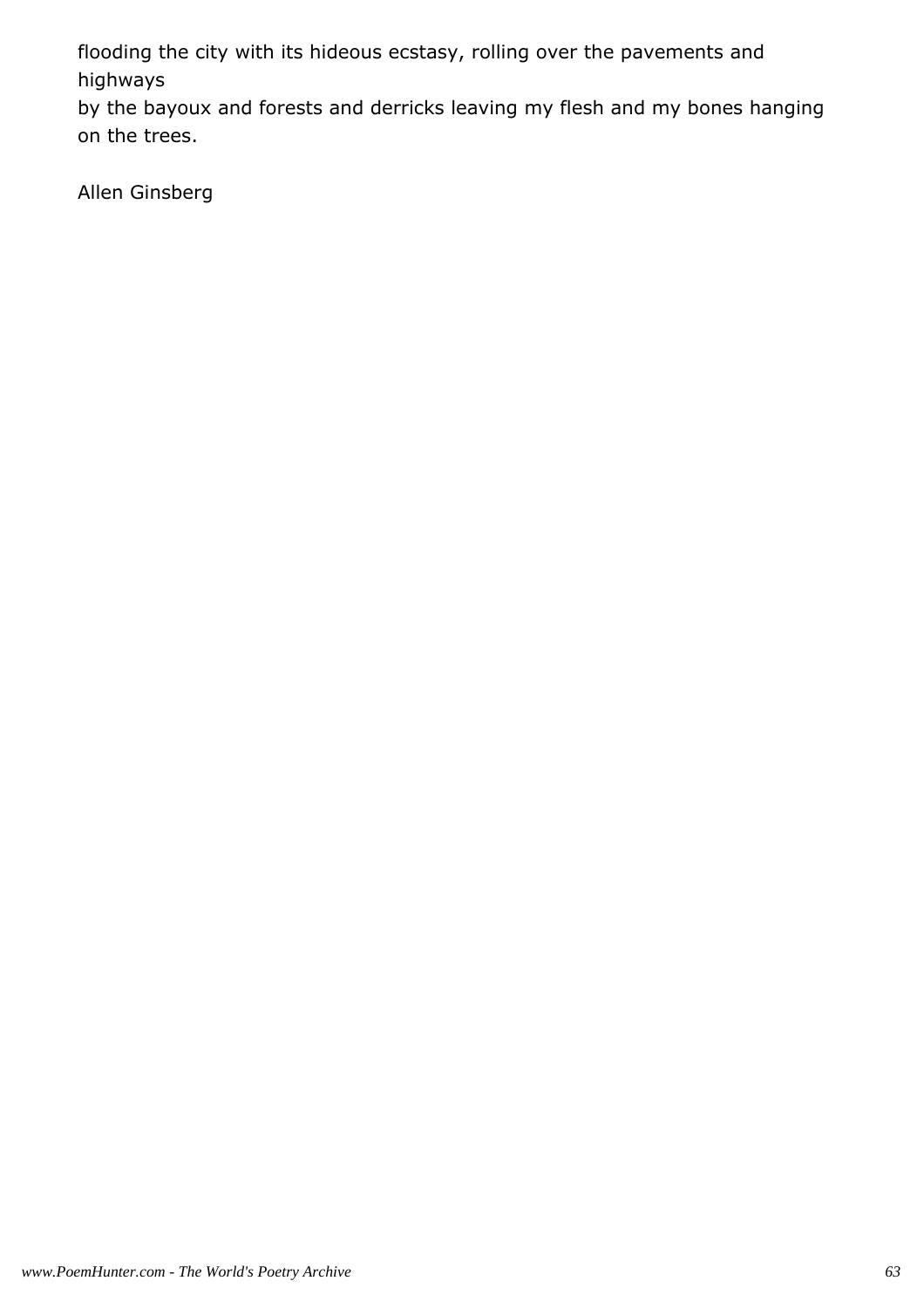flooding the city with its hideous ecstasy, rolling over the pavements and highways
by the bayoux and forests and derricks leaving my flesh and my bones hanging on the trees.

Allen Ginsberg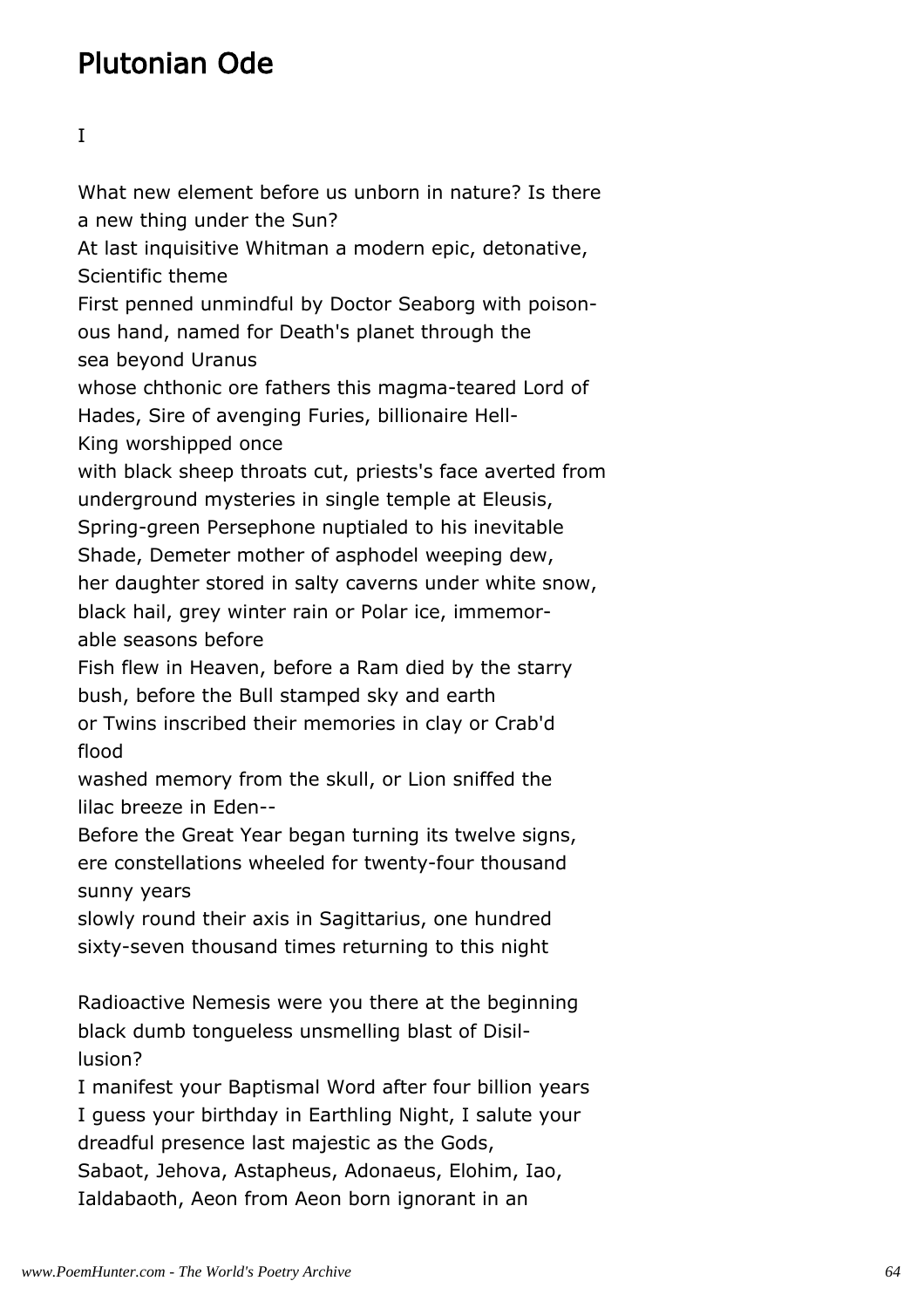# Plutonian Ode

I

What new element before us unborn in nature? Is there a new thing under the Sun?
At last inquisitive Whitman a modern epic, detonative, Scientific theme
First penned unmindful by Doctor Seaborg with poisonous hand, named for Death's planet through the sea beyond Uranus
whose chthonic ore fathers this magma-teared Lord of Hades, Sire of avenging Furies, billionaire Hell-King worshipped once
with black sheep throats cut, priests's face averted from underground mysteries in single temple at Eleusis,
Spring-green Persephone nuptialed to his inevitable Shade, Demeter mother of asphodel weeping dew,
her daughter stored in salty caverns under white snow, black hail, grey winter rain or Polar ice, immemorable seasons before
Fish flew in Heaven, before a Ram died by the starry bush, before the Bull stamped sky and earth
or Twins inscribed their memories in clay or Crab'd flood
washed memory from the skull, or Lion sniffed the lilac breeze in Eden--
Before the Great Year began turning its twelve signs, ere constellations wheeled for twenty-four thousand sunny years
slowly round their axis in Sagittarius, one hundred sixty-seven thousand times returning to this night

Radioactive Nemesis were you there at the beginning black dumb tongueless unsmelling blast of Disillusion?
I manifest your Baptismal Word after four billion years
I guess your birthday in Earthling Night, I salute your dreadful presence last majestic as the Gods,
Sabaot, Jehova, Astapheus, Adonaeus, Elohim, Iao, Ialdabaoth, Aeon from Aeon born ignorant in an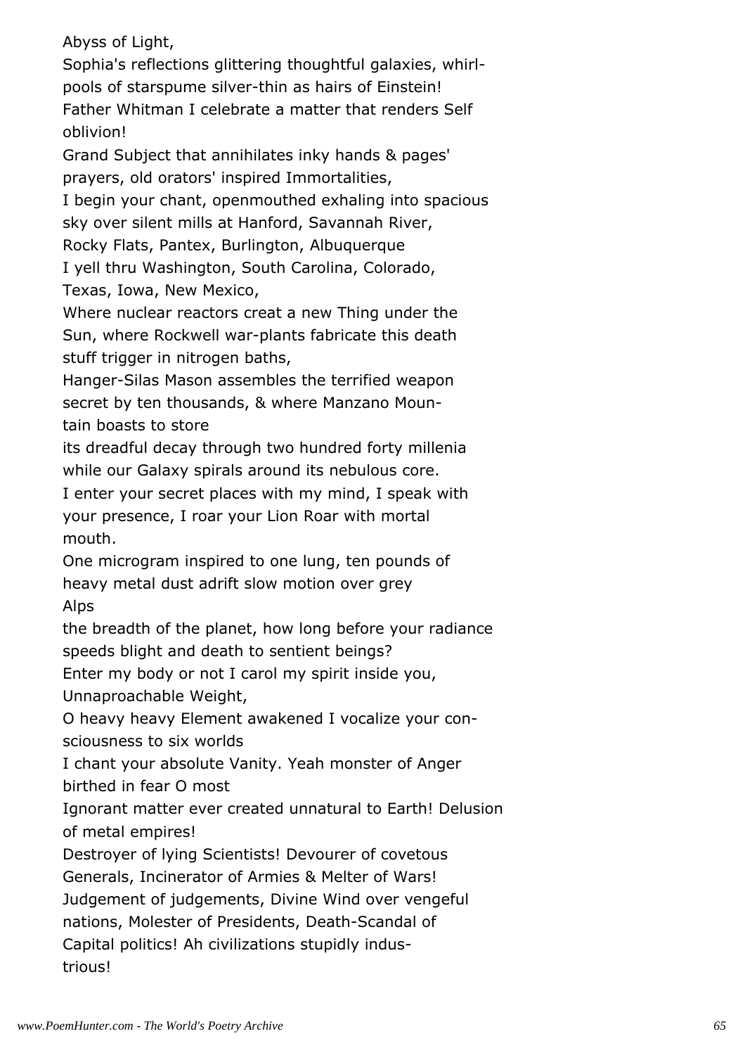Abyss of Light,  
Sophia's reflections glittering thoughtful galaxies, whirlpools of starspume silver-thin as hairs of Einstein!  
Father Whitman I celebrate a matter that renders Self oblivion!  
Grand Subject that annihilates inky hands & pages' prayers, old orators' inspired Immortalities,  
I begin your chant, openmouthed exhaling into spacious sky over silent mills at Hanford, Savannah River, Rocky Flats, Pantex, Burlington, Albuquerque  
I yell thru Washington, South Carolina, Colorado, Texas, Iowa, New Mexico,  
Where nuclear reactors creat a new Thing under the Sun, where Rockwell war-plants fabricate this death stuff trigger in nitrogen baths,  
Hanger-Silas Mason assembles the terrified weapon secret by ten thousands, & where Manzano Mountain boasts to store  
its dreadful decay through two hundred forty millenia while our Galaxy spirals around its nebulous core.  
I enter your secret places with my mind, I speak with your presence, I roar your Lion Roar with mortal mouth.  
One microgram inspired to one lung, ten pounds of heavy metal dust adrift slow motion over grey Alps  
the breadth of the planet, how long before your radiance speeds blight and death to sentient beings?  
Enter my body or not I carol my spirit inside you, Unnaproachable Weight,  
O heavy heavy Element awakened I vocalize your consciousness to six worlds  
I chant your absolute Vanity. Yeah monster of Anger birthed in fear O most  
Ignorant matter ever created unnatural to Earth! Delusion of metal empires!  
Destroyer of lying Scientists! Devourer of covetous Generals, Incinerator of Armies & Melter of Wars!  
Judgement of judgements, Divine Wind over vengeful nations, Molester of Presidents, Death-Scandal of Capital politics! Ah civilizations stupidly industrious!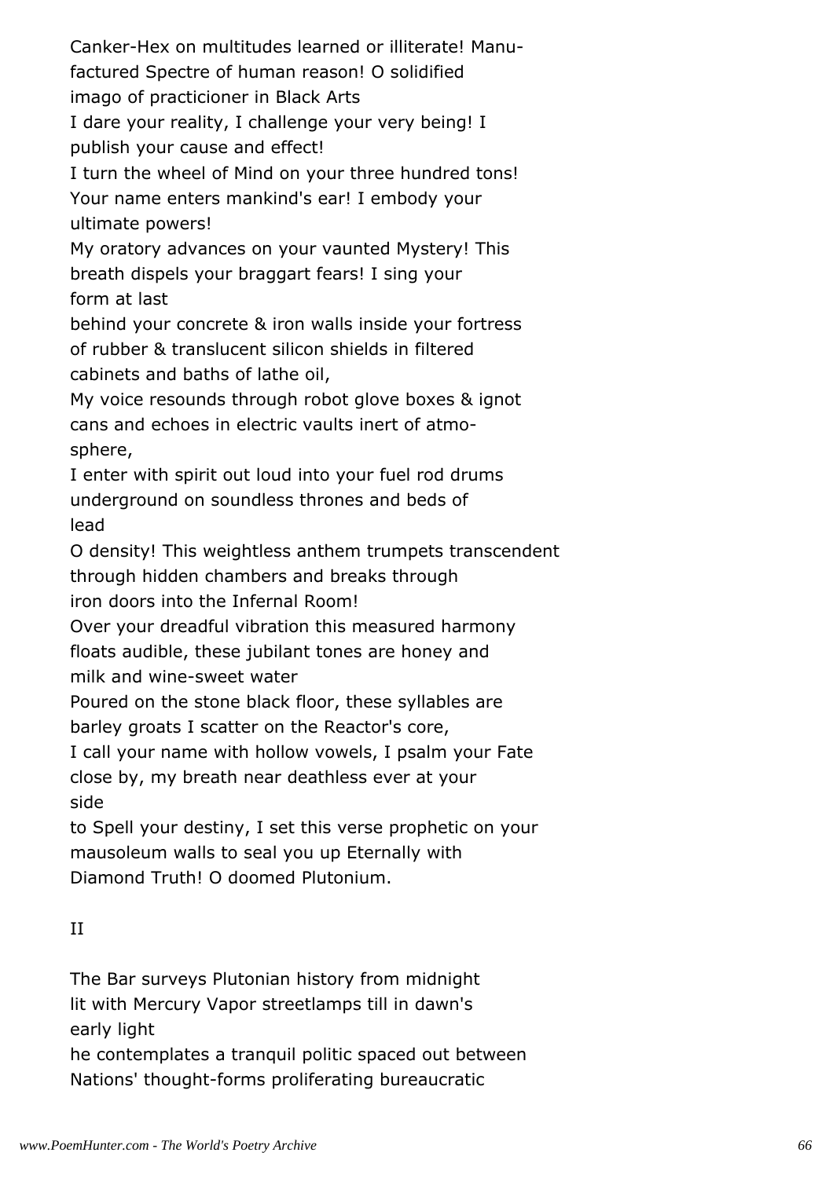Canker-Hex on multitudes learned or illiterate! Manufactured Spectre of human reason! O solidified imago of practicioner in Black Arts
I dare your reality, I challenge your very being! I publish your cause and effect!
I turn the wheel of Mind on your three hundred tons! Your name enters mankind's ear! I embody your ultimate powers!
My oratory advances on your vaunted Mystery! This breath dispels your braggart fears! I sing your form at last
behind your concrete & iron walls inside your fortress of rubber & translucent silicon shields in filtered cabinets and baths of lathe oil,
My voice resounds through robot glove boxes & ignot cans and echoes in electric vaults inert of atmosphere,
I enter with spirit out loud into your fuel rod drums underground on soundless thrones and beds of lead
O density! This weightless anthem trumpets transcendent through hidden chambers and breaks through iron doors into the Infernal Room!
Over your dreadful vibration this measured harmony floats audible, these jubilant tones are honey and milk and wine-sweet water
Poured on the stone black floor, these syllables are barley groats I scatter on the Reactor's core,
I call your name with hollow vowels, I psalm your Fate close by, my breath near deathless ever at your side
to Spell your destiny, I set this verse prophetic on your mausoleum walls to seal you up Eternally with Diamond Truth! O doomed Plutonium.

II

The Bar surveys Plutonian history from midnight lit with Mercury Vapor streetlamps till in dawn's early light
he contemplates a tranquil politic spaced out between Nations' thought-forms proliferating bureaucratic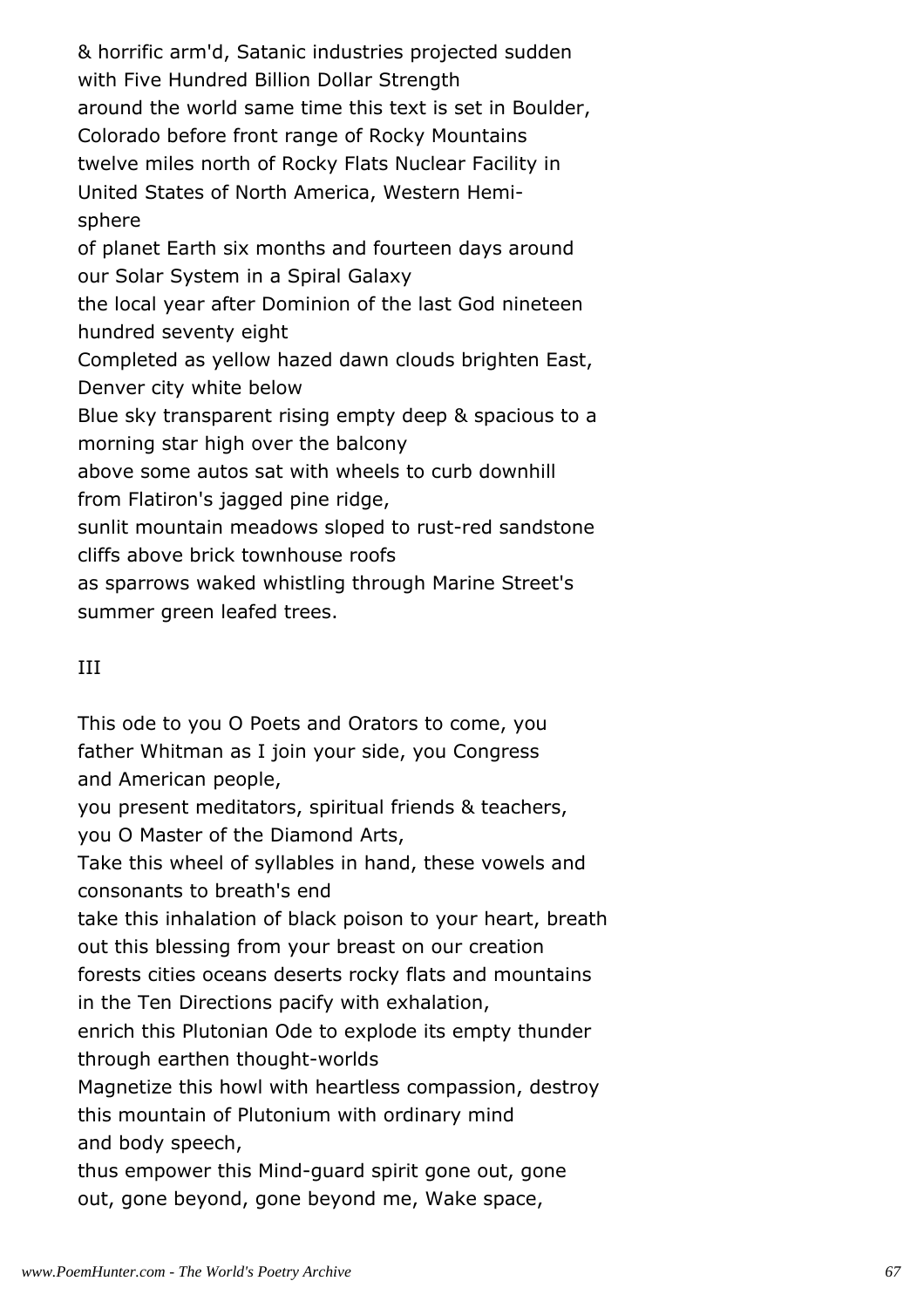& horrific arm'd, Satanic industries projected sudden with Five Hundred Billion Dollar Strength
around the world same time this text is set in Boulder, Colorado before front range of Rocky Mountains
twelve miles north of Rocky Flats Nuclear Facility in United States of North America, Western Hemisphere
of planet Earth six months and fourteen days around our Solar System in a Spiral Galaxy
the local year after Dominion of the last God nineteen hundred seventy eight
Completed as yellow hazed dawn clouds brighten East, Denver city white below
Blue sky transparent rising empty deep & spacious to a morning star high over the balcony
above some autos sat with wheels to curb downhill from Flatiron's jagged pine ridge,
sunlit mountain meadows sloped to rust-red sandstone cliffs above brick townhouse roofs
as sparrows waked whistling through Marine Street's summer green leafed trees.

## III

This ode to you O Poets and Orators to come, you father Whitman as I join your side, you Congress and American people,
you present meditators, spiritual friends & teachers, you O Master of the Diamond Arts,
Take this wheel of syllables in hand, these vowels and consonants to breath's end
take this inhalation of black poison to your heart, breath out this blessing from your breast on our creation
forests cities oceans deserts rocky flats and mountains in the Ten Directions pacify with exhalation,
enrich this Plutonian Ode to explode its empty thunder through earthen thought-worlds
Magnetize this howl with heartless compassion, destroy this mountain of Plutonium with ordinary mind and body speech,
thus empower this Mind-guard spirit gone out, gone out, gone beyond, gone beyond me, Wake space,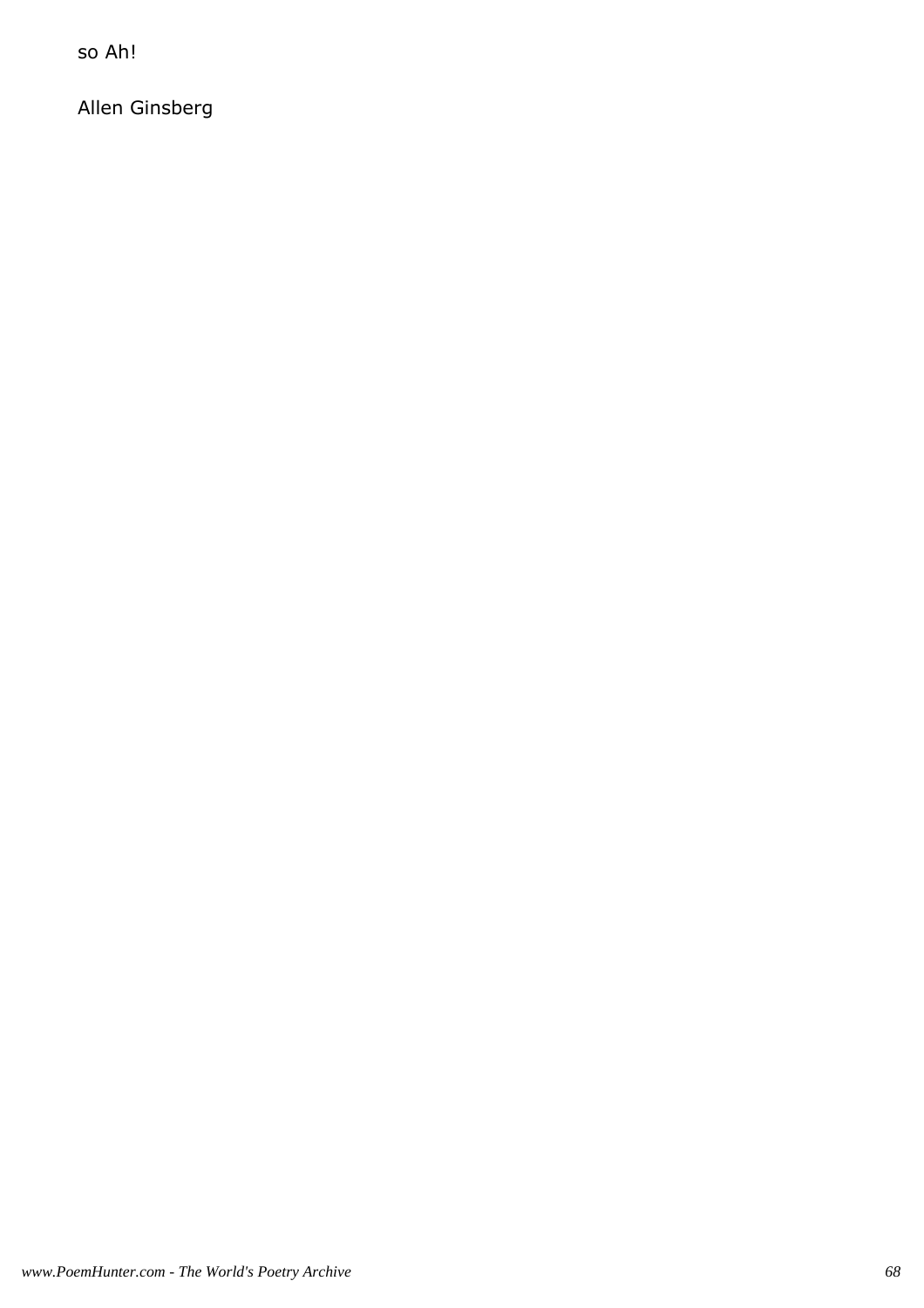so Ah!

Allen Ginsberg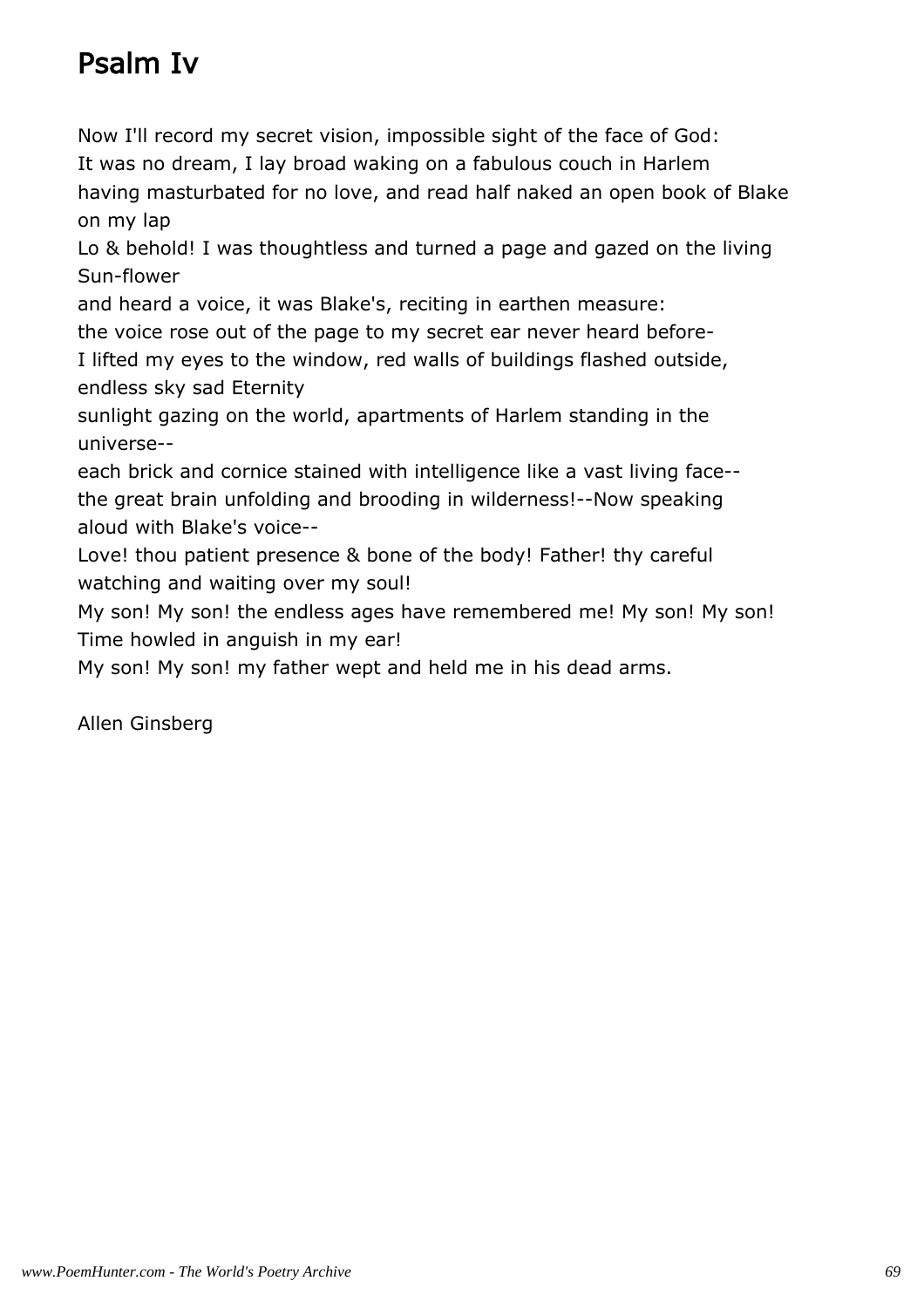# Psalm Iv

Now I'll record my secret vision, impossible sight of the face of God:
It was no dream, I lay broad waking on a fabulous couch in Harlem
having masturbated for no love, and read half naked an open book of Blake on my lap
Lo & behold! I was thoughtless and turned a page and gazed on the living Sun-flower
and heard a voice, it was Blake's, reciting in earthen measure:
the voice rose out of the page to my secret ear never heard before-
I lifted my eyes to the window, red walls of buildings flashed outside, endless sky sad Eternity
sunlight gazing on the world, apartments of Harlem standing in the universe--
each brick and cornice stained with intelligence like a vast living face--
the great brain unfolding and brooding in wilderness!--Now speaking aloud with Blake's voice--
Love! thou patient presence & bone of the body! Father! thy careful watching and waiting over my soul!
My son! My son! the endless ages have remembered me! My son! My son! Time howled in anguish in my ear!
My son! My son! my father wept and held me in his dead arms.

Allen Ginsberg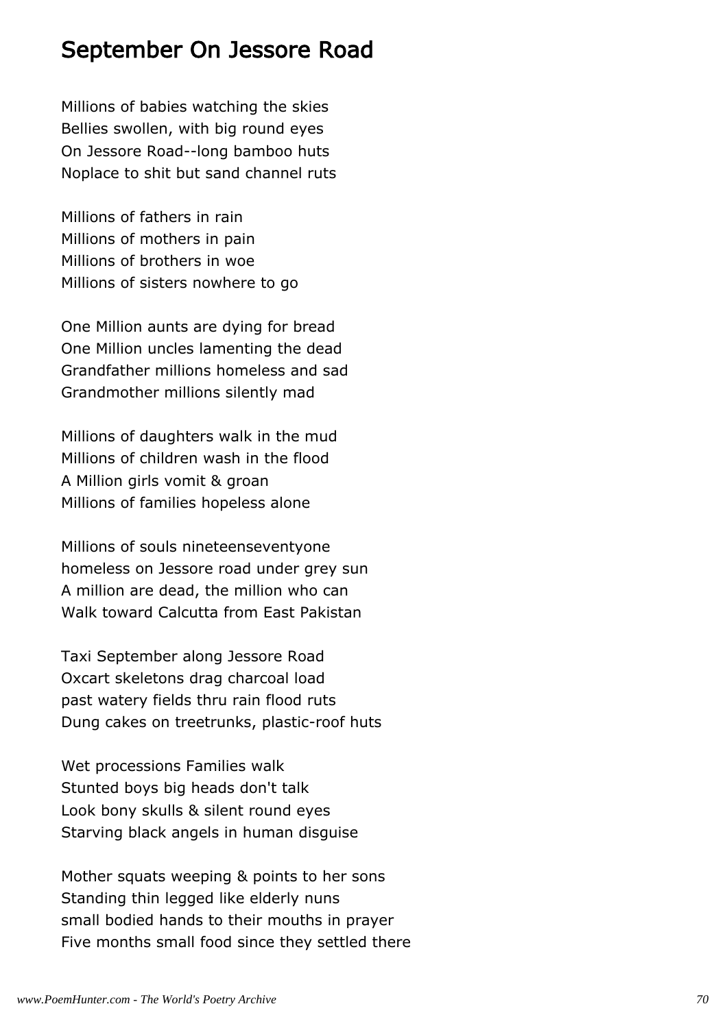# September On Jessore Road

Millions of babies watching the skies
Bellies swollen, with big round eyes
On Jessore Road--long bamboo huts
Noplace to shit but sand channel ruts

Millions of fathers in rain
Millions of mothers in pain
Millions of brothers in woe
Millions of sisters nowhere to go

One Million aunts are dying for bread
One Million uncles lamenting the dead
Grandfather millions homeless and sad
Grandmother millions silently mad

Millions of daughters walk in the mud
Millions of children wash in the flood
A Million girls vomit & groan
Millions of families hopeless alone

Millions of souls nineteenseventyone
homeless on Jessore road under grey sun
A million are dead, the million who can
Walk toward Calcutta from East Pakistan

Taxi September along Jessore Road
Oxcart skeletons drag charcoal load
past watery fields thru rain flood ruts
Dung cakes on treetrunks, plastic-roof huts

Wet processions Families walk
Stunted boys big heads don't talk
Look bony skulls & silent round eyes
Starving black angels in human disguise

Mother squats weeping & points to her sons
Standing thin legged like elderly nuns
small bodied hands to their mouths in prayer
Five months small food since they settled there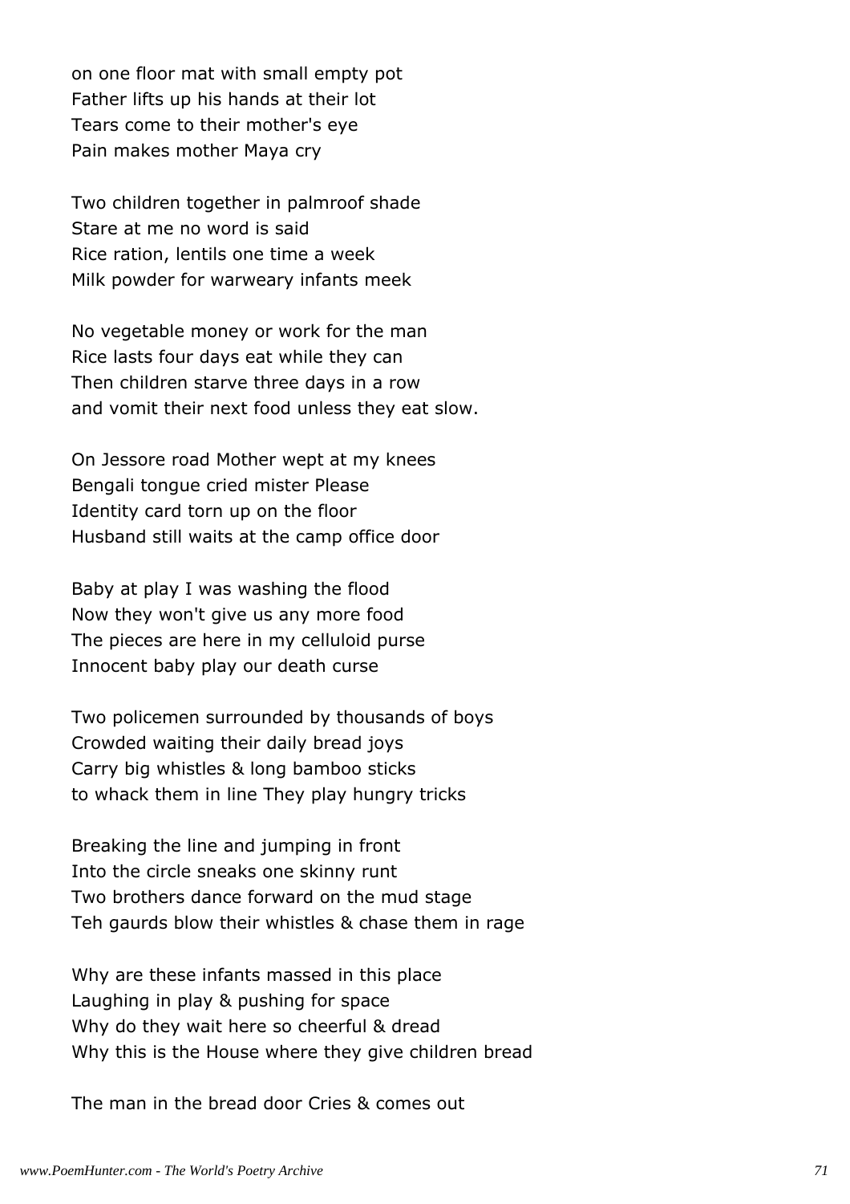on one floor mat with small empty pot
Father lifts up his hands at their lot
Tears come to their mother's eye
Pain makes mother Maya cry

Two children together in palmroof shade
Stare at me no word is said
Rice ration, lentils one time a week
Milk powder for warweary infants meek

No vegetable money or work for the man
Rice lasts four days eat while they can
Then children starve three days in a row
and vomit their next food unless they eat slow.

On Jessore road Mother wept at my knees
Bengali tongue cried mister Please
Identity card torn up on the floor
Husband still waits at the camp office door

Baby at play I was washing the flood
Now they won't give us any more food
The pieces are here in my celluloid purse
Innocent baby play our death curse

Two policemen surrounded by thousands of boys
Crowded waiting their daily bread joys
Carry big whistles & long bamboo sticks
to whack them in line They play hungry tricks

Breaking the line and jumping in front
Into the circle sneaks one skinny runt
Two brothers dance forward on the mud stage
Teh gaurds blow their whistles & chase them in rage

Why are these infants massed in this place
Laughing in play & pushing for space
Why do they wait here so cheerful & dread
Why this is the House where they give children bread

The man in the bread door Cries & comes out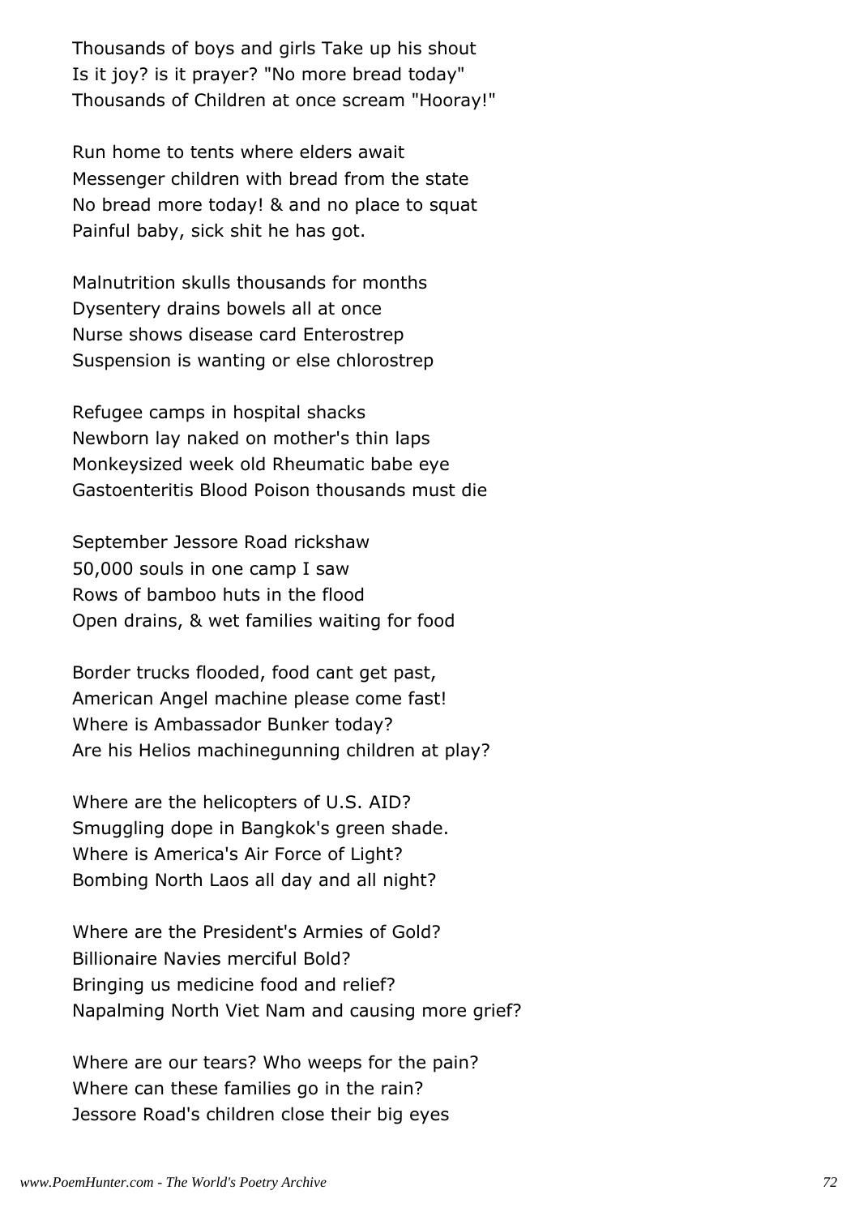Thousands of boys and girls Take up his shout  
Is it joy? is it prayer? "No more bread today"  
Thousands of Children at once scream "Hooray!"

Run home to tents where elders await  
Messenger children with bread from the state  
No bread more today! & and no place to squat  
Painful baby, sick shit he has got.

Malnutrition skulls thousands for months  
Dysentery drains bowels all at once  
Nurse shows disease card Enterostrep  
Suspension is wanting or else chlorostrep

Refugee camps in hospital shacks  
Newborn lay naked on mother's thin laps  
Monkeysized week old Rheumatic babe eye  
Gastoenteritis Blood Poison thousands must die

September Jessore Road rickshaw  
50,000 souls in one camp I saw  
Rows of bamboo huts in the flood  
Open drains, & wet families waiting for food

Border trucks flooded, food cant get past,  
American Angel machine please come fast!  
Where is Ambassador Bunker today?  
Are his Helios machinegunning children at play?

Where are the helicopters of U.S. AID?  
Smuggling dope in Bangkok's green shade.  
Where is America's Air Force of Light?  
Bombing North Laos all day and all night?

Where are the President's Armies of Gold?  
Billionaire Navies merciful Bold?  
Bringing us medicine food and relief?  
Napalming North Viet Nam and causing more grief?

Where are our tears? Who weeps for the pain?  
Where can these families go in the rain?  
Jessore Road's children close their big eyes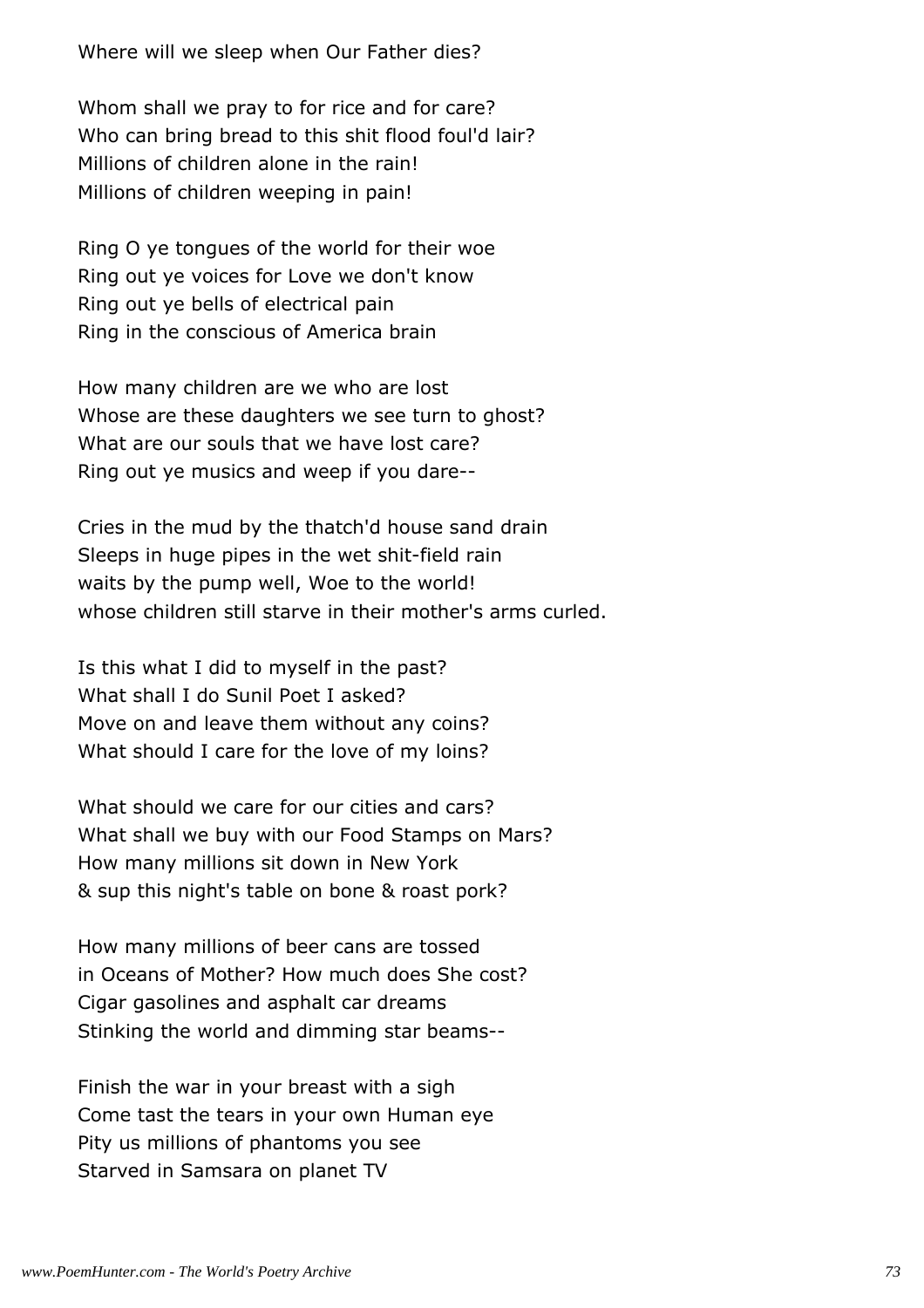Where will we sleep when Our Father dies?

Whom shall we pray to for rice and for care?
Who can bring bread to this shit flood foul'd lair?
Millions of children alone in the rain!
Millions of children weeping in pain!

Ring O ye tongues of the world for their woe
Ring out ye voices for Love we don't know
Ring out ye bells of electrical pain
Ring in the conscious of America brain

How many children are we who are lost
Whose are these daughters we see turn to ghost?
What are our souls that we have lost care?
Ring out ye musics and weep if you dare--

Cries in the mud by the thatch'd house sand drain
Sleeps in huge pipes in the wet shit-field rain
waits by the pump well, Woe to the world!
whose children still starve in their mother's arms curled.

Is this what I did to myself in the past?
What shall I do Sunil Poet I asked?
Move on and leave them without any coins?
What should I care for the love of my loins?

What should we care for our cities and cars?
What shall we buy with our Food Stamps on Mars?
How many millions sit down in New York
& sup this night's table on bone & roast pork?

How many millions of beer cans are tossed
in Oceans of Mother? How much does She cost?
Cigar gasolines and asphalt car dreams
Stinking the world and dimming star beams--

Finish the war in your breast with a sigh
Come tast the tears in your own Human eye
Pity us millions of phantoms you see
Starved in Samsara on planet TV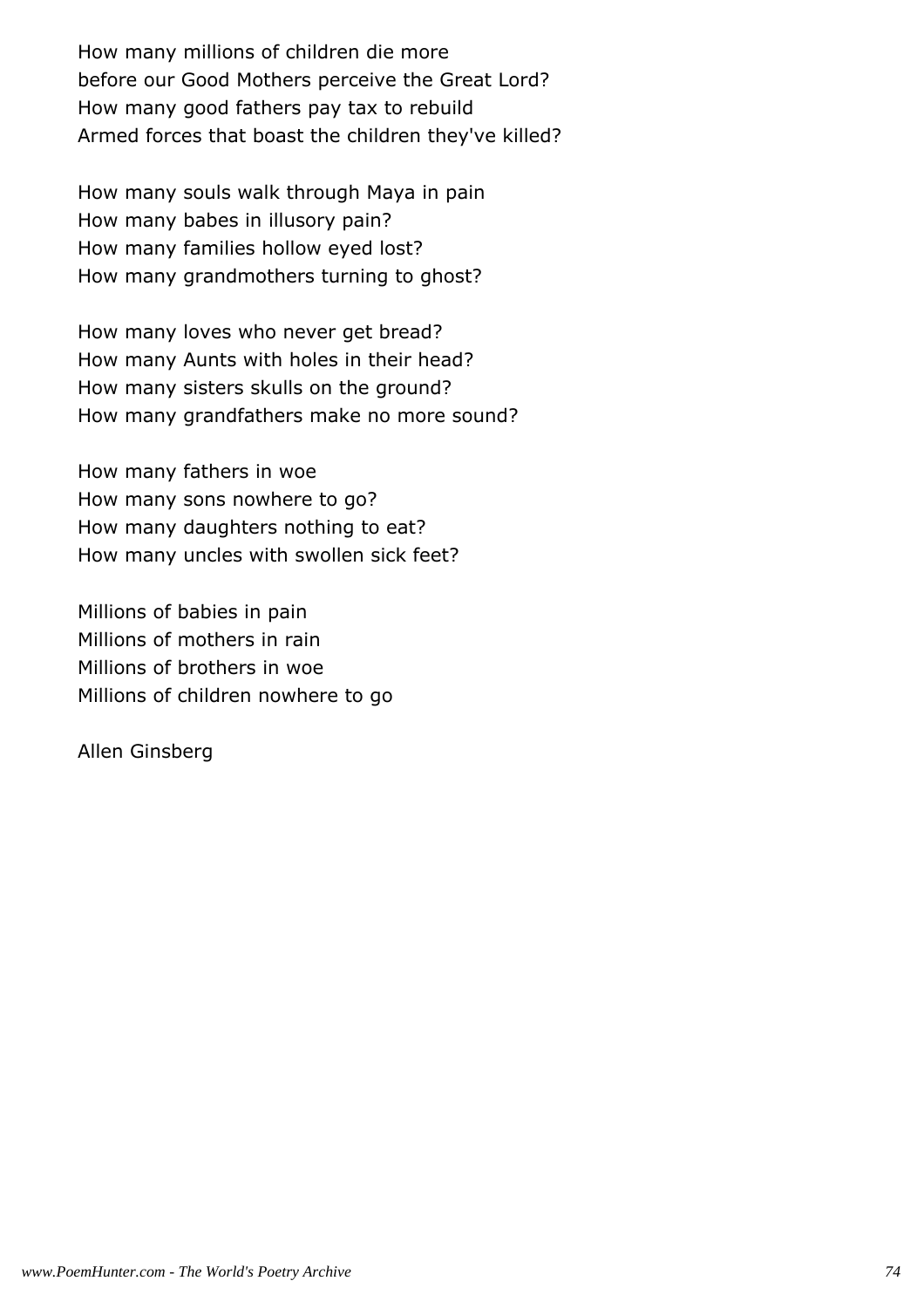How many millions of children die more
before our Good Mothers perceive the Great Lord?
How many good fathers pay tax to rebuild
Armed forces that boast the children they've killed?

How many souls walk through Maya in pain
How many babes in illusory pain?
How many families hollow eyed lost?
How many grandmothers turning to ghost?

How many loves who never get bread?
How many Aunts with holes in their head?
How many sisters skulls on the ground?
How many grandfathers make no more sound?

How many fathers in woe
How many sons nowhere to go?
How many daughters nothing to eat?
How many uncles with swollen sick feet?

Millions of babies in pain
Millions of mothers in rain
Millions of brothers in woe
Millions of children nowhere to go

Allen Ginsberg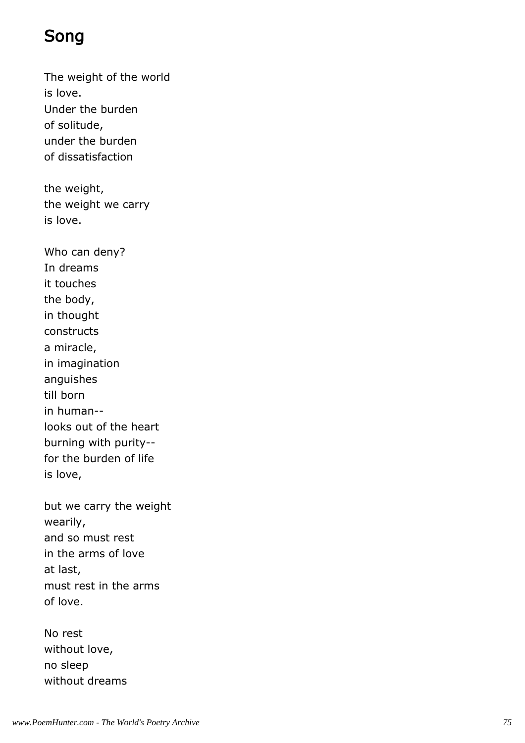## Song

The weight of the world
is love.
Under the burden
of solitude,
under the burden
of dissatisfaction

the weight,
the weight we carry
is love.

Who can deny?
In dreams
it touches
the body,
in thought
constructs
a miracle,
in imagination
anguishes
till born
in human--
looks out of the heart
burning with purity--
for the burden of life
is love,

but we carry the weight
wearily,
and so must rest
in the arms of love
at last,
must rest in the arms
of love.

No rest
without love,
no sleep
without dreams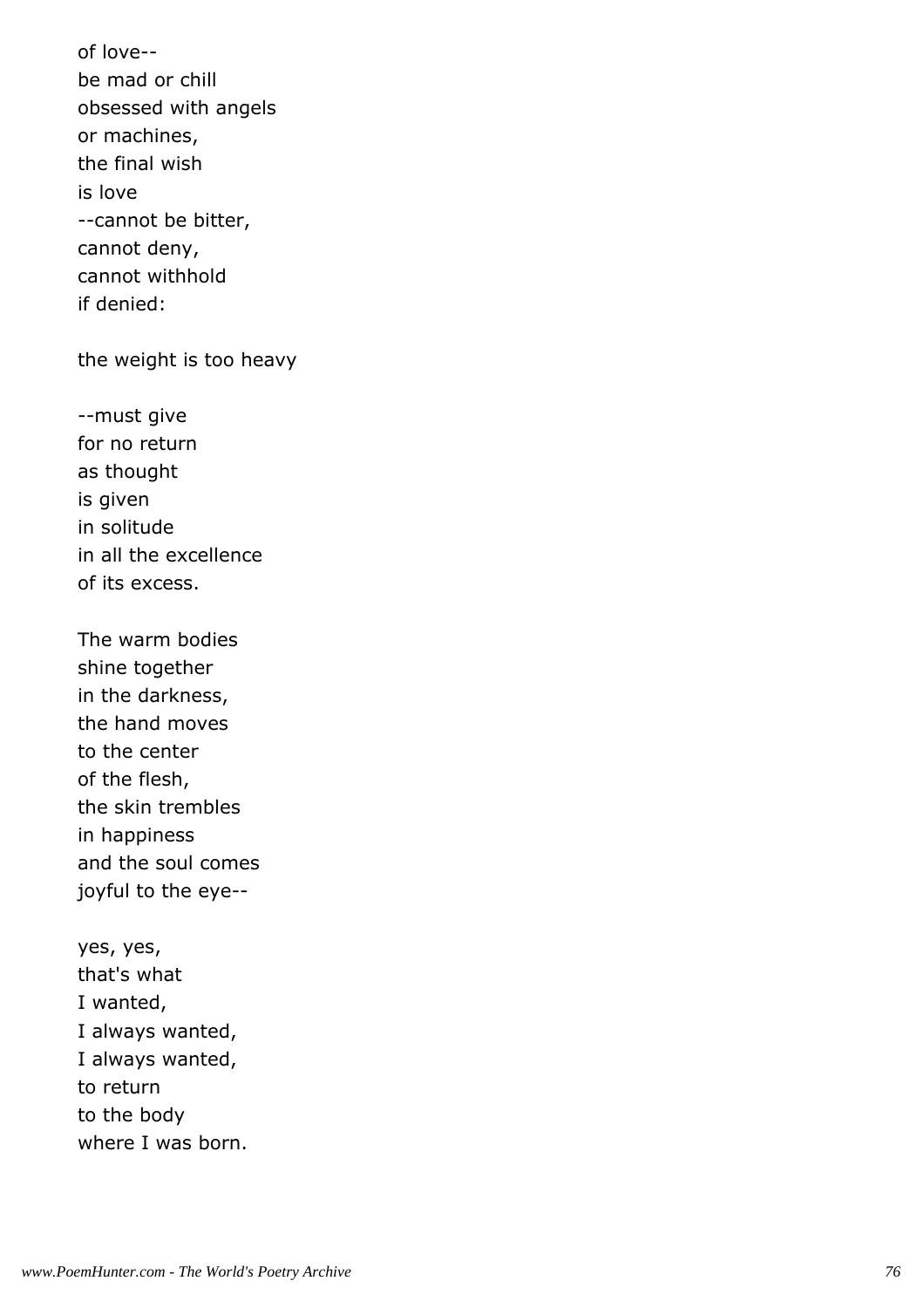of love--  
be mad or chill  
obsessed with angels  
or machines,  
the final wish  
is love  
--cannot be bitter,  
cannot deny,  
cannot withhold  
if denied:

the weight is too heavy

--must give  
for no return  
as thought  
is given  
in solitude  
in all the excellence  
of its excess.

The warm bodies  
shine together  
in the darkness,  
the hand moves  
to the center  
of the flesh,  
the skin trembles  
in happiness  
and the soul comes  
joyful to the eye--

yes, yes,  
that's what  
I wanted,  
I always wanted,  
I always wanted,  
to return  
to the body  
where I was born.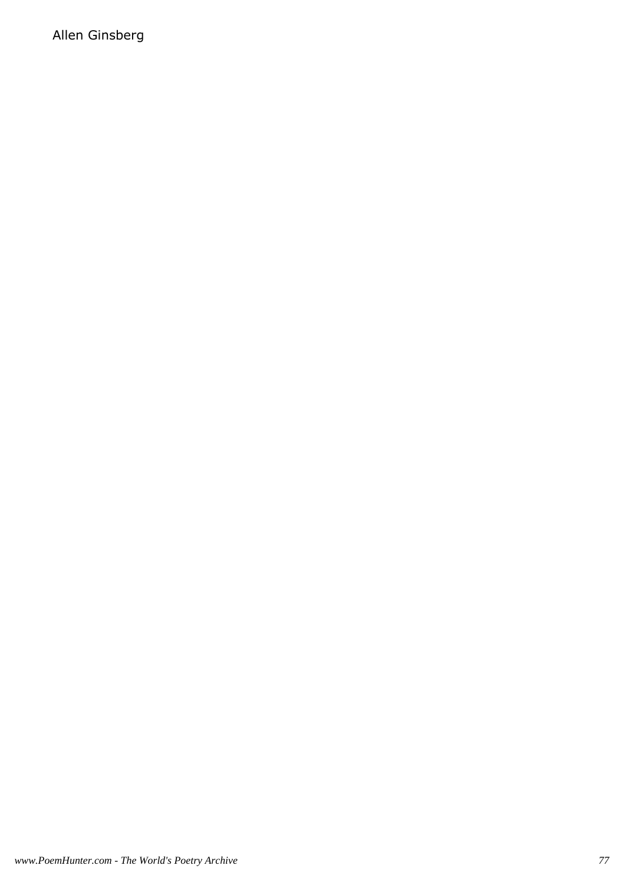Allen Ginsberg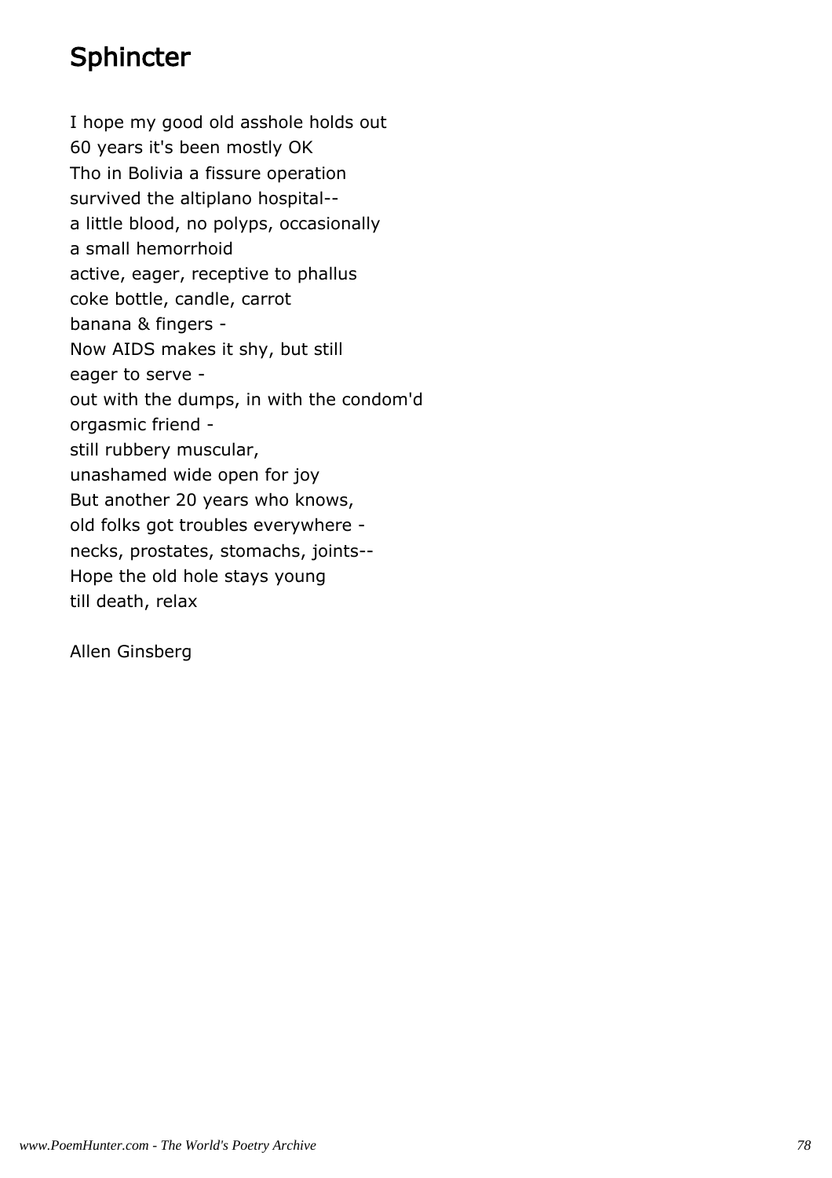# Sphincter

I hope my good old asshole holds out  
60 years it's been mostly OK  
Tho in Bolivia a fissure operation  
survived the altiplano hospital--  
a little blood, no polyps, occasionally  
a small hemorrhoid  
active, eager, receptive to phallus  
coke bottle, candle, carrot  
banana & fingers -  
Now AIDS makes it shy, but still  
eager to serve -  
out with the dumps, in with the condom'd  
orgasmic friend -  
still rubbery muscular,  
unashamed wide open for joy  
But another 20 years who knows,  
old folks got troubles everywhere -  
necks, prostates, stomachs, joints--  
Hope the old hole stays young  
till death, relax

Allen Ginsberg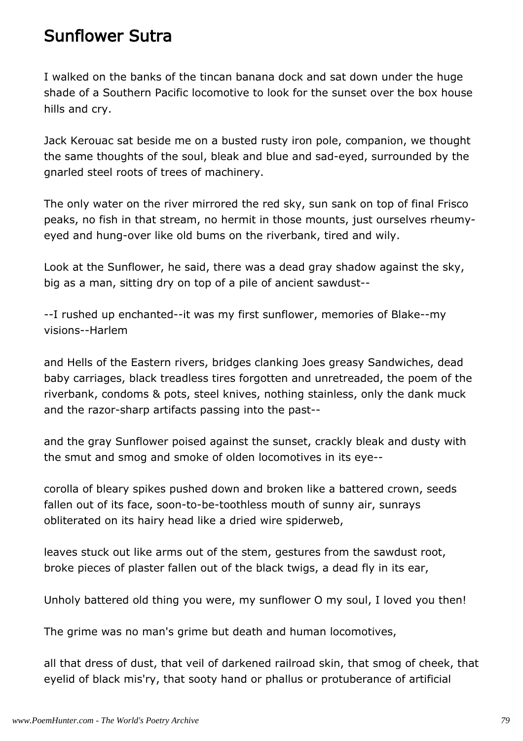## Sunflower Sutra

I walked on the banks of the tincan banana dock and sat down under the huge shade of a Southern Pacific locomotive to look for the sunset over the box house hills and cry.

Jack Kerouac sat beside me on a busted rusty iron pole, companion, we thought the same thoughts of the soul, bleak and blue and sad-eyed, surrounded by the gnarled steel roots of trees of machinery.

The only water on the river mirrored the red sky, sun sank on top of final Frisco peaks, no fish in that stream, no hermit in those mounts, just ourselves rheumy-eyed and hung-over like old bums on the riverbank, tired and wily.

Look at the Sunflower, he said, there was a dead gray shadow against the sky, big as a man, sitting dry on top of a pile of ancient sawdust--

--I rushed up enchanted--it was my first sunflower, memories of Blake--my visions--Harlem

and Hells of the Eastern rivers, bridges clanking Joes greasy Sandwiches, dead baby carriages, black treadless tires forgotten and unretreaded, the poem of the riverbank, condoms & pots, steel knives, nothing stainless, only the dank muck and the razor-sharp artifacts passing into the past--

and the gray Sunflower poised against the sunset, crackly bleak and dusty with the smut and smog and smoke of olden locomotives in its eye--

corolla of bleary spikes pushed down and broken like a battered crown, seeds fallen out of its face, soon-to-be-toothless mouth of sunny air, sunrays obliterated on its hairy head like a dried wire spiderweb,

leaves stuck out like arms out of the stem, gestures from the sawdust root, broke pieces of plaster fallen out of the black twigs, a dead fly in its ear,

Unholy battered old thing you were, my sunflower O my soul, I loved you then!

The grime was no man's grime but death and human locomotives,

all that dress of dust, that veil of darkened railroad skin, that smog of cheek, that eyelid of black mis'ry, that sooty hand or phallus or protuberance of artificial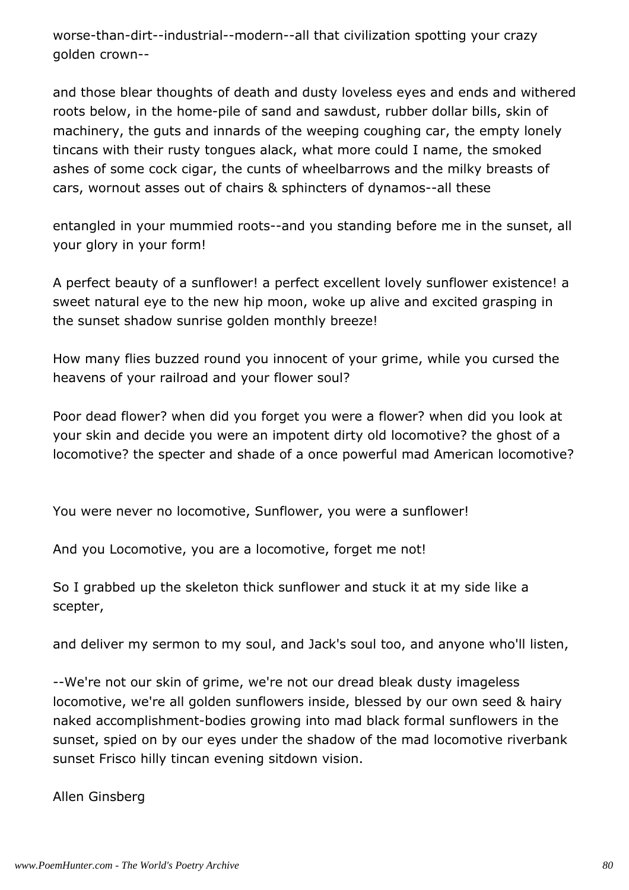worse-than-dirt--industrial--modern--all that civilization spotting your crazy golden crown--

and those blear thoughts of death and dusty loveless eyes and ends and withered roots below, in the home-pile of sand and sawdust, rubber dollar bills, skin of machinery, the guts and innards of the weeping coughing car, the empty lonely tincans with their rusty tongues alack, what more could I name, the smoked ashes of some cock cigar, the cunts of wheelbarrows and the milky breasts of cars, wornout asses out of chairs & sphincters of dynamos--all these

entangled in your mummied roots--and you standing before me in the sunset, all your glory in your form!

A perfect beauty of a sunflower! a perfect excellent lovely sunflower existence! a sweet natural eye to the new hip moon, woke up alive and excited grasping in the sunset shadow sunrise golden monthly breeze!

How many flies buzzed round you innocent of your grime, while you cursed the heavens of your railroad and your flower soul?

Poor dead flower? when did you forget you were a flower? when did you look at your skin and decide you were an impotent dirty old locomotive? the ghost of a locomotive? the specter and shade of a once powerful mad American locomotive?

You were never no locomotive, Sunflower, you were a sunflower!

And you Locomotive, you are a locomotive, forget me not!

So I grabbed up the skeleton thick sunflower and stuck it at my side like a scepter,

and deliver my sermon to my soul, and Jack's soul too, and anyone who'll listen,

--We're not our skin of grime, we're not our dread bleak dusty imageless locomotive, we're all golden sunflowers inside, blessed by our own seed & hairy naked accomplishment-bodies growing into mad black formal sunflowers in the sunset, spied on by our eyes under the shadow of the mad locomotive riverbank sunset Frisco hilly tincan evening sitdown vision.

Allen Ginsberg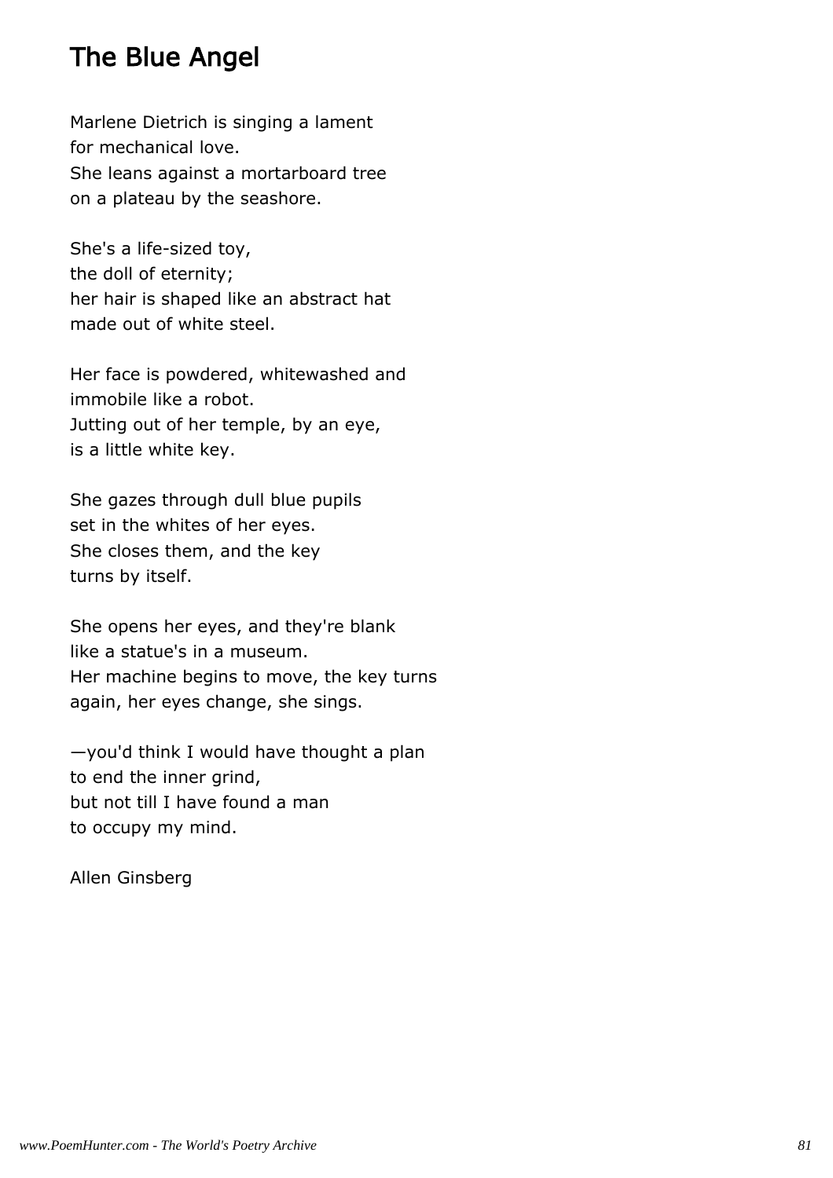# The Blue Angel

Marlene Dietrich is singing a lament
for mechanical love.
She leans against a mortarboard tree
on a plateau by the seashore.

She's a life-sized toy,
the doll of eternity;
her hair is shaped like an abstract hat
made out of white steel.

Her face is powdered, whitewashed and
immobile like a robot.
Jutting out of her temple, by an eye,
is a little white key.

She gazes through dull blue pupils
set in the whites of her eyes.
She closes them, and the key
turns by itself.

She opens her eyes, and they're blank
like a statue's in a museum.
Her machine begins to move, the key turns
again, her eyes change, she sings.

—you'd think I would have thought a plan
to end the inner grind,
but not till I have found a man
to occupy my mind.

Allen Ginsberg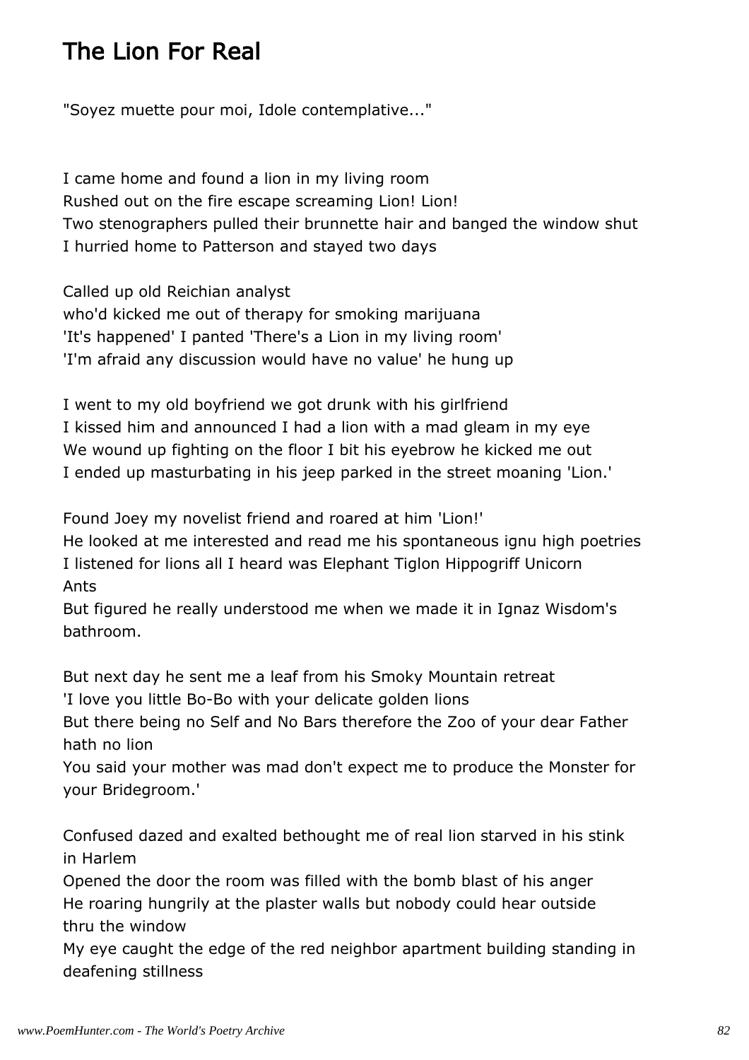# The Lion For Real

"Soyez muette pour moi, Idole contemplative..."

I came home and found a lion in my living room
Rushed out on the fire escape screaming Lion! Lion!
Two stenographers pulled their brunnette hair and banged the window shut
I hurried home to Patterson and stayed two days

Called up old Reichian analyst
who'd kicked me out of therapy for smoking marijuana
'It's happened' I panted 'There's a Lion in my living room'
'I'm afraid any discussion would have no value' he hung up

I went to my old boyfriend we got drunk with his girlfriend
I kissed him and announced I had a lion with a mad gleam in my eye
We wound up fighting on the floor I bit his eyebrow he kicked me out
I ended up masturbating in his jeep parked in the street moaning 'Lion.'

Found Joey my novelist friend and roared at him 'Lion!'
He looked at me interested and read me his spontaneous ignu high poetries
I listened for lions all I heard was Elephant Tiglon Hippogriff Unicorn Ants
But figured he really understood me when we made it in Ignaz Wisdom's bathroom.

But next day he sent me a leaf from his Smoky Mountain retreat
'I love you little Bo-Bo with your delicate golden lions
But there being no Self and No Bars therefore the Zoo of your dear Father hath no lion
You said your mother was mad don't expect me to produce the Monster for your Bridegroom.'

Confused dazed and exalted bethought me of real lion starved in his stink in Harlem
Opened the door the room was filled with the bomb blast of his anger
He roaring hungrily at the plaster walls but nobody could hear outside thru the window
My eye caught the edge of the red neighbor apartment building standing in deafening stillness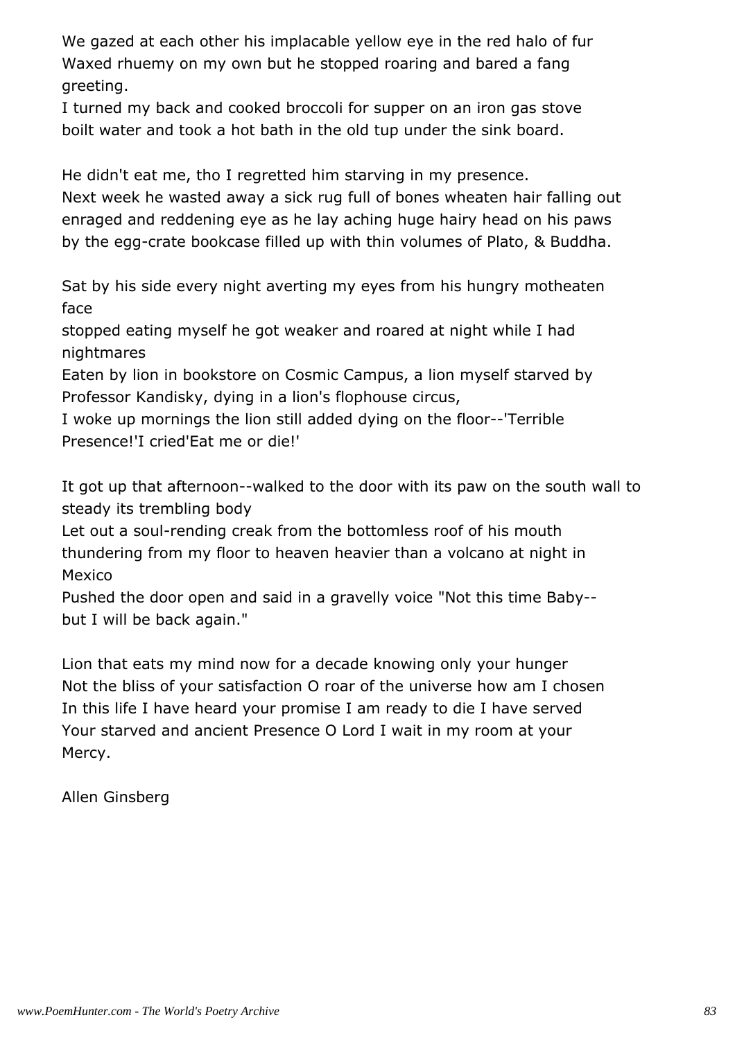We gazed at each other his implacable yellow eye in the red halo of fur
Waxed rhuemy on my own but he stopped roaring and bared a fang
greeting.
I turned my back and cooked broccoli for supper on an iron gas stove
boilt water and took a hot bath in the old tup under the sink board.

He didn't eat me, tho I regretted him starving in my presence.
Next week he wasted away a sick rug full of bones wheaten hair falling out
enraged and reddening eye as he lay aching huge hairy head on his paws
by the egg-crate bookcase filled up with thin volumes of Plato, & Buddha.

Sat by his side every night averting my eyes from his hungry motheaten
face
stopped eating myself he got weaker and roared at night while I had
nightmares
Eaten by lion in bookstore on Cosmic Campus, a lion myself starved by
Professor Kandisky, dying in a lion's flophouse circus,
I woke up mornings the lion still added dying on the floor--'Terrible
Presence!'I cried'Eat me or die!'

It got up that afternoon--walked to the door with its paw on the south wall to
steady its trembling body
Let out a soul-rending creak from the bottomless roof of his mouth
thundering from my floor to heaven heavier than a volcano at night in
Mexico
Pushed the door open and said in a gravelly voice "Not this time Baby--
but I will be back again."

Lion that eats my mind now for a decade knowing only your hunger
Not the bliss of your satisfaction O roar of the universe how am I chosen
In this life I have heard your promise I am ready to die I have served
Your starved and ancient Presence O Lord I wait in my room at your
Mercy.

Allen Ginsberg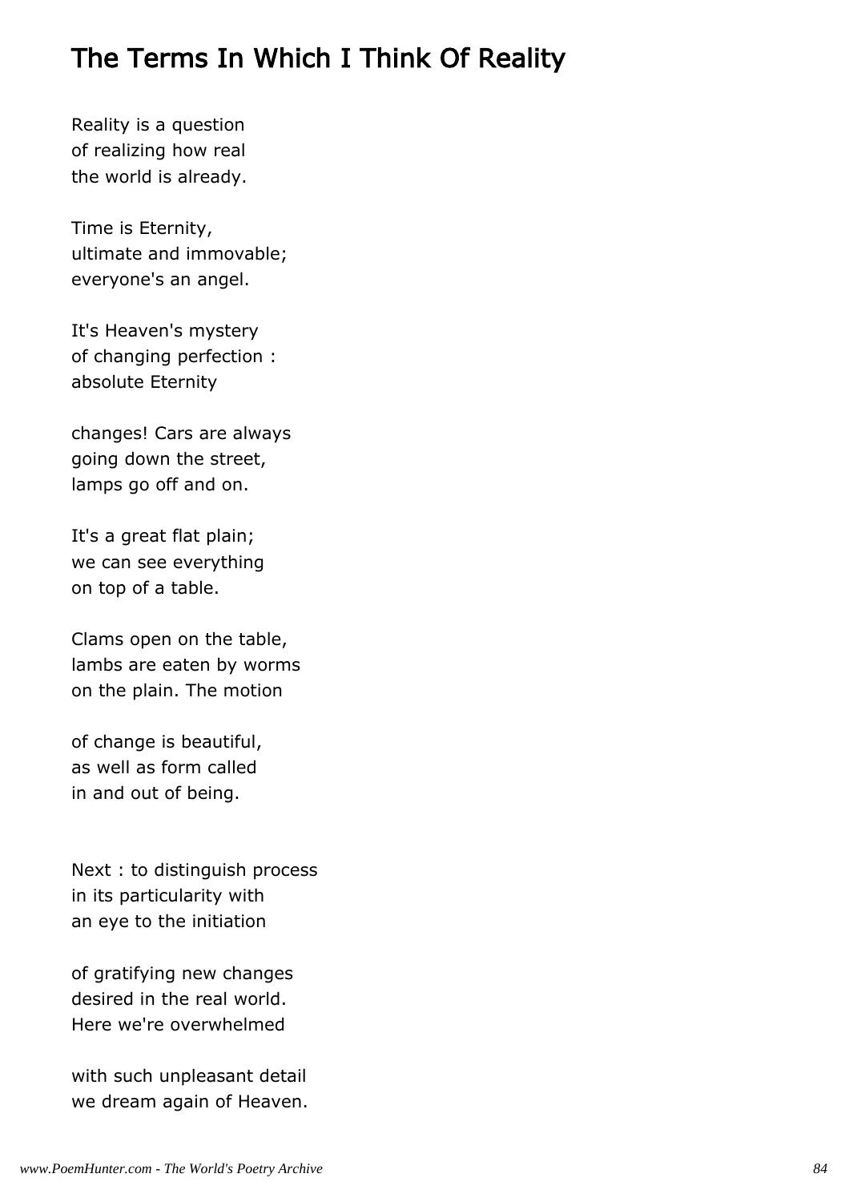# The Terms In Which I Think Of Reality

Reality is a question
of realizing how real
the world is already.

Time is Eternity,
ultimate and immovable;
everyone's an angel.

It's Heaven's mystery
of changing perfection :
absolute Eternity

changes! Cars are always
going down the street,
lamps go off and on.

It's a great flat plain;
we can see everything
on top of a table.

Clams open on the table,
lambs are eaten by worms
on the plain. The motion

of change is beautiful,
as well as form called
in and out of being.

Next : to distinguish process
in its particularity with
an eye to the initiation

of gratifying new changes
desired in the real world.
Here we're overwhelmed

with such unpleasant detail
we dream again of Heaven.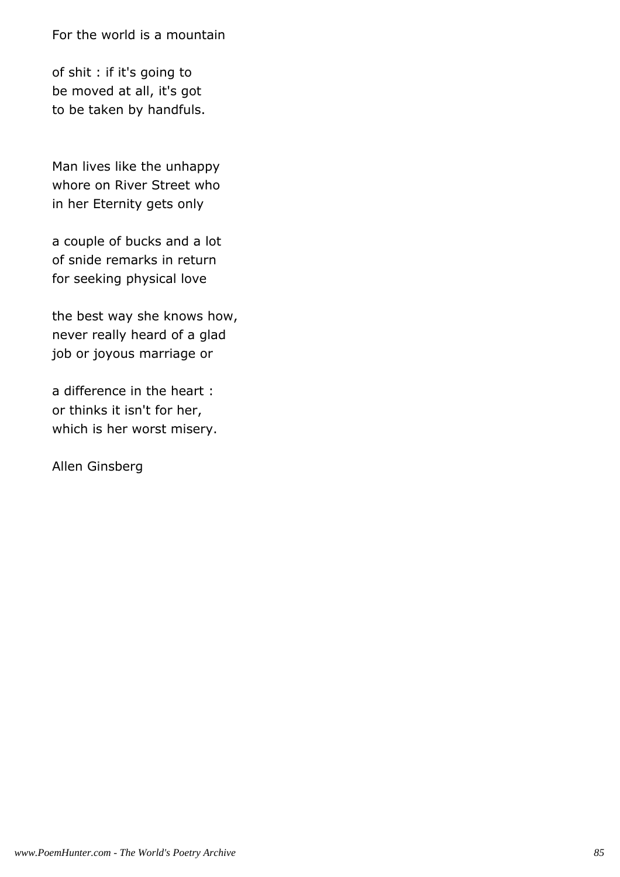For the world is a mountain

of shit : if it's going to
be moved at all, it's got
to be taken by handfuls.

Man lives like the unhappy
whore on River Street who
in her Eternity gets only

a couple of bucks and a lot
of snide remarks in return
for seeking physical love

the best way she knows how,
never really heard of a glad
job or joyous marriage or

a difference in the heart :
or thinks it isn't for her,
which is her worst misery.

Allen Ginsberg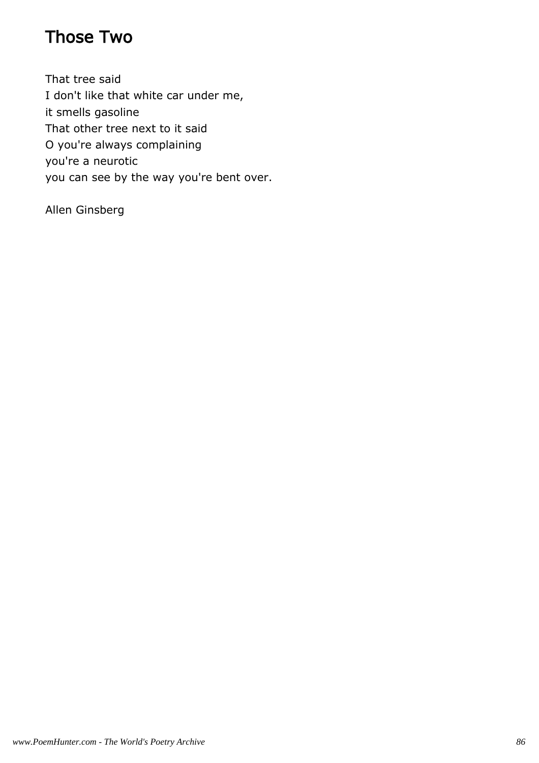# Those Two

That tree said
I don't like that white car under me,
it smells gasoline
That other tree next to it said
O you're always complaining
you're a neurotic
you can see by the way you're bent over.

Allen Ginsberg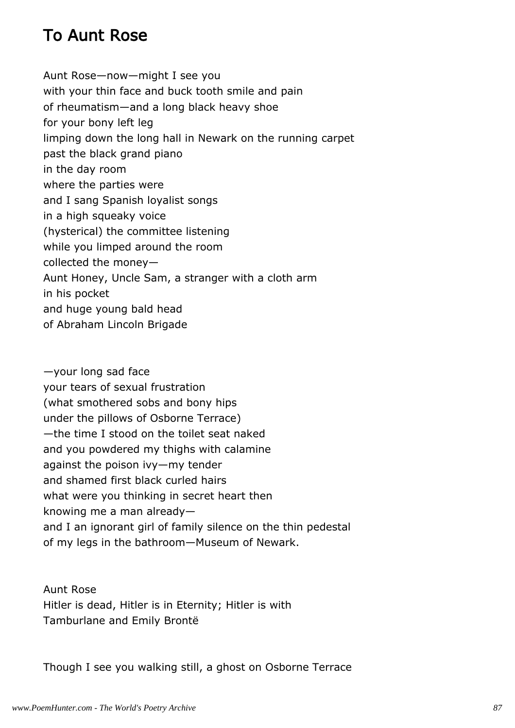## To Aunt Rose

Aunt Rose—now—might I see you
with your thin face and buck tooth smile and pain
of rheumatism—and a long black heavy shoe
for your bony left leg
limping down the long hall in Newark on the running carpet
past the black grand piano
in the day room
where the parties were
and I sang Spanish loyalist songs
in a high squeaky voice
(hysterical) the committee listening
while you limped around the room
collected the money—
Aunt Honey, Uncle Sam, a stranger with a cloth arm
in his pocket
and huge young bald head
of Abraham Lincoln Brigade

—your long sad face
your tears of sexual frustration
(what smothered sobs and bony hips
under the pillows of Osborne Terrace)
—the time I stood on the toilet seat naked
and you powdered my thighs with calamine
against the poison ivy—my tender
and shamed first black curled hairs
what were you thinking in secret heart then
knowing me a man already—
and I an ignorant girl of family silence on the thin pedestal
of my legs in the bathroom—Museum of Newark.

Aunt Rose
Hitler is dead, Hitler is in Eternity; Hitler is with
Tamburlane and Emily Brontë

Though I see you walking still, a ghost on Osborne Terrace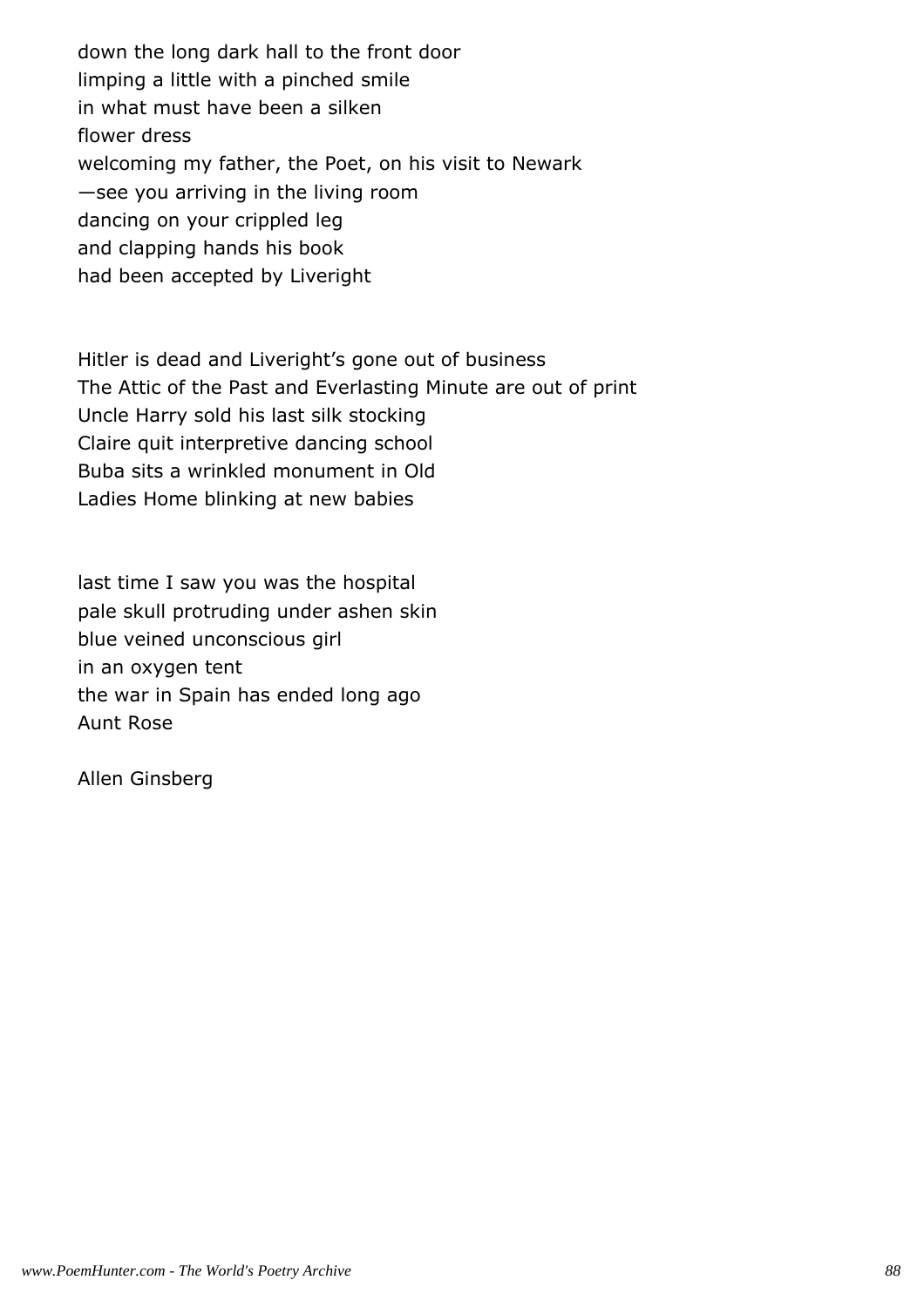down the long dark hall to the front door
limping a little with a pinched smile
in what must have been a silken
flower dress
welcoming my father, the Poet, on his visit to Newark
—see you arriving in the living room
dancing on your crippled leg
and clapping hands his book
had been accepted by Liveright

Hitler is dead and Liveright's gone out of business
The Attic of the Past and Everlasting Minute are out of print
Uncle Harry sold his last silk stocking
Claire quit interpretive dancing school
Buba sits a wrinkled monument in Old
Ladies Home blinking at new babies

last time I saw you was the hospital
pale skull protruding under ashen skin
blue veined unconscious girl
in an oxygen tent
the war in Spain has ended long ago
Aunt Rose

Allen Ginsberg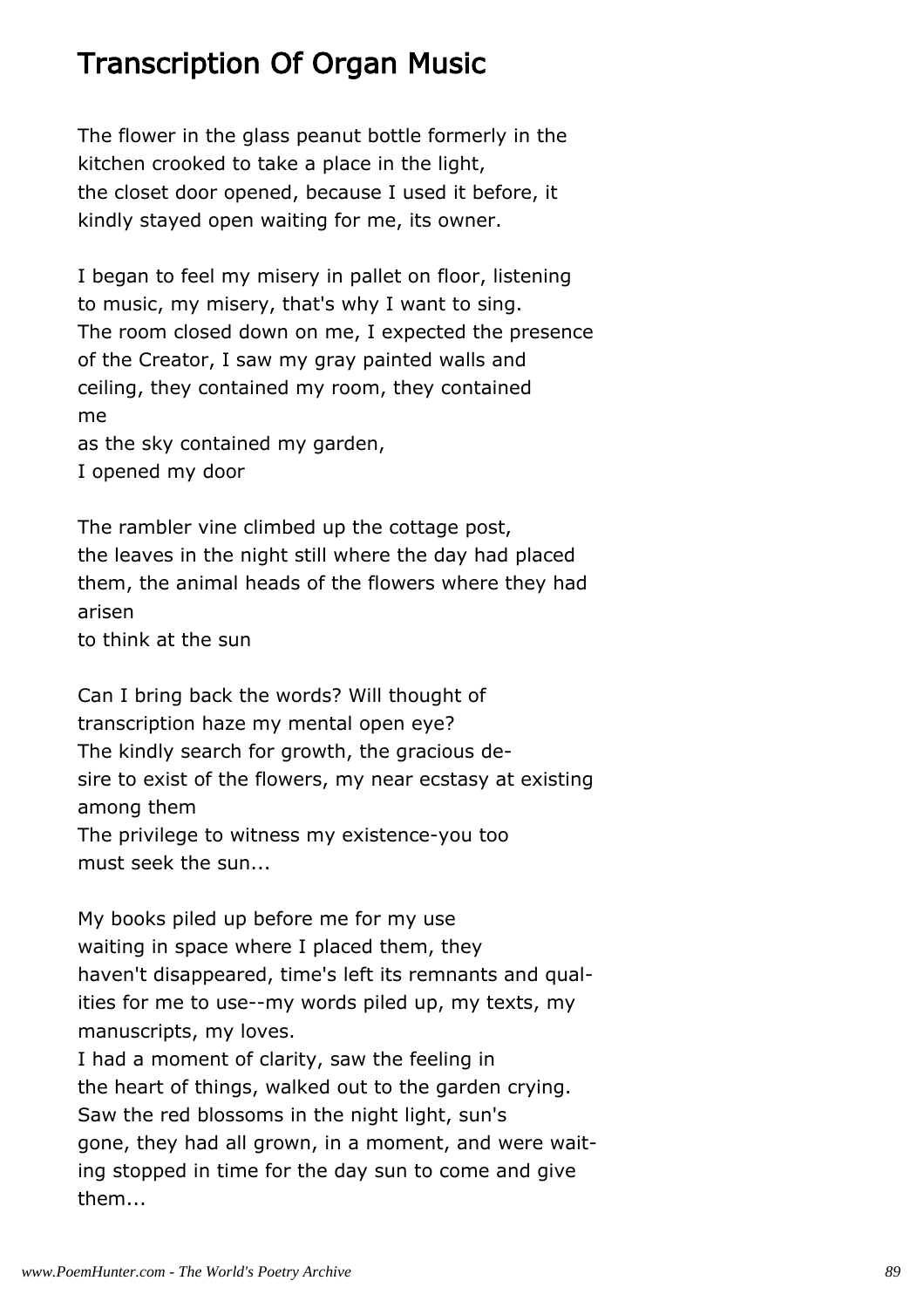## Transcription Of Organ Music

The flower in the glass peanut bottle formerly in the
kitchen crooked to take a place in the light,
the closet door opened, because I used it before, it
kindly stayed open waiting for me, its owner.

I began to feel my misery in pallet on floor, listening
to music, my misery, that's why I want to sing.
The room closed down on me, I expected the presence
of the Creator, I saw my gray painted walls and
ceiling, they contained my room, they contained
me
as the sky contained my garden,
I opened my door

The rambler vine climbed up the cottage post,
the leaves in the night still where the day had placed
them, the animal heads of the flowers where they had
arisen
to think at the sun

Can I bring back the words? Will thought of
transcription haze my mental open eye?
The kindly search for growth, the gracious de-
sire to exist of the flowers, my near ecstasy at existing
among them
The privilege to witness my existence-you too
must seek the sun...

My books piled up before me for my use
waiting in space where I placed them, they
haven't disappeared, time's left its remnants and qual-
ities for me to use--my words piled up, my texts, my
manuscripts, my loves.
I had a moment of clarity, saw the feeling in
the heart of things, walked out to the garden crying.
Saw the red blossoms in the night light, sun's
gone, they had all grown, in a moment, and were wait-
ing stopped in time for the day sun to come and give
them...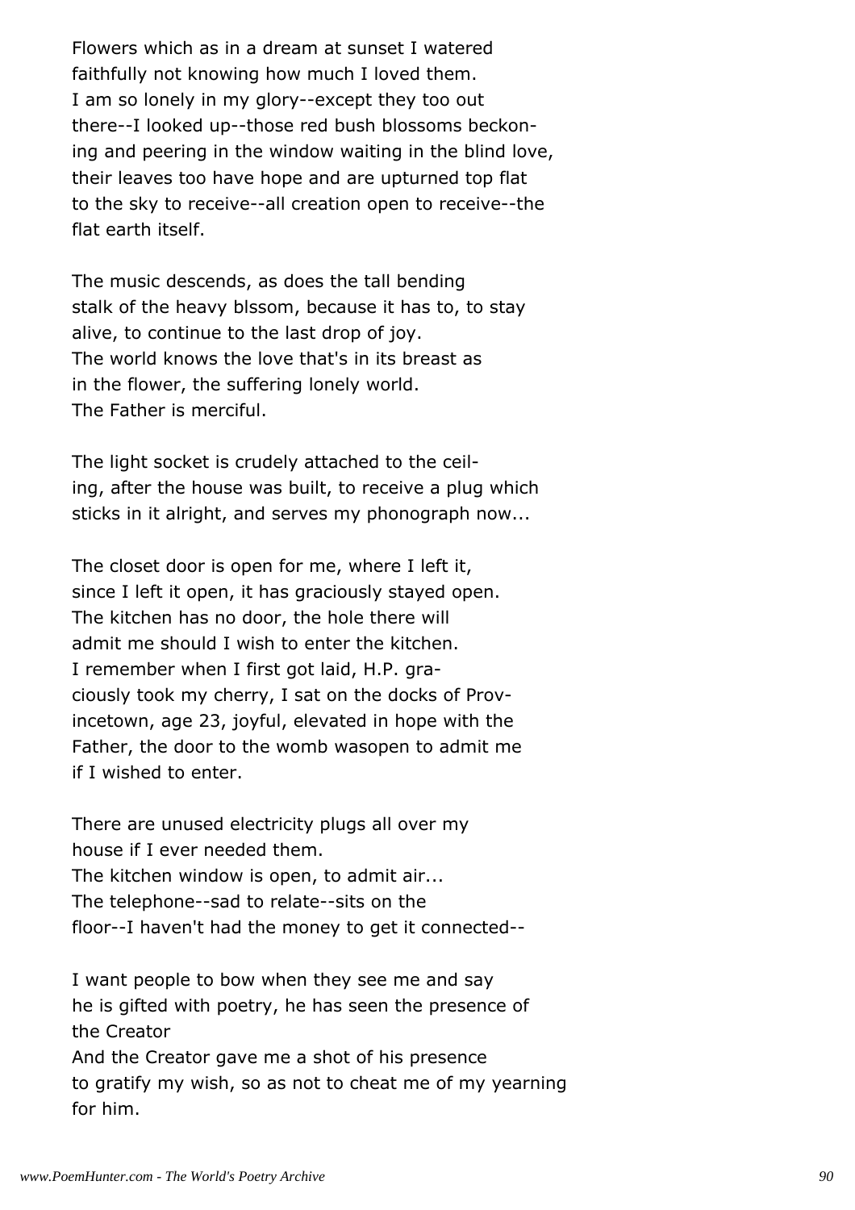Flowers which as in a dream at sunset I watered
faithfully not knowing how much I loved them.
I am so lonely in my glory--except they too out
there--I looked up--those red bush blossoms beckon-
ing and peering in the window waiting in the blind love,
their leaves too have hope and are upturned top flat
to the sky to receive--all creation open to receive--the
flat earth itself.

The music descends, as does the tall bending
stalk of the heavy blssom, because it has to, to stay
alive, to continue to the last drop of joy.
The world knows the love that's in its breast as
in the flower, the suffering lonely world.
The Father is merciful.

The light socket is crudely attached to the ceil-
ing, after the house was built, to receive a plug which
sticks in it alright, and serves my phonograph now...

The closet door is open for me, where I left it,
since I left it open, it has graciously stayed open.
The kitchen has no door, the hole there will
admit me should I wish to enter the kitchen.
I remember when I first got laid, H.P. gra-
ciously took my cherry, I sat on the docks of Prov-
incetown, age 23, joyful, elevated in hope with the
Father, the door to the womb wasopen to admit me
if I wished to enter.

There are unused electricity plugs all over my
house if I ever needed them.
The kitchen window is open, to admit air...
The telephone--sad to relate--sits on the
floor--I haven't had the money to get it connected--

I want people to bow when they see me and say
he is gifted with poetry, he has seen the presence of
the Creator
And the Creator gave me a shot of his presence
to gratify my wish, so as not to cheat me of my yearning
for him.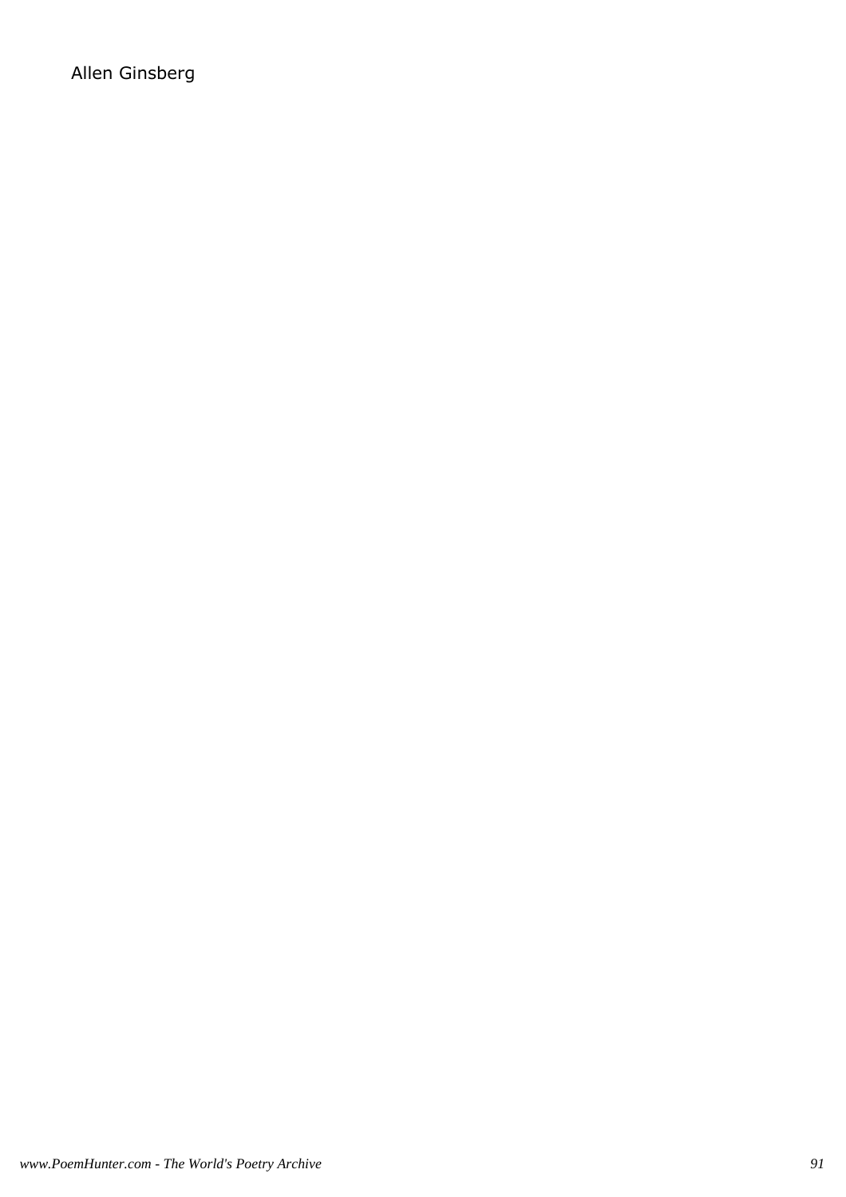Allen Ginsberg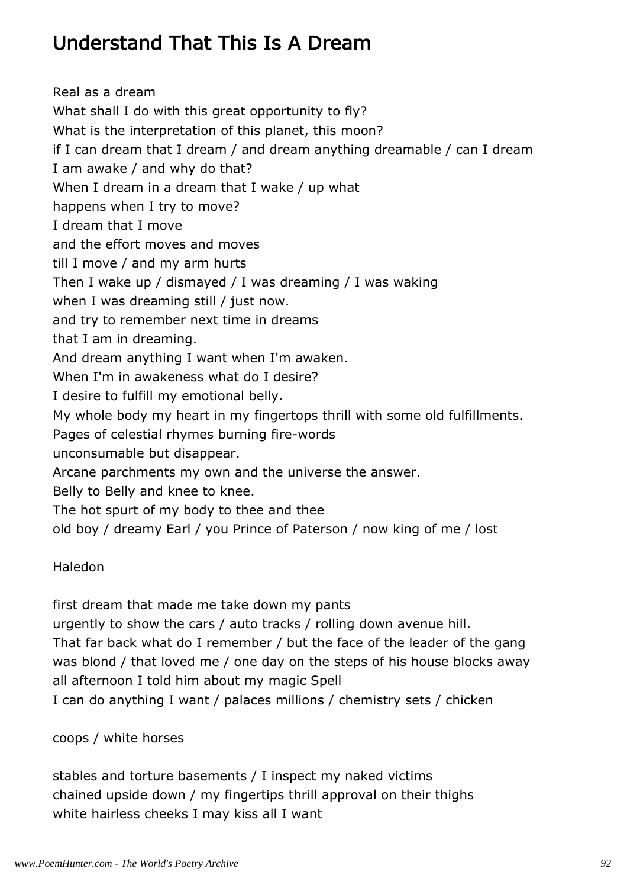# Understand That This Is A Dream

Real as a dream
What shall I do with this great opportunity to fly?
What is the interpretation of this planet, this moon?
if I can dream that I dream / and dream anything dreamable / can I dream
I am awake / and why do that?
When I dream in a dream that I wake / up what
happens when I try to move?
I dream that I move
and the effort moves and moves
till I move / and my arm hurts
Then I wake up / dismayed / I was dreaming / I was waking
when I was dreaming still / just now.
and try to remember next time in dreams
that I am in dreaming.
And dream anything I want when I'm awaken.
When I'm in awakeness what do I desire?
I desire to fulfill my emotional belly.
My whole body my heart in my fingertops thrill with some old fulfillments.
Pages of celestial rhymes burning fire-words
unconsumable but disappear.
Arcane parchments my own and the universe the answer.
Belly to Belly and knee to knee.
The hot spurt of my body to thee and thee
old boy / dreamy Earl / you Prince of Paterson / now king of me / lost

Haledon

first dream that made me take down my pants
urgently to show the cars / auto tracks / rolling down avenue hill.
That far back what do I remember / but the face of the leader of the gang
was blond / that loved me / one day on the steps of his house blocks away
all afternoon I told him about my magic Spell
I can do anything I want / palaces millions / chemistry sets / chicken

coops / white horses

stables and torture basements / I inspect my naked victims
chained upside down / my fingertips thrill approval on their thighs
white hairless cheeks I may kiss all I want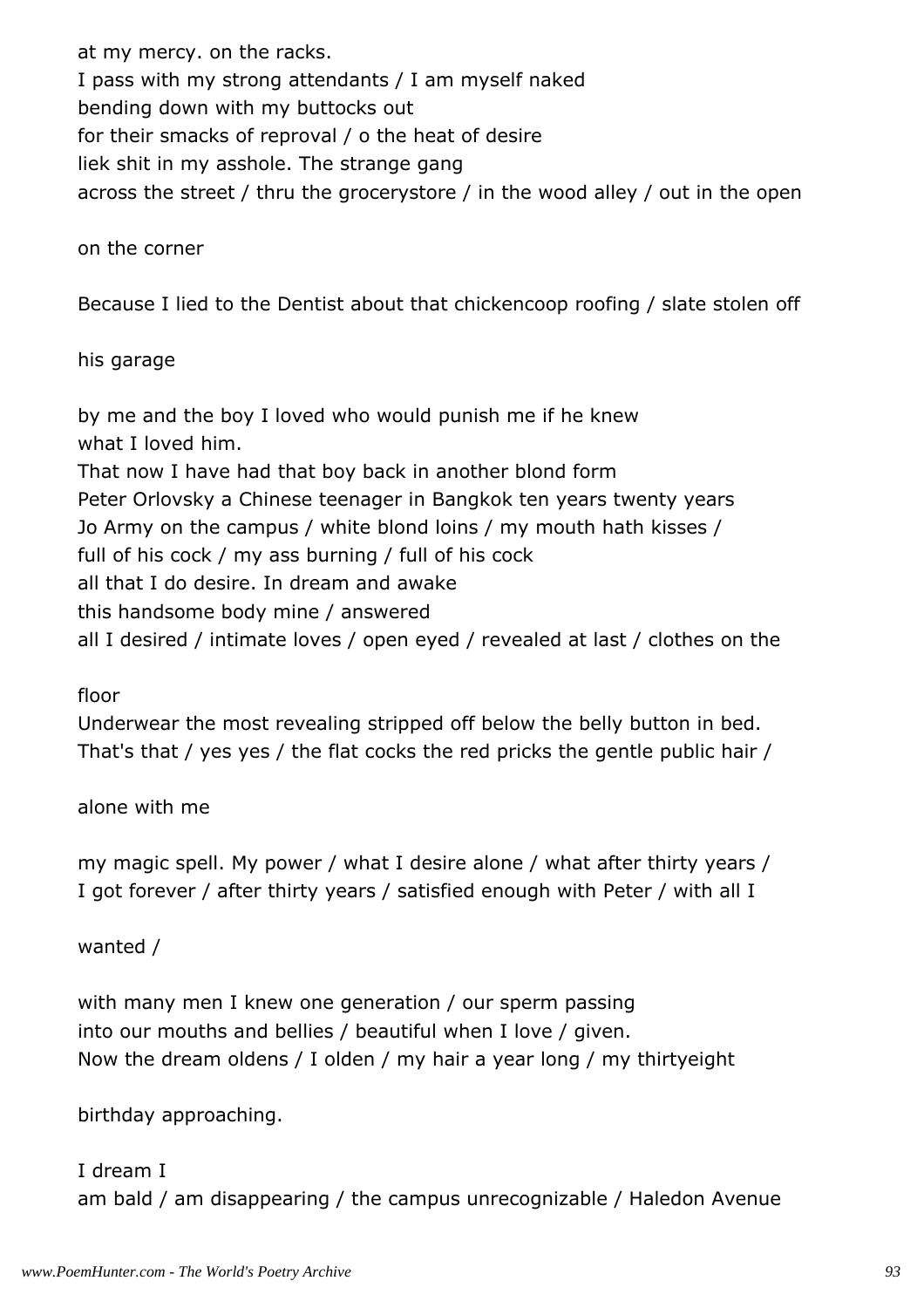at my mercy. on the racks.
I pass with my strong attendants / I am myself naked
bending down with my buttocks out
for their smacks of reproval / o the heat of desire
liek shit in my asshole. The strange gang
across the street / thru the grocerystore / in the wood alley / out in the open

on the corner

Because I lied to the Dentist about that chickencoop roofing / slate stolen off

his garage

by me and the boy I loved who would punish me if he knew
what I loved him.
That now I have had that boy back in another blond form
Peter Orlovsky a Chinese teenager in Bangkok ten years twenty years
Jo Army on the campus / white blond loins / my mouth hath kisses /
full of his cock / my ass burning / full of his cock
all that I do desire. In dream and awake
this handsome body mine / answered
all I desired / intimate loves / open eyed / revealed at last / clothes on the

floor
Underwear the most revealing stripped off below the belly button in bed.
That's that / yes yes / the flat cocks the red pricks the gentle public hair /

alone with me

my magic spell. My power / what I desire alone / what after thirty years /
I got forever / after thirty years / satisfied enough with Peter / with all I

wanted /

with many men I knew one generation / our sperm passing
into our mouths and bellies / beautiful when I love / given.
Now the dream oldens / I olden / my hair a year long / my thirtyeight

birthday approaching.

I dream I
am bald / am disappearing / the campus unrecognizable / Haledon Avenue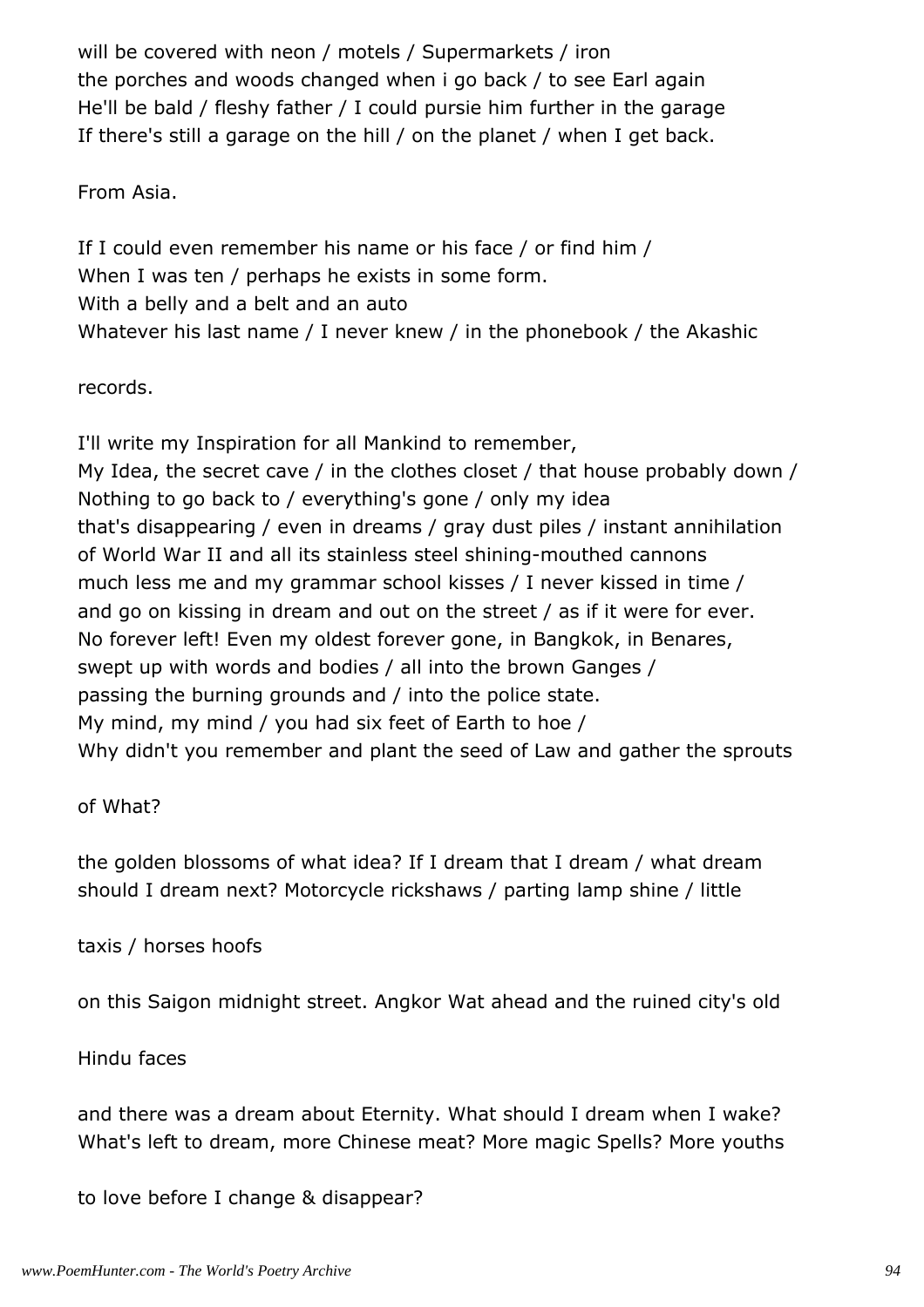will be covered with neon / motels / Supermarkets / iron
the porches and woods changed when i go back / to see Earl again
He'll be bald / fleshy father / I could pursie him further in the garage
If there's still a garage on the hill / on the planet / when I get back.

From Asia.

If I could even remember his name or his face / or find him /
When I was ten / perhaps he exists in some form.
With a belly and a belt and an auto
Whatever his last name / I never knew / in the phonebook / the Akashic

records.

I'll write my Inspiration for all Mankind to remember,
My Idea, the secret cave / in the clothes closet / that house probably down /
Nothing to go back to / everything's gone / only my idea
that's disappearing / even in dreams / gray dust piles / instant annihilation
of World War II and all its stainless steel shining-mouthed cannons
much less me and my grammar school kisses / I never kissed in time /
and go on kissing in dream and out on the street / as if it were for ever.
No forever left! Even my oldest forever gone, in Bangkok, in Benares,
swept up with words and bodies / all into the brown Ganges /
passing the burning grounds and / into the police state.
My mind, my mind / you had six feet of Earth to hoe /
Why didn't you remember and plant the seed of Law and gather the sprouts

of What?

the golden blossoms of what idea? If I dream that I dream / what dream
should I dream next? Motorcycle rickshaws / parting lamp shine / little

taxis / horses hoofs

on this Saigon midnight street. Angkor Wat ahead and the ruined city's old

Hindu faces

and there was a dream about Eternity. What should I dream when I wake?
What's left to dream, more Chinese meat? More magic Spells? More youths

to love before I change & disappear?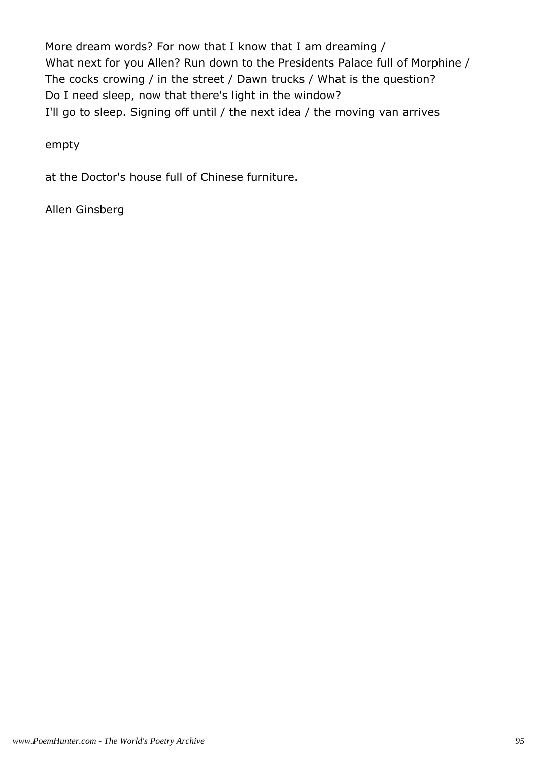More dream words? For now that I know that I am dreaming /
What next for you Allen? Run down to the Presidents Palace full of Morphine /
The cocks crowing / in the street / Dawn trucks / What is the question?
Do I need sleep, now that there's light in the window?
I'll go to sleep. Signing off until / the next idea / the moving van arrives

empty

at the Doctor's house full of Chinese furniture.

Allen Ginsberg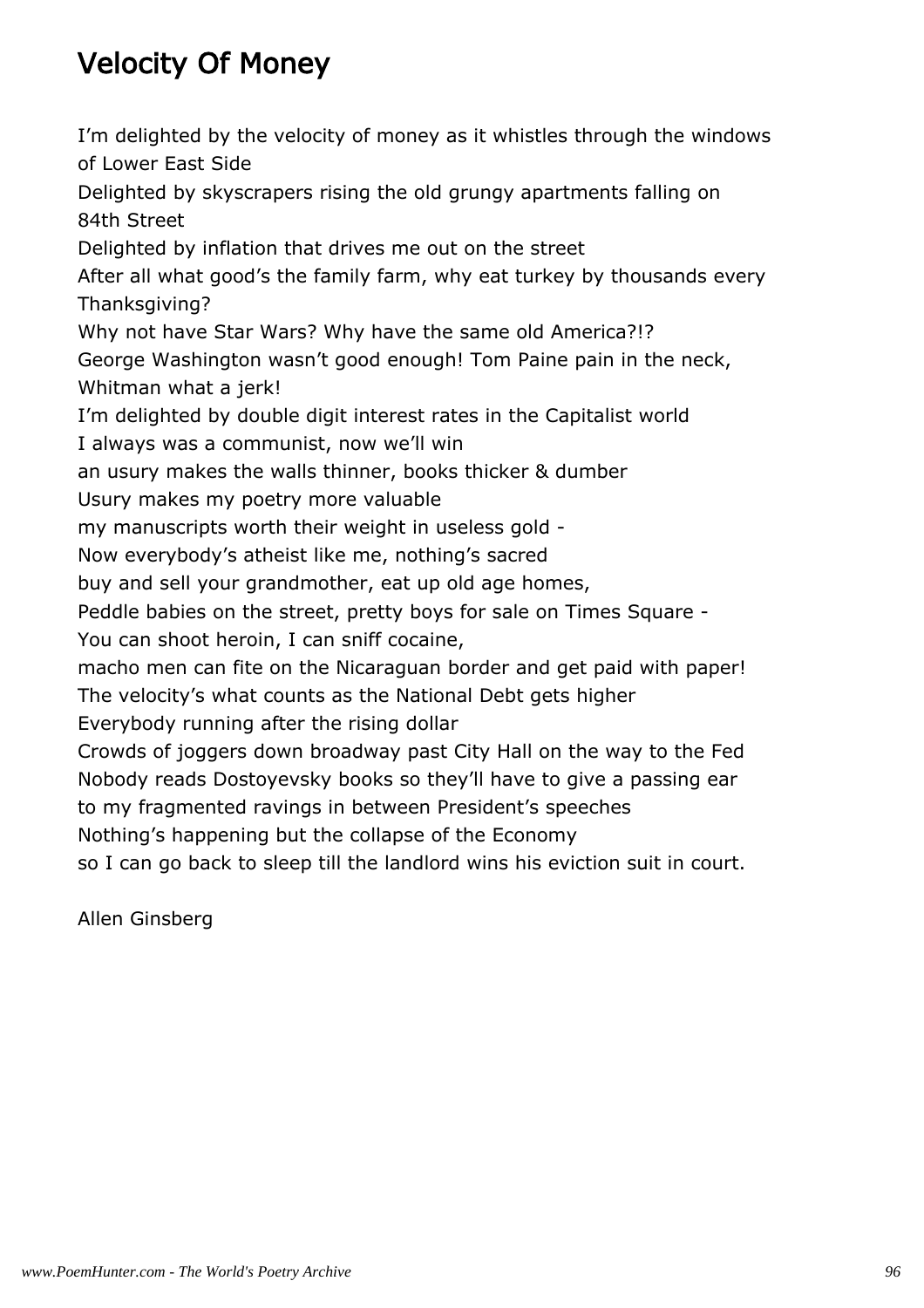# Velocity Of Money

I'm delighted by the velocity of money as it whistles through the windows of Lower East Side
Delighted by skyscrapers rising the old grungy apartments falling on 84th Street
Delighted by inflation that drives me out on the street
After all what good's the family farm, why eat turkey by thousands every Thanksgiving?
Why not have Star Wars? Why have the same old America?!?
George Washington wasn't good enough! Tom Paine pain in the neck, Whitman what a jerk!
I'm delighted by double digit interest rates in the Capitalist world
I always was a communist, now we'll win
an usury makes the walls thinner, books thicker & dumber
Usury makes my poetry more valuable
my manuscripts worth their weight in useless gold -
Now everybody's atheist like me, nothing's sacred
buy and sell your grandmother, eat up old age homes,
Peddle babies on the street, pretty boys for sale on Times Square -
You can shoot heroin, I can sniff cocaine,
macho men can fite on the Nicaraguan border and get paid with paper!
The velocity's what counts as the National Debt gets higher
Everybody running after the rising dollar
Crowds of joggers down broadway past City Hall on the way to the Fed
Nobody reads Dostoyevsky books so they'll have to give a passing ear
to my fragmented ravings in between President's speeches
Nothing's happening but the collapse of the Economy
so I can go back to sleep till the landlord wins his eviction suit in court.

Allen Ginsberg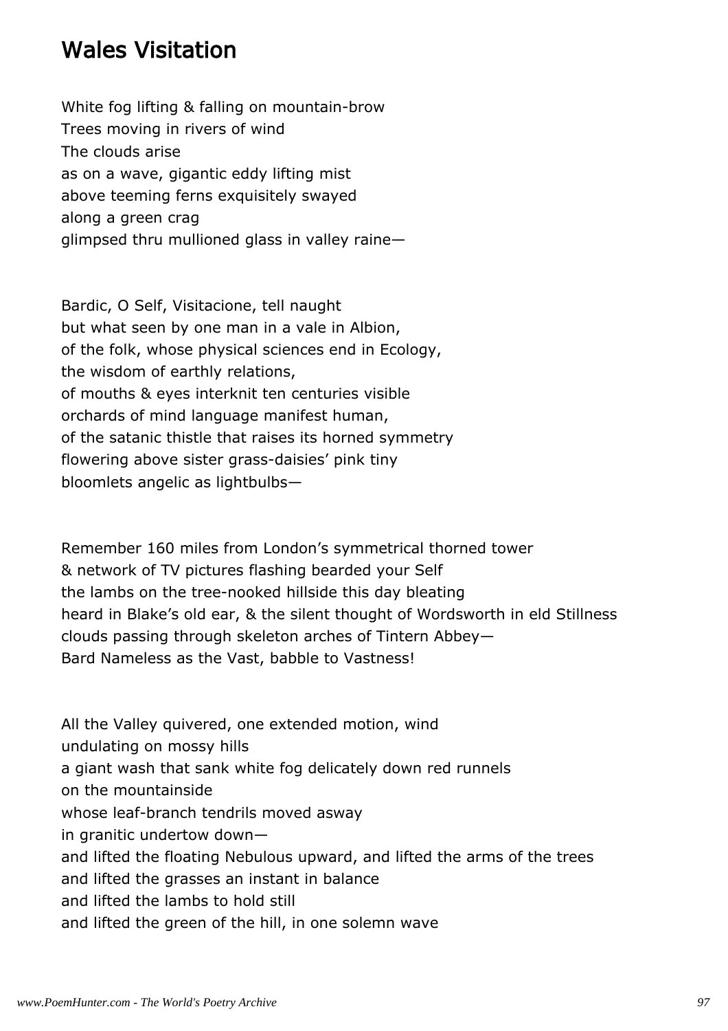## Wales Visitation

White fog lifting & falling on mountain-brow
Trees moving in rivers of wind
The clouds arise
as on a wave, gigantic eddy lifting mist
above teeming ferns exquisitely swayed
along a green crag
glimpsed thru mullioned glass in valley raine—

Bardic, O Self, Visitacione, tell naught
but what seen by one man in a vale in Albion,
of the folk, whose physical sciences end in Ecology,
the wisdom of earthly relations,
of mouths & eyes interknit ten centuries visible
orchards of mind language manifest human,
of the satanic thistle that raises its horned symmetry
flowering above sister grass-daisies' pink tiny
bloomlets angelic as lightbulbs—

Remember 160 miles from London's symmetrical thorned tower
& network of TV pictures flashing bearded your Self
the lambs on the tree-nooked hillside this day bleating
heard in Blake's old ear, & the silent thought of Wordsworth in eld Stillness
clouds passing through skeleton arches of Tintern Abbey—
Bard Nameless as the Vast, babble to Vastness!

All the Valley quivered, one extended motion, wind
undulating on mossy hills
a giant wash that sank white fog delicately down red runnels
on the mountainside
whose leaf-branch tendrils moved asway
in granitic undertow down—
and lifted the floating Nebulous upward, and lifted the arms of the trees
and lifted the grasses an instant in balance
and lifted the lambs to hold still
and lifted the green of the hill, in one solemn wave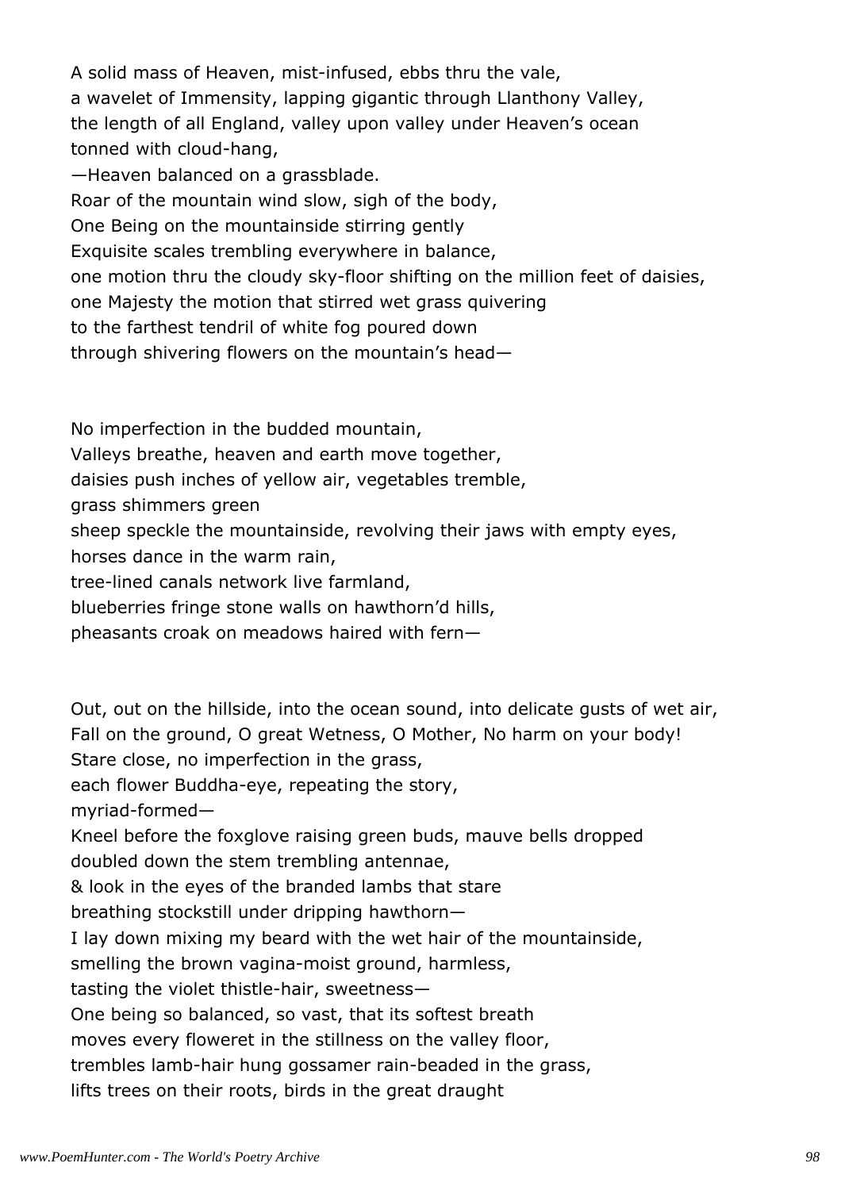A solid mass of Heaven, mist-infused, ebbs thru the vale,  
a wavelet of Immensity, lapping gigantic through Llanthony Valley,  
the length of all England, valley upon valley under Heaven's ocean  
tonned with cloud-hang,  
—Heaven balanced on a grassblade.  
Roar of the mountain wind slow, sigh of the body,  
One Being on the mountainside stirring gently  
Exquisite scales trembling everywhere in balance,  
one motion thru the cloudy sky-floor shifting on the million feet of daisies,  
one Majesty the motion that stirred wet grass quivering  
to the farthest tendril of white fog poured down  
through shivering flowers on the mountain's head—

No imperfection in the budded mountain,  
Valleys breathe, heaven and earth move together,  
daisies push inches of yellow air, vegetables tremble,  
grass shimmers green  
sheep speckle the mountainside, revolving their jaws with empty eyes,  
horses dance in the warm rain,  
tree-lined canals network live farmland,  
blueberries fringe stone walls on hawthorn'd hills,  
pheasants croak on meadows haired with fern—

Out, out on the hillside, into the ocean sound, into delicate gusts of wet air,  
Fall on the ground, O great Wetness, O Mother, No harm on your body!  
Stare close, no imperfection in the grass,  
each flower Buddha-eye, repeating the story,  
myriad-formed—  
Kneel before the foxglove raising green buds, mauve bells dropped  
doubled down the stem trembling antennae,  
& look in the eyes of the branded lambs that stare  
breathing stockstill under dripping hawthorn—  
I lay down mixing my beard with the wet hair of the mountainside,  
smelling the brown vagina-moist ground, harmless,  
tasting the violet thistle-hair, sweetness—  
One being so balanced, so vast, that its softest breath  
moves every floweret in the stillness on the valley floor,  
trembles lamb-hair hung gossamer rain-beaded in the grass,  
lifts trees on their roots, birds in the great draught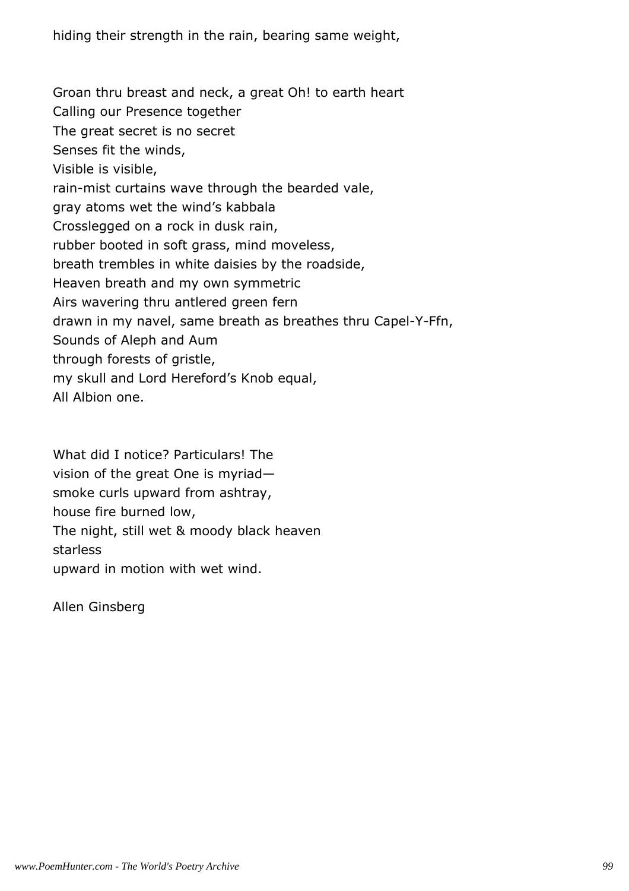hiding their strength in the rain, bearing same weight,

Groan thru breast and neck, a great Oh! to earth heart  
Calling our Presence together  
The great secret is no secret  
Senses fit the winds,  
Visible is visible,  
rain-mist curtains wave through the bearded vale,  
gray atoms wet the wind's kabbala  
Crosslegged on a rock in dusk rain,  
rubber booted in soft grass, mind moveless,  
breath trembles in white daisies by the roadside,  
Heaven breath and my own symmetric  
Airs wavering thru antlered green fern  
drawn in my navel, same breath as breathes thru Capel-Y-Ffn,  
Sounds of Aleph and Aum  
through forests of gristle,  
my skull and Lord Hereford's Knob equal,  
All Albion one.

What did I notice? Particulars! The  
vision of the great One is myriad—  
smoke curls upward from ashtray,  
house fire burned low,  
The night, still wet & moody black heaven  
starless  
upward in motion with wet wind.

Allen Ginsberg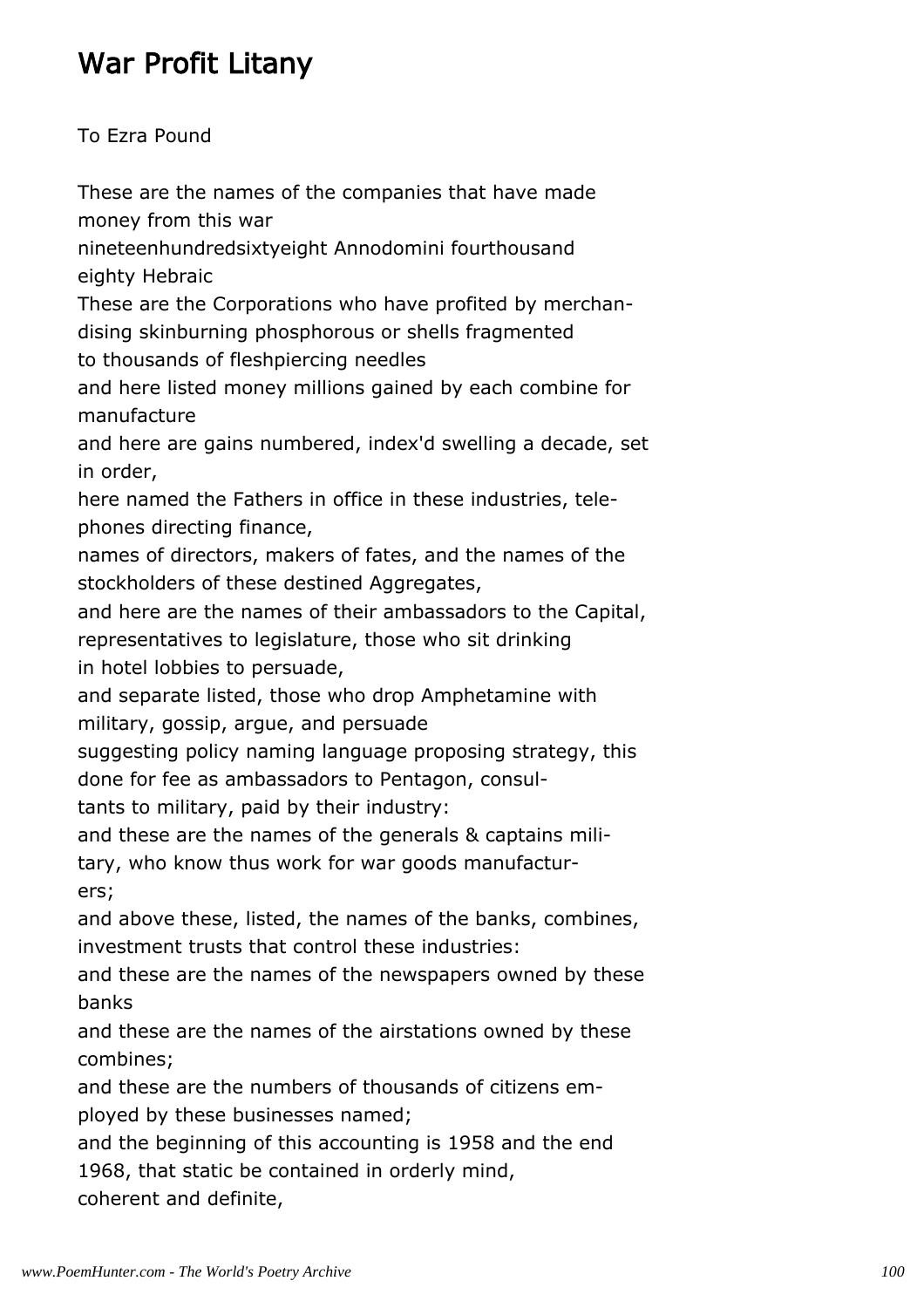# War Profit Litany

To Ezra Pound

These are the names of the companies that have made money from this war
nineteenhundredsixtyeight Annodomini fourthousand eighty Hebraic
These are the Corporations who have profited by merchandising skinburning phosphorous or shells fragmented
to thousands of fleshpiercing needles
and here listed money millions gained by each combine for manufacture
and here are gains numbered, index'd swelling a decade, set in order,
here named the Fathers in office in these industries, telephones directing finance,
names of directors, makers of fates, and the names of the stockholders of these destined Aggregates,
and here are the names of their ambassadors to the Capital, representatives to legislature, those who sit drinking
in hotel lobbies to persuade,
and separate listed, those who drop Amphetamine with military, gossip, argue, and persuade
suggesting policy naming language proposing strategy, this done for fee as ambassadors to Pentagon, consultants to military, paid by their industry:
and these are the names of the generals & captains military, who know thus work for war goods manufacturers;
and above these, listed, the names of the banks, combines, investment trusts that control these industries:
and these are the names of the newspapers owned by these banks
and these are the names of the airstations owned by these combines;
and these are the numbers of thousands of citizens employed by these businesses named;
and the beginning of this accounting is 1958 and the end 1968, that static be contained in orderly mind,
coherent and definite,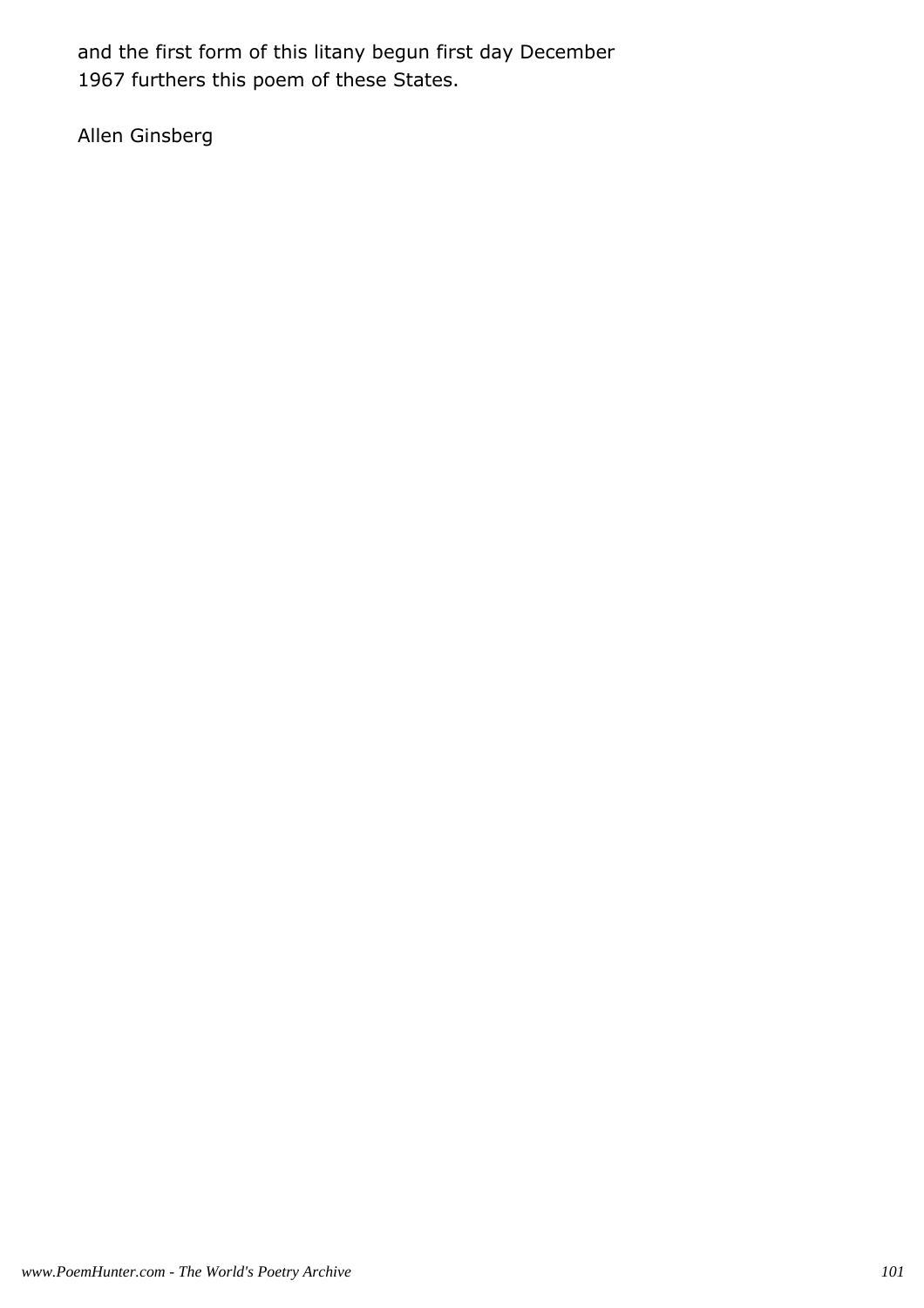and the first form of this litany begun first day December
1967 furthers this poem of these States.

Allen Ginsberg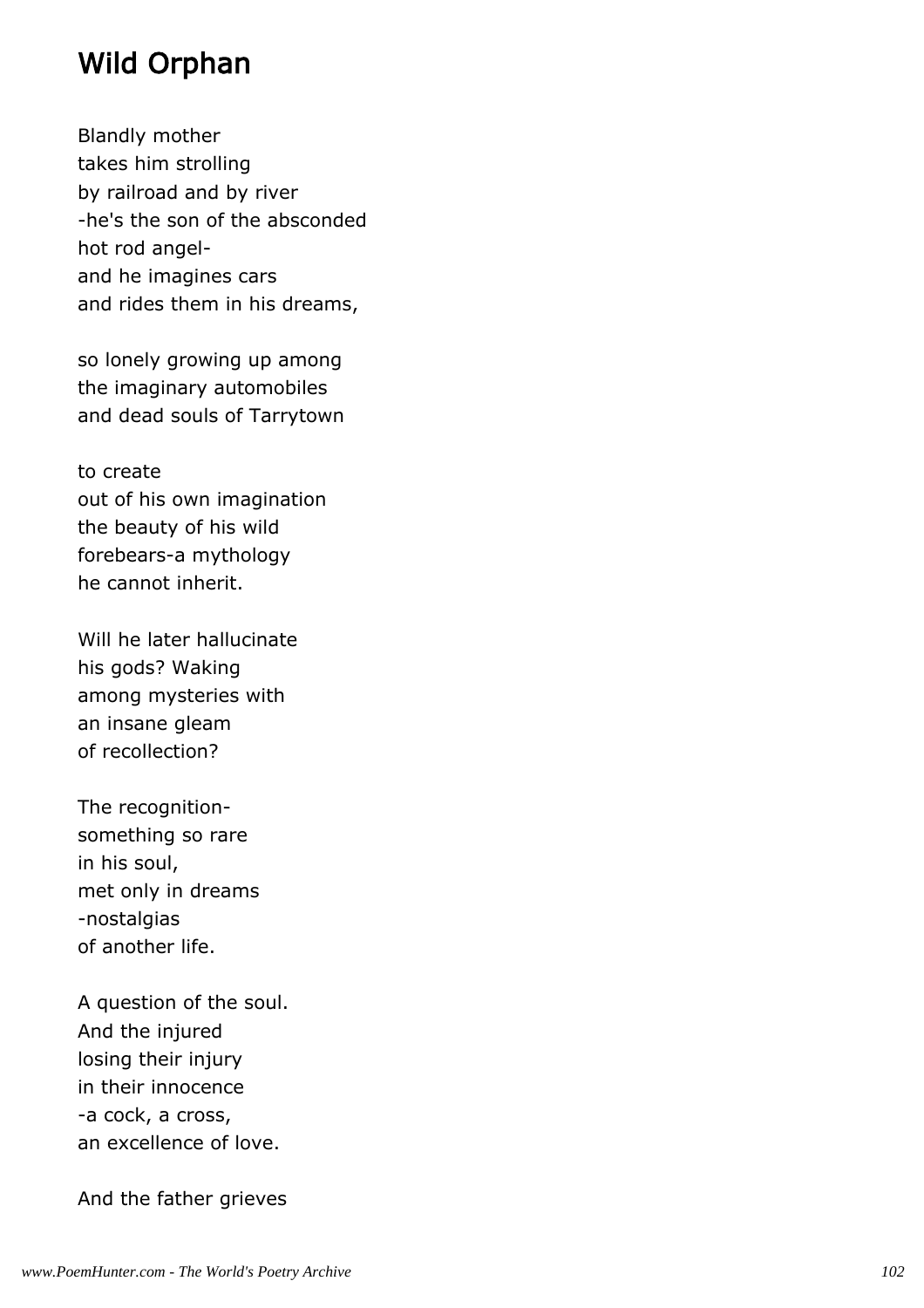# Wild Orphan

Blandly mother  
takes him strolling  
by railroad and by river  
-he's the son of the absconded  
hot rod angel-  
and he imagines cars  
and rides them in his dreams,

so lonely growing up among  
the imaginary automobiles  
and dead souls of Tarrytown

to create  
out of his own imagination  
the beauty of his wild  
forebears-a mythology  
he cannot inherit.

Will he later hallucinate  
his gods? Waking  
among mysteries with  
an insane gleam  
of recollection?

The recognition-  
something so rare  
in his soul,  
met only in dreams  
-nostalgias  
of another life.

A question of the soul.  
And the injured  
losing their injury  
in their innocence  
-a cock, a cross,  
an excellence of love.

And the father grieves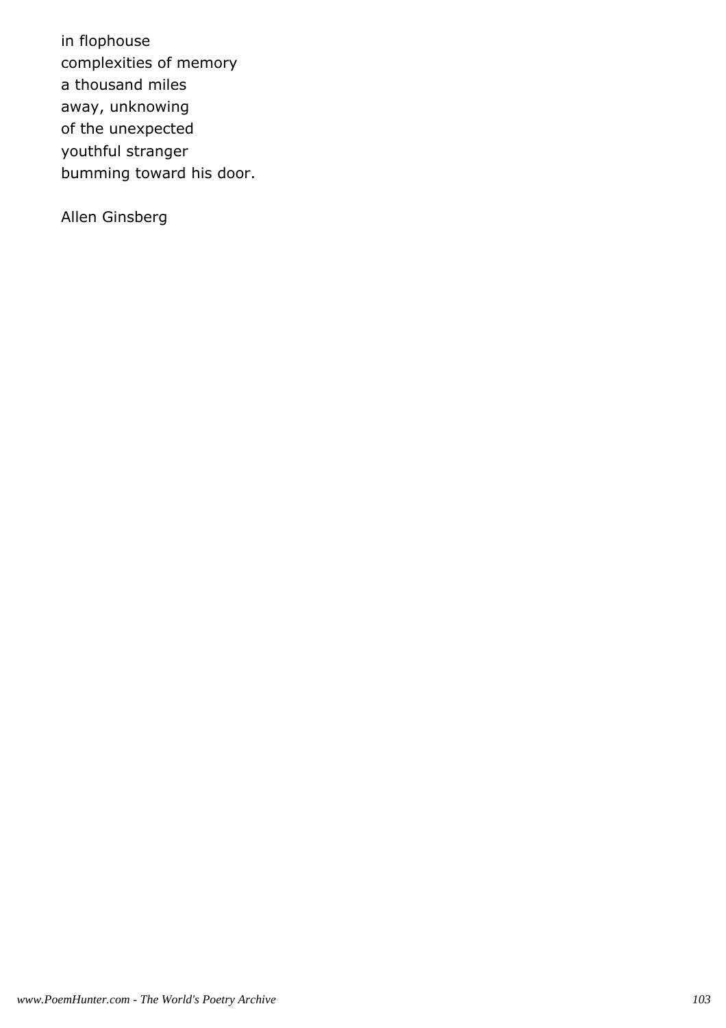in flophouse  
complexities of memory  
a thousand miles  
away, unknowing  
of the unexpected  
youthful stranger  
bumming toward his door.

Allen Ginsberg